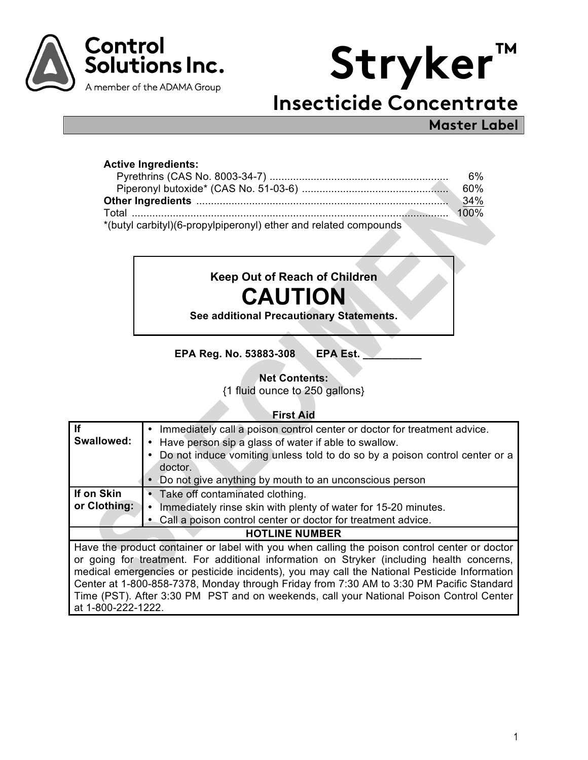Control Solutions Inc.

A member of the ADAMA Group

# Stryker™

## Insecticide Concentrate

**Master Label**

**Active Ingredients:**

| | |
|---|---|
| Pyrethrins (CAS No. 8003-34-7) | 6% |
| Piperonyl butoxide* (CAS No. 51-03-6) | 60% |
| **Other Ingredients** | 34% |
| Total | 100% |

*(butyl carbityl)(6-propylpiperonyl) ether and related compounds

**Keep Out of Reach of Children**

# CAUTION

**See additional Precautionary Statements.**

**EPA Reg. No. 53883-308 EPA Est. __________**

**Net Contents:**
{1 fluid ounce to 250 gallons}

**First Aid**

| | |
|---|---|
| **If Swallowed:** | • Immediately call a poison control center or doctor for treatment advice.<br>• Have person sip a glass of water if able to swallow.<br>• Do not induce vomiting unless told to do so by a poison control center or a doctor.<br>• Do not give anything by mouth to an unconscious person |
| **If on Skin or Clothing:** | • Take off contaminated clothing.<br>• Immediately rinse skin with plenty of water for 15-20 minutes.<br>• Call a poison control center or doctor for treatment advice. |
| **HOTLINE NUMBER** | |
| Have the product container or label with you when calling the poison control center or doctor or going for treatment. For additional information on Stryker (including health concerns, medical emergencies or pesticide incidents), you may call the National Pesticide Information Center at 1-800-858-7378, Monday through Friday from 7:30 AM to 3:30 PM Pacific Standard Time (PST). After 3:30 PM PST and on weekends, call your National Poison Control Center at 1-800-222-1222. | |

SPECIMEN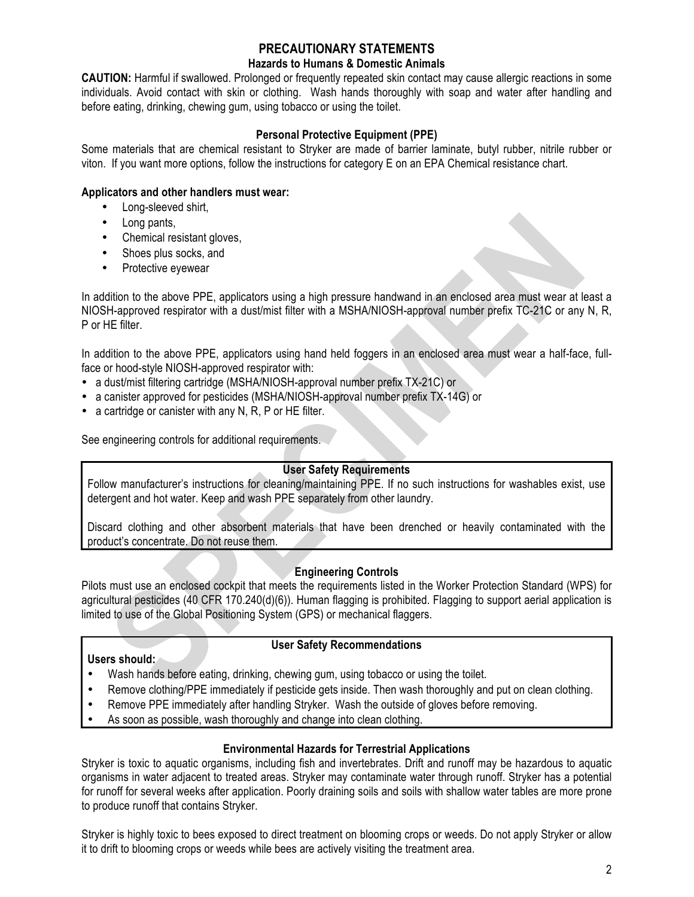## PRECAUTIONARY STATEMENTS

### Hazards to Humans & Domestic Animals

**CAUTION:** Harmful if swallowed. Prolonged or frequently repeated skin contact may cause allergic reactions in some individuals. Avoid contact with skin or clothing. Wash hands thoroughly with soap and water after handling and before eating, drinking, chewing gum, using tobacco or using the toilet.

### Personal Protective Equipment (PPE)

Some materials that are chemical resistant to Stryker are made of barrier laminate, butyl rubber, nitrile rubber or viton. If you want more options, follow the instructions for category E on an EPA Chemical resistance chart.

**Applicators and other handlers must wear:**

- Long-sleeved shirt,
- Long pants,
- Chemical resistant gloves,
- Shoes plus socks, and
- Protective eyewear

In addition to the above PPE, applicators using a high pressure handwand in an enclosed area must wear at least a NIOSH-approved respirator with a dust/mist filter with a MSHA/NIOSH-approval number prefix TC-21C or any N, R, P or HE filter.

In addition to the above PPE, applicators using hand held foggers in an enclosed area must wear a half-face, full-face or hood-style NIOSH-approved respirator with:

- a dust/mist filtering cartridge (MSHA/NIOSH-approval number prefix TX-21C) or
- a canister approved for pesticides (MSHA/NIOSH-approval number prefix TX-14G) or
- a cartridge or canister with any N, R, P or HE filter.

See engineering controls for additional requirements.

### User Safety Requirements

Follow manufacturer's instructions for cleaning/maintaining PPE. If no such instructions for washables exist, use detergent and hot water. Keep and wash PPE separately from other laundry.

Discard clothing and other absorbent materials that have been drenched or heavily contaminated with the product's concentrate. Do not reuse them.

### Engineering Controls

Pilots must use an enclosed cockpit that meets the requirements listed in the Worker Protection Standard (WPS) for agricultural pesticides (40 CFR 170.240(d)(6)). Human flagging is prohibited. Flagging to support aerial application is limited to use of the Global Positioning System (GPS) or mechanical flaggers.

### User Safety Recommendations

**Users should:**

- Wash hands before eating, drinking, chewing gum, using tobacco or using the toilet.
- Remove clothing/PPE immediately if pesticide gets inside. Then wash thoroughly and put on clean clothing.
- Remove PPE immediately after handling Stryker. Wash the outside of gloves before removing.
- As soon as possible, wash thoroughly and change into clean clothing.

### Environmental Hazards for Terrestrial Applications

Stryker is toxic to aquatic organisms, including fish and invertebrates. Drift and runoff may be hazardous to aquatic organisms in water adjacent to treated areas. Stryker may contaminate water through runoff. Stryker has a potential for runoff for several weeks after application. Poorly draining soils and soils with shallow water tables are more prone to produce runoff that contains Stryker.

Stryker is highly toxic to bees exposed to direct treatment on blooming crops or weeds. Do not apply Stryker or allow it to drift to blooming crops or weeds while bees are actively visiting the treatment area.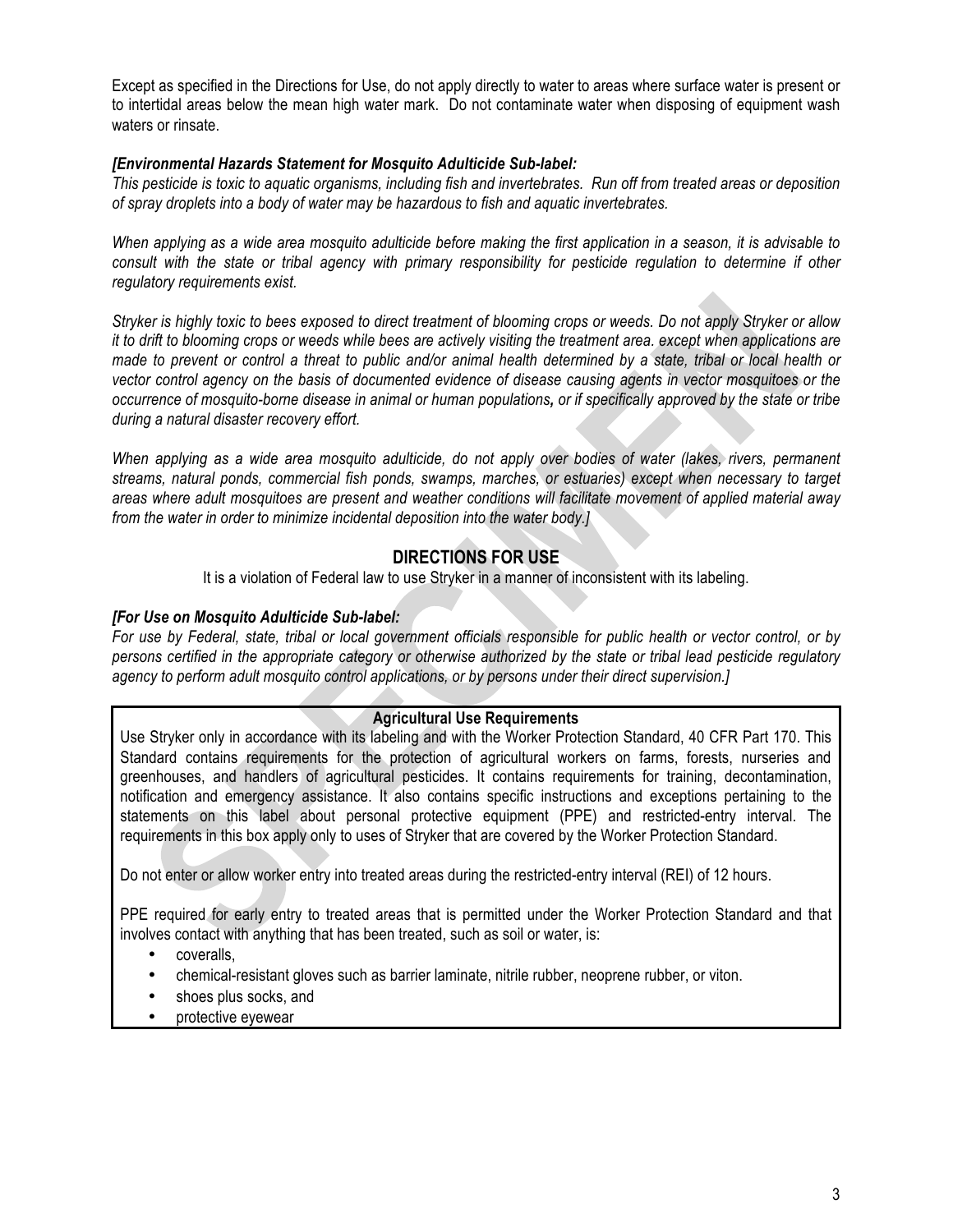Except as specified in the Directions for Use, do not apply directly to water to areas where surface water is present or to intertidal areas below the mean high water mark. Do not contaminate water when disposing of equipment wash waters or rinsate.

***[Environmental Hazards Statement for Mosquito Adulticide Sub-label:***

*This pesticide is toxic to aquatic organisms, including fish and invertebrates. Run off from treated areas or deposition of spray droplets into a body of water may be hazardous to fish and aquatic invertebrates.*

*When applying as a wide area mosquito adulticide before making the first application in a season, it is advisable to consult with the state or tribal agency with primary responsibility for pesticide regulation to determine if other regulatory requirements exist.*

*Stryker is highly toxic to bees exposed to direct treatment of blooming crops or weeds. Do not apply Stryker or allow it to drift to blooming crops or weeds while bees are actively visiting the treatment area. except when applications are made to prevent or control a threat to public and/or animal health determined by a state, tribal or local health or vector control agency on the basis of documented evidence of disease causing agents in vector mosquitoes or the occurrence of mosquito-borne disease in animal or human populations, or if specifically approved by the state or tribe during a natural disaster recovery effort.*

*When applying as a wide area mosquito adulticide, do not apply over bodies of water (lakes, rivers, permanent streams, natural ponds, commercial fish ponds, swamps, marches, or estuaries) except when necessary to target areas where adult mosquitoes are present and weather conditions will facilitate movement of applied material away from the water in order to minimize incidental deposition into the water body.]*

## DIRECTIONS FOR USE

It is a violation of Federal law to use Stryker in a manner of inconsistent with its labeling.

***[For Use on Mosquito Adulticide Sub-label:***

*For use by Federal, state, tribal or local government officials responsible for public health or vector control, or by persons certified in the appropriate category or otherwise authorized by the state or tribal lead pesticide regulatory agency to perform adult mosquito control applications, or by persons under their direct supervision.]*

**Agricultural Use Requirements**

Use Stryker only in accordance with its labeling and with the Worker Protection Standard, 40 CFR Part 170. This Standard contains requirements for the protection of agricultural workers on farms, forests, nurseries and greenhouses, and handlers of agricultural pesticides. It contains requirements for training, decontamination, notification and emergency assistance. It also contains specific instructions and exceptions pertaining to the statements on this label about personal protective equipment (PPE) and restricted-entry interval. The requirements in this box apply only to uses of Stryker that are covered by the Worker Protection Standard.

Do not enter or allow worker entry into treated areas during the restricted-entry interval (REI) of 12 hours.

PPE required for early entry to treated areas that is permitted under the Worker Protection Standard and that involves contact with anything that has been treated, such as soil or water, is:

- coveralls,
- chemical-resistant gloves such as barrier laminate, nitrile rubber, neoprene rubber, or viton.
- shoes plus socks, and
- protective eyewear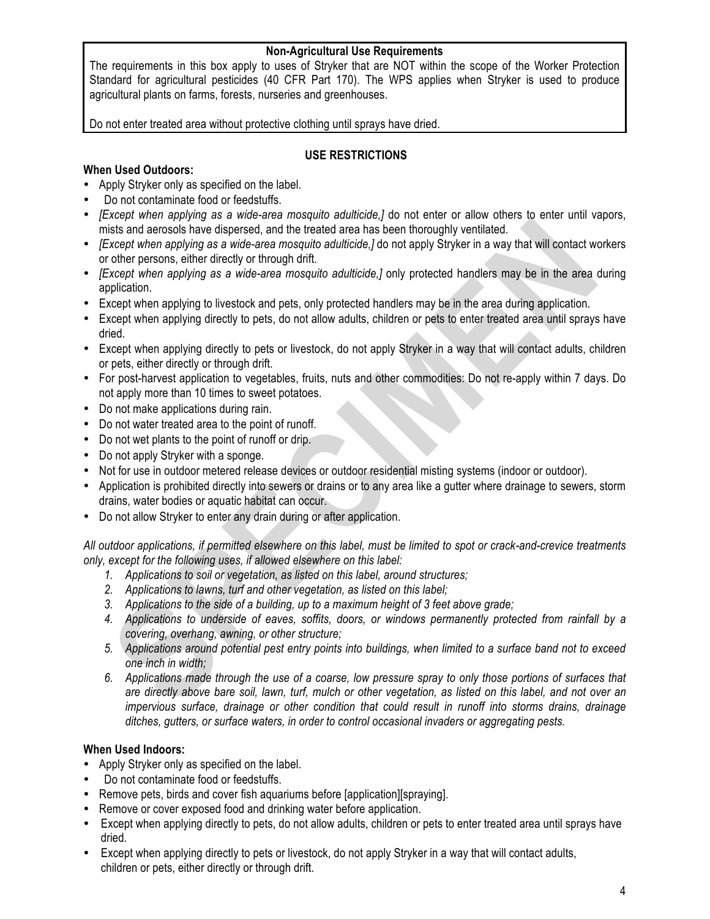**Non-Agricultural Use Requirements**

The requirements in this box apply to uses of Stryker that are NOT within the scope of the Worker Protection Standard for agricultural pesticides (40 CFR Part 170). The WPS applies when Stryker is used to produce agricultural plants on farms, forests, nurseries and greenhouses.

Do not enter treated area without protective clothing until sprays have dried.

## USE RESTRICTIONS

**When Used Outdoors:**

- Apply Stryker only as specified on the label.
- Do not contaminate food or feedstuffs.
- *[Except when applying as a wide-area mosquito adulticide,]* do not enter or allow others to enter until vapors, mists and aerosols have dispersed, and the treated area has been thoroughly ventilated.
- *[Except when applying as a wide-area mosquito adulticide,]* do not apply Stryker in a way that will contact workers or other persons, either directly or through drift.
- *[Except when applying as a wide-area mosquito adulticide,]* only protected handlers may be in the area during application.
- Except when applying to livestock and pets, only protected handlers may be in the area during application.
- Except when applying directly to pets, do not allow adults, children or pets to enter treated area until sprays have dried.
- Except when applying directly to pets or livestock, do not apply Stryker in a way that will contact adults, children or pets, either directly or through drift.
- For post-harvest application to vegetables, fruits, nuts and other commodities: Do not re-apply within 7 days. Do not apply more than 10 times to sweet potatoes.
- Do not make applications during rain.
- Do not water treated area to the point of runoff.
- Do not wet plants to the point of runoff or drip.
- Do not apply Stryker with a sponge.
- Not for use in outdoor metered release devices or outdoor residential misting systems (indoor or outdoor).
- Application is prohibited directly into sewers or drains or to any area like a gutter where drainage to sewers, storm drains, water bodies or aquatic habitat can occur.
- Do not allow Stryker to enter any drain during or after application.

*All outdoor applications, if permitted elsewhere on this label, must be limited to spot or crack-and-crevice treatments only, except for the following uses, if allowed elsewhere on this label:*

1. *Applications to soil or vegetation, as listed on this label, around structures;*
2. *Applications to lawns, turf and other vegetation, as listed on this label;*
3. *Applications to the side of a building, up to a maximum height of 3 feet above grade;*
4. *Applications to underside of eaves, soffits, doors, or windows permanently protected from rainfall by a covering, overhang, awning, or other structure;*
5. *Applications around potential pest entry points into buildings, when limited to a surface band not to exceed one inch in width;*
6. *Applications made through the use of a coarse, low pressure spray to only those portions of surfaces that are directly above bare soil, lawn, turf, mulch or other vegetation, as listed on this label, and not over an impervious surface, drainage or other condition that could result in runoff into storms drains, drainage ditches, gutters, or surface waters, in order to control occasional invaders or aggregating pests.*

**When Used Indoors:**

- Apply Stryker only as specified on the label.
- Do not contaminate food or feedstuffs.
- Remove pets, birds and cover fish aquariums before [application][spraying].
- Remove or cover exposed food and drinking water before application.
- Except when applying directly to pets, do not allow adults, children or pets to enter treated area until sprays have dried.
- Except when applying directly to pets or livestock, do not apply Stryker in a way that will contact adults, children or pets, either directly or through drift.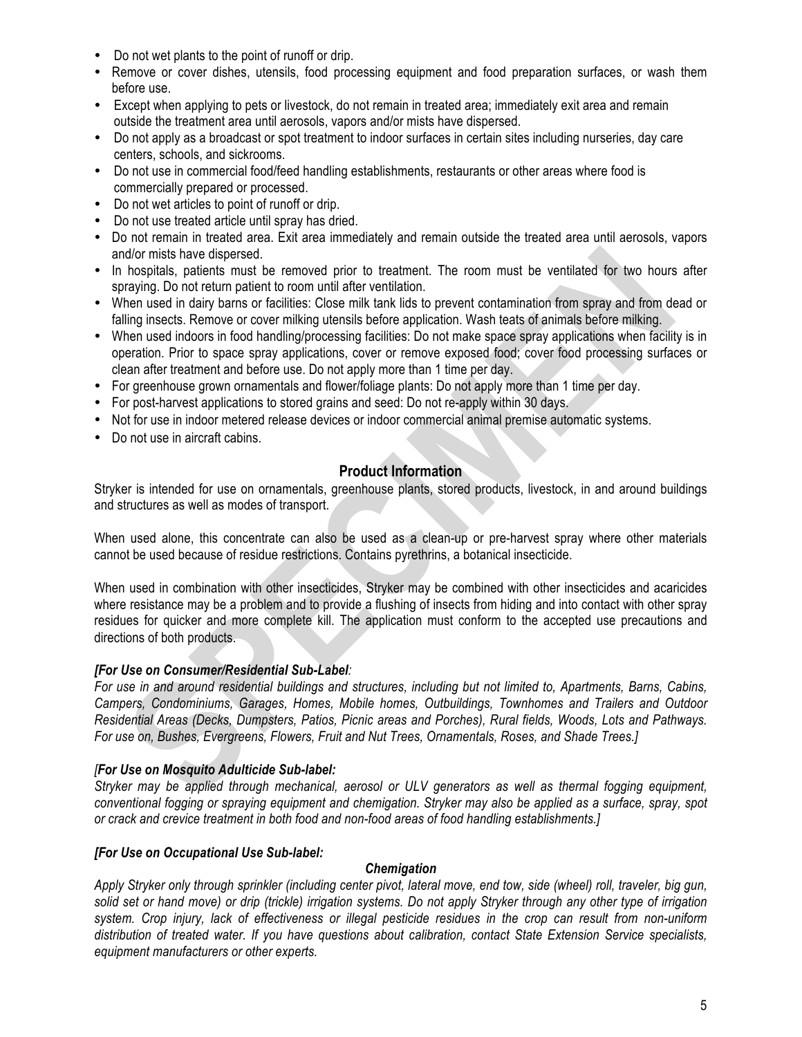- Do not wet plants to the point of runoff or drip.
- Remove or cover dishes, utensils, food processing equipment and food preparation surfaces, or wash them before use.
- Except when applying to pets or livestock, do not remain in treated area; immediately exit area and remain outside the treatment area until aerosols, vapors and/or mists have dispersed.
- Do not apply as a broadcast or spot treatment to indoor surfaces in certain sites including nurseries, day care centers, schools, and sickrooms.
- Do not use in commercial food/feed handling establishments, restaurants or other areas where food is commercially prepared or processed.
- Do not wet articles to point of runoff or drip.
- Do not use treated article until spray has dried.
- Do not remain in treated area. Exit area immediately and remain outside the treated area until aerosols, vapors and/or mists have dispersed.
- In hospitals, patients must be removed prior to treatment. The room must be ventilated for two hours after spraying. Do not return patient to room until after ventilation.
- When used in dairy barns or facilities: Close milk tank lids to prevent contamination from spray and from dead or falling insects. Remove or cover milking utensils before application. Wash teats of animals before milking.
- When used indoors in food handling/processing facilities: Do not make space spray applications when facility is in operation. Prior to space spray applications, cover or remove exposed food; cover food processing surfaces or clean after treatment and before use. Do not apply more than 1 time per day.
- For greenhouse grown ornamentals and flower/foliage plants: Do not apply more than 1 time per day.
- For post-harvest applications to stored grains and seed: Do not re-apply within 30 days.
- Not for use in indoor metered release devices or indoor commercial animal premise automatic systems.
- Do not use in aircraft cabins.

## Product Information

Stryker is intended for use on ornamentals, greenhouse plants, stored products, livestock, in and around buildings and structures as well as modes of transport.

When used alone, this concentrate can also be used as a clean-up or pre-harvest spray where other materials cannot be used because of residue restrictions. Contains pyrethrins, a botanical insecticide.

When used in combination with other insecticides, Stryker may be combined with other insecticides and acaricides where resistance may be a problem and to provide a flushing of insects from hiding and into contact with other spray residues for quicker and more complete kill. The application must conform to the accepted use precautions and directions of both products.

***[For Use on Consumer/Residential Sub-Label**:*

*For use in and around residential buildings and structures, including but not limited to, Apartments, Barns, Cabins, Campers, Condominiums, Garages, Homes, Mobile homes, Outbuildings, Townhomes and Trailers and Outdoor Residential Areas (Decks, Dumpsters, Patios, Picnic areas and Porches), Rural fields, Woods, Lots and Pathways. For use on, Bushes, Evergreens, Flowers, Fruit and Nut Trees, Ornamentals, Roses, and Shade Trees.]*

*[**For Use on Mosquito Adulticide Sub-label:***

*Stryker may be applied through mechanical, aerosol or ULV generators as well as thermal fogging equipment, conventional fogging or spraying equipment and chemigation. Stryker may also be applied as a surface, spray, spot or crack and crevice treatment in both food and non-food areas of food handling establishments.]*

***[For Use on Occupational Use Sub-label:***

***Chemigation***

*Apply Stryker only through sprinkler (including center pivot, lateral move, end tow, side (wheel) roll, traveler, big gun, solid set or hand move) or drip (trickle) irrigation systems. Do not apply Stryker through any other type of irrigation system. Crop injury, lack of effectiveness or illegal pesticide residues in the crop can result from non-uniform distribution of treated water. If you have questions about calibration, contact State Extension Service specialists, equipment manufacturers or other experts.*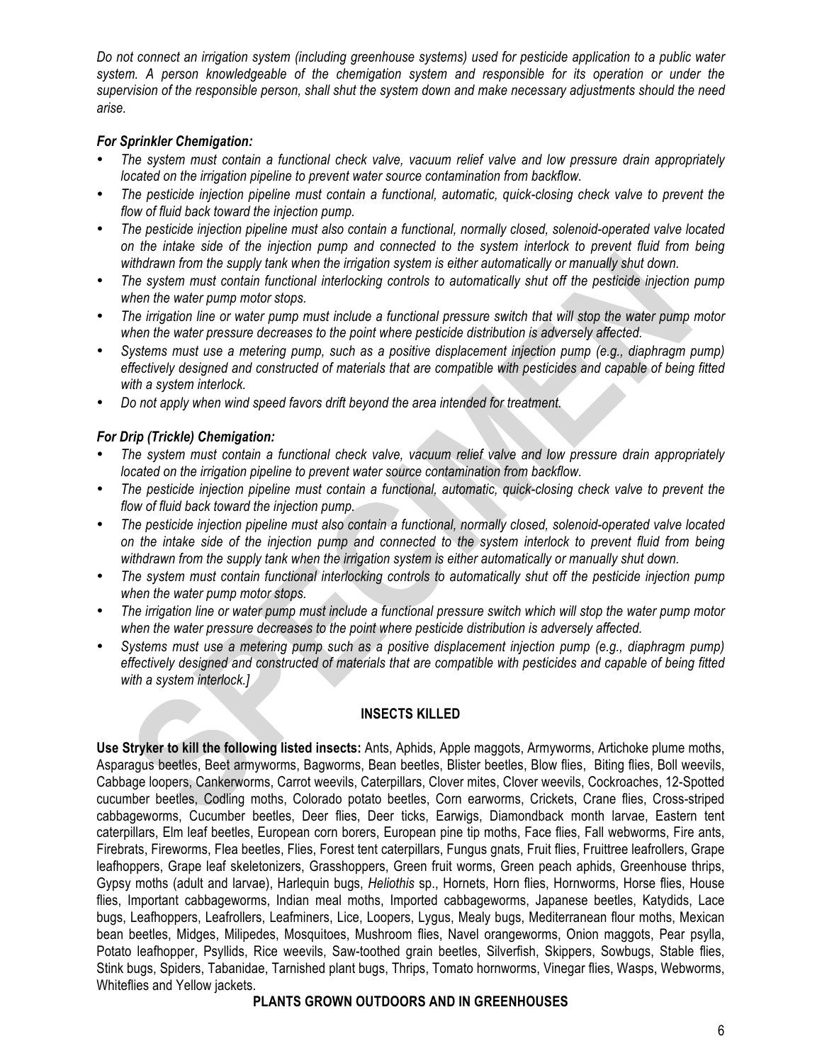*Do not connect an irrigation system (including greenhouse systems) used for pesticide application to a public water system. A person knowledgeable of the chemigation system and responsible for its operation or under the supervision of the responsible person, shall shut the system down and make necessary adjustments should the need arise.*

***For Sprinkler Chemigation:***

- *The system must contain a functional check valve, vacuum relief valve and low pressure drain appropriately located on the irrigation pipeline to prevent water source contamination from backflow.*
- *The pesticide injection pipeline must contain a functional, automatic, quick-closing check valve to prevent the flow of fluid back toward the injection pump.*
- *The pesticide injection pipeline must also contain a functional, normally closed, solenoid-operated valve located on the intake side of the injection pump and connected to the system interlock to prevent fluid from being withdrawn from the supply tank when the irrigation system is either automatically or manually shut down.*
- *The system must contain functional interlocking controls to automatically shut off the pesticide injection pump when the water pump motor stops.*
- *The irrigation line or water pump must include a functional pressure switch that will stop the water pump motor when the water pressure decreases to the point where pesticide distribution is adversely affected.*
- *Systems must use a metering pump, such as a positive displacement injection pump (e.g., diaphragm pump) effectively designed and constructed of materials that are compatible with pesticides and capable of being fitted with a system interlock.*
- *Do not apply when wind speed favors drift beyond the area intended for treatment.*

***For Drip (Trickle) Chemigation:***

- *The system must contain a functional check valve, vacuum relief valve and low pressure drain appropriately located on the irrigation pipeline to prevent water source contamination from backflow.*
- *The pesticide injection pipeline must contain a functional, automatic, quick-closing check valve to prevent the flow of fluid back toward the injection pump.*
- *The pesticide injection pipeline must also contain a functional, normally closed, solenoid-operated valve located on the intake side of the injection pump and connected to the system interlock to prevent fluid from being withdrawn from the supply tank when the irrigation system is either automatically or manually shut down.*
- *The system must contain functional interlocking controls to automatically shut off the pesticide injection pump when the water pump motor stops.*
- *The irrigation line or water pump must include a functional pressure switch which will stop the water pump motor when the water pressure decreases to the point where pesticide distribution is adversely affected.*
- *Systems must use a metering pump such as a positive displacement injection pump (e.g., diaphragm pump) effectively designed and constructed of materials that are compatible with pesticides and capable of being fitted with a system interlock.]*

## INSECTS KILLED

**Use Stryker to kill the following listed insects:** Ants, Aphids, Apple maggots, Armyworms, Artichoke plume moths, Asparagus beetles, Beet armyworms, Bagworms, Bean beetles, Blister beetles, Blow flies, Biting flies, Boll weevils, Cabbage loopers, Cankerworms, Carrot weevils, Caterpillars, Clover mites, Clover weevils, Cockroaches, 12-Spotted cucumber beetles, Codling moths, Colorado potato beetles, Corn earworms, Crickets, Crane flies, Cross-striped cabbageworms, Cucumber beetles, Deer flies, Deer ticks, Earwigs, Diamondback month larvae, Eastern tent caterpillars, Elm leaf beetles, European corn borers, European pine tip moths, Face flies, Fall webworms, Fire ants, Firebrats, Fireworms, Flea beetles, Flies, Forest tent caterpillars, Fungus gnats, Fruit flies, Fruittree leafrollers, Grape leafhoppers, Grape leaf skeletonizers, Grasshoppers, Green fruit worms, Green peach aphids, Greenhouse thrips, Gypsy moths (adult and larvae), Harlequin bugs, *Heliothis* sp., Hornets, Horn flies, Hornworms, Horse flies, House flies, Important cabbageworms, Indian meal moths, Imported cabbageworms, Japanese beetles, Katydids, Lace bugs, Leafhoppers, Leafrollers, Leafminers, Lice, Loopers, Lygus, Mealy bugs, Mediterranean flour moths, Mexican bean beetles, Midges, Milipedes, Mosquitoes, Mushroom flies, Navel orangeworms, Onion maggots, Pear psylla, Potato leafhopper, Psyllids, Rice weevils, Saw-toothed grain beetles, Silverfish, Skippers, Sowbugs, Stable flies, Stink bugs, Spiders, Tabanidae, Tarnished plant bugs, Thrips, Tomato hornworms, Vinegar flies, Wasps, Webworms, Whiteflies and Yellow jackets.

## PLANTS GROWN OUTDOORS AND IN GREENHOUSES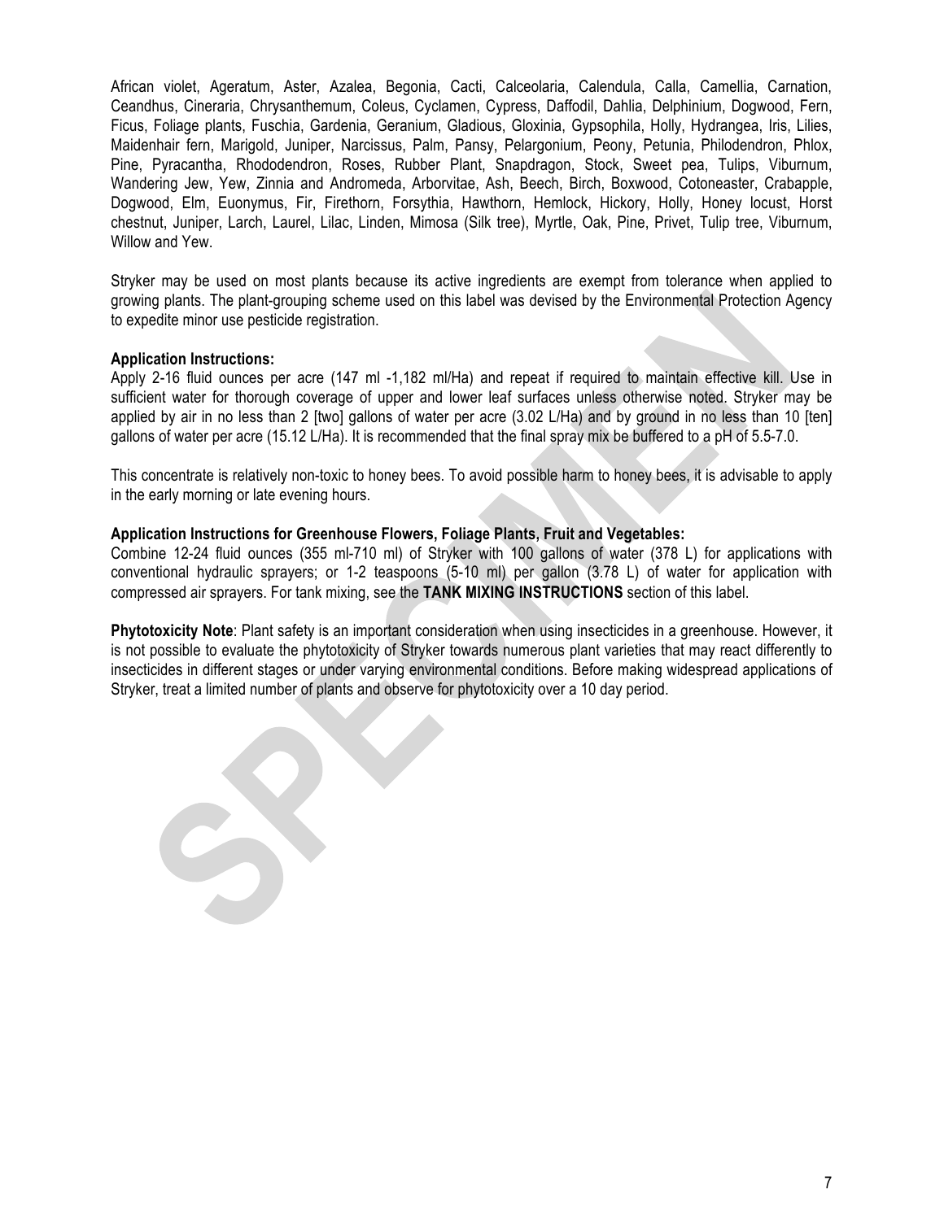African violet, Ageratum, Aster, Azalea, Begonia, Cacti, Calceolaria, Calendula, Calla, Camellia, Carnation, Ceandhus, Cineraria, Chrysanthemum, Coleus, Cyclamen, Cypress, Daffodil, Dahlia, Delphinium, Dogwood, Fern, Ficus, Foliage plants, Fuschia, Gardenia, Geranium, Gladious, Gloxinia, Gypsophila, Holly, Hydrangea, Iris, Lilies, Maidenhair fern, Marigold, Juniper, Narcissus, Palm, Pansy, Pelargonium, Peony, Petunia, Philodendron, Phlox, Pine, Pyracantha, Rhododendron, Roses, Rubber Plant, Snapdragon, Stock, Sweet pea, Tulips, Viburnum, Wandering Jew, Yew, Zinnia and Andromeda, Arborvitae, Ash, Beech, Birch, Boxwood, Cotoneaster, Crabapple, Dogwood, Elm, Euonymus, Fir, Firethorn, Forsythia, Hawthorn, Hemlock, Hickory, Holly, Honey locust, Horst chestnut, Juniper, Larch, Laurel, Lilac, Linden, Mimosa (Silk tree), Myrtle, Oak, Pine, Privet, Tulip tree, Viburnum, Willow and Yew.

Stryker may be used on most plants because its active ingredients are exempt from tolerance when applied to growing plants. The plant-grouping scheme used on this label was devised by the Environmental Protection Agency to expedite minor use pesticide registration.

**Application Instructions:**
Apply 2-16 fluid ounces per acre (147 ml -1,182 ml/Ha) and repeat if required to maintain effective kill. Use in sufficient water for thorough coverage of upper and lower leaf surfaces unless otherwise noted. Stryker may be applied by air in no less than 2 [two] gallons of water per acre (3.02 L/Ha) and by ground in no less than 10 [ten] gallons of water per acre (15.12 L/Ha). It is recommended that the final spray mix be buffered to a pH of 5.5-7.0.

This concentrate is relatively non-toxic to honey bees. To avoid possible harm to honey bees, it is advisable to apply in the early morning or late evening hours.

**Application Instructions for Greenhouse Flowers, Foliage Plants, Fruit and Vegetables:**
Combine 12-24 fluid ounces (355 ml-710 ml) of Stryker with 100 gallons of water (378 L) for applications with conventional hydraulic sprayers; or 1-2 teaspoons (5-10 ml) per gallon (3.78 L) of water for application with compressed air sprayers. For tank mixing, see the **TANK MIXING INSTRUCTIONS** section of this label.

**Phytotoxicity Note**: Plant safety is an important consideration when using insecticides in a greenhouse. However, it is not possible to evaluate the phytotoxicity of Stryker towards numerous plant varieties that may react differently to insecticides in different stages or under varying environmental conditions. Before making widespread applications of Stryker, treat a limited number of plants and observe for phytotoxicity over a 10 day period.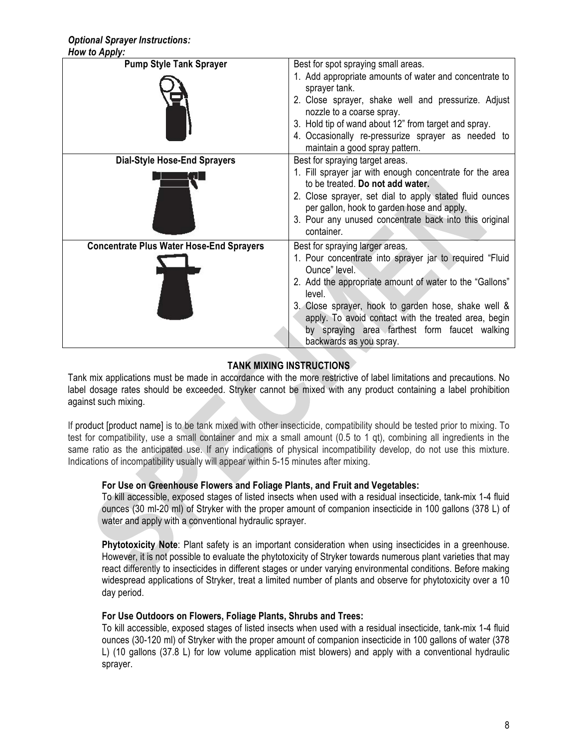***Optional Sprayer Instructions:***
***How to Apply:***

| | |
|---|---|
| **Pump Style Tank Sprayer** | Best for spot spraying small areas.<br>1. Add appropriate amounts of water and concentrate to sprayer tank.<br>2. Close sprayer, shake well and pressurize. Adjust nozzle to a coarse spray.<br>3. Hold tip of wand about 12" from target and spray.<br>4. Occasionally re-pressurize sprayer as needed to maintain a good spray pattern. |
| **Dial-Style Hose-End Sprayers** | Best for spraying target areas.<br>1. Fill sprayer jar with enough concentrate for the area to be treated. **Do not add water.**<br>2. Close sprayer, set dial to apply stated fluid ounces per gallon, hook to garden hose and apply.<br>3. Pour any unused concentrate back into this original container. |
| **Concentrate Plus Water Hose-End Sprayers** | Best for spraying larger areas.<br>1. Pour concentrate into sprayer jar to required "Fluid Ounce" level.<br>2. Add the appropriate amount of water to the "Gallons" level.<br>3. Close sprayer, hook to garden hose, shake well & apply. To avoid contact with the treated area, begin by spraying area farthest form faucet walking backwards as you spray. |

**TANK MIXING INSTRUCTIONS**

Tank mix applications must be made in accordance with the more restrictive of label limitations and precautions. No label dosage rates should be exceeded. Stryker cannot be mixed with any product containing a label prohibition against such mixing.

If product [product name] is to be tank mixed with other insecticide, compatibility should be tested prior to mixing. To test for compatibility, use a small container and mix a small amount (0.5 to 1 qt), combining all ingredients in the same ratio as the anticipated use. If any indications of physical incompatibility develop, do not use this mixture. Indications of incompatibility usually will appear within 5-15 minutes after mixing.

**For Use on Greenhouse Flowers and Foliage Plants, and Fruit and Vegetables:**
To kill accessible, exposed stages of listed insects when used with a residual insecticide, tank-mix 1-4 fluid ounces (30 ml-20 ml) of Stryker with the proper amount of companion insecticide in 100 gallons (378 L) of water and apply with a conventional hydraulic sprayer.

**Phytotoxicity Note**: Plant safety is an important consideration when using insecticides in a greenhouse. However, it is not possible to evaluate the phytotoxicity of Stryker towards numerous plant varieties that may react differently to insecticides in different stages or under varying environmental conditions. Before making widespread applications of Stryker, treat a limited number of plants and observe for phytotoxicity over a 10 day period.

**For Use Outdoors on Flowers, Foliage Plants, Shrubs and Trees:**
To kill accessible, exposed stages of listed insects when used with a residual insecticide, tank-mix 1-4 fluid ounces (30-120 ml) of Stryker with the proper amount of companion insecticide in 100 gallons of water (378 L) (10 gallons (37.8 L) for low volume application mist blowers) and apply with a conventional hydraulic sprayer.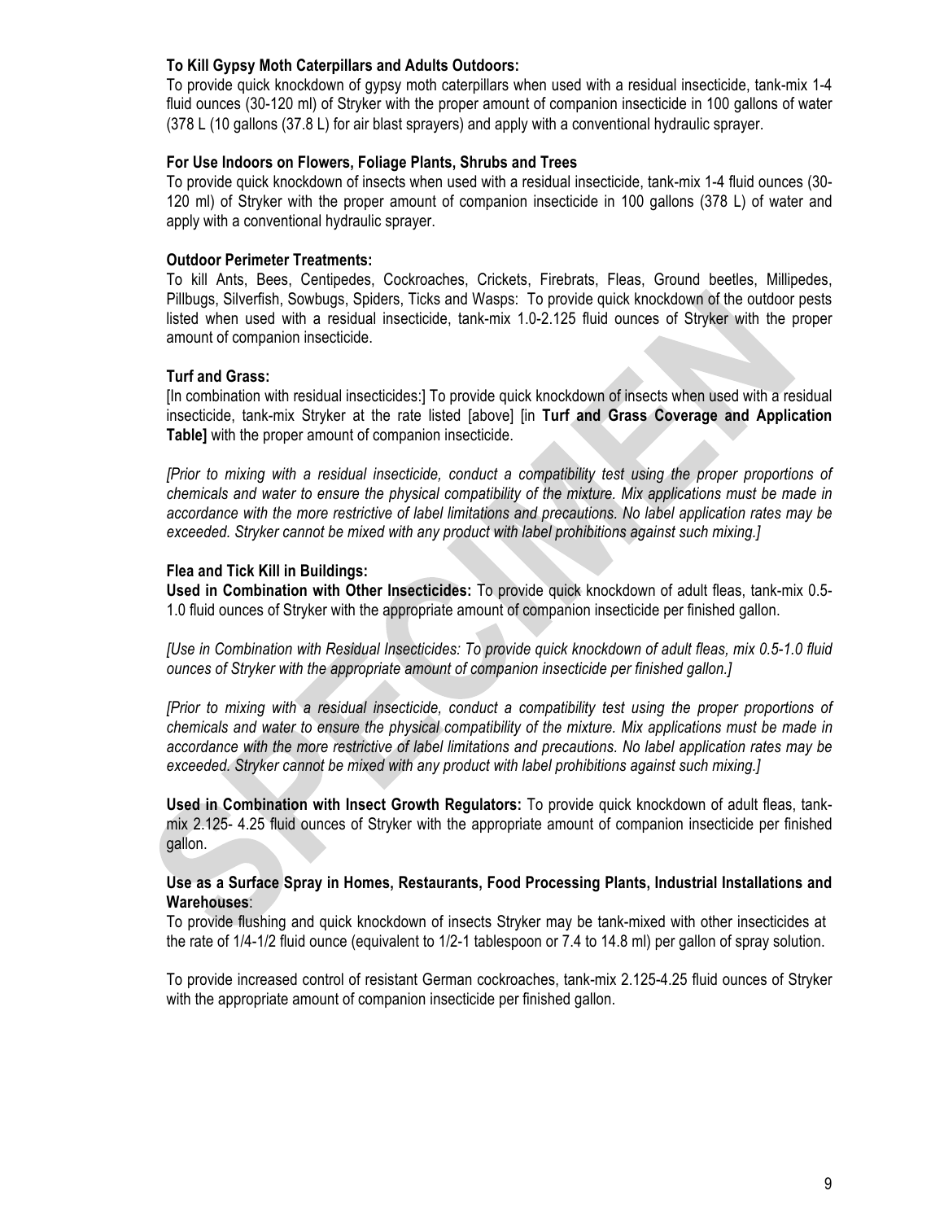**To Kill Gypsy Moth Caterpillars and Adults Outdoors:**
To provide quick knockdown of gypsy moth caterpillars when used with a residual insecticide, tank-mix 1-4 fluid ounces (30-120 ml) of Stryker with the proper amount of companion insecticide in 100 gallons of water (378 L (10 gallons (37.8 L) for air blast sprayers) and apply with a conventional hydraulic sprayer.

**For Use Indoors on Flowers, Foliage Plants, Shrubs and Trees**
To provide quick knockdown of insects when used with a residual insecticide, tank-mix 1-4 fluid ounces (30-120 ml) of Stryker with the proper amount of companion insecticide in 100 gallons (378 L) of water and apply with a conventional hydraulic sprayer.

**Outdoor Perimeter Treatments:**
To kill Ants, Bees, Centipedes, Cockroaches, Crickets, Firebrats, Fleas, Ground beetles, Millipedes, Pillbugs, Silverfish, Sowbugs, Spiders, Ticks and Wasps: To provide quick knockdown of the outdoor pests listed when used with a residual insecticide, tank-mix 1.0-2.125 fluid ounces of Stryker with the proper amount of companion insecticide.

**Turf and Grass:**
[In combination with residual insecticides:] To provide quick knockdown of insects when used with a residual insecticide, tank-mix Stryker at the rate listed [above] [in **Turf and Grass Coverage and Application Table]** with the proper amount of companion insecticide.

*[Prior to mixing with a residual insecticide, conduct a compatibility test using the proper proportions of chemicals and water to ensure the physical compatibility of the mixture. Mix applications must be made in accordance with the more restrictive of label limitations and precautions. No label application rates may be exceeded. Stryker cannot be mixed with any product with label prohibitions against such mixing.]*

**Flea and Tick Kill in Buildings:**
**Used in Combination with Other Insecticides:** To provide quick knockdown of adult fleas, tank-mix 0.5-1.0 fluid ounces of Stryker with the appropriate amount of companion insecticide per finished gallon.

*[Use in Combination with Residual Insecticides: To provide quick knockdown of adult fleas, mix 0.5-1.0 fluid ounces of Stryker with the appropriate amount of companion insecticide per finished gallon.]*

*[Prior to mixing with a residual insecticide, conduct a compatibility test using the proper proportions of chemicals and water to ensure the physical compatibility of the mixture. Mix applications must be made in accordance with the more restrictive of label limitations and precautions. No label application rates may be exceeded. Stryker cannot be mixed with any product with label prohibitions against such mixing.]*

**Used in Combination with Insect Growth Regulators:** To provide quick knockdown of adult fleas, tank-mix 2.125- 4.25 fluid ounces of Stryker with the appropriate amount of companion insecticide per finished gallon.

**Use as a Surface Spray in Homes, Restaurants, Food Processing Plants, Industrial Installations and Warehouses**:
To provide flushing and quick knockdown of insects Stryker may be tank-mixed with other insecticides at the rate of 1/4-1/2 fluid ounce (equivalent to 1/2-1 tablespoon or 7.4 to 14.8 ml) per gallon of spray solution.

To provide increased control of resistant German cockroaches, tank-mix 2.125-4.25 fluid ounces of Stryker with the appropriate amount of companion insecticide per finished gallon.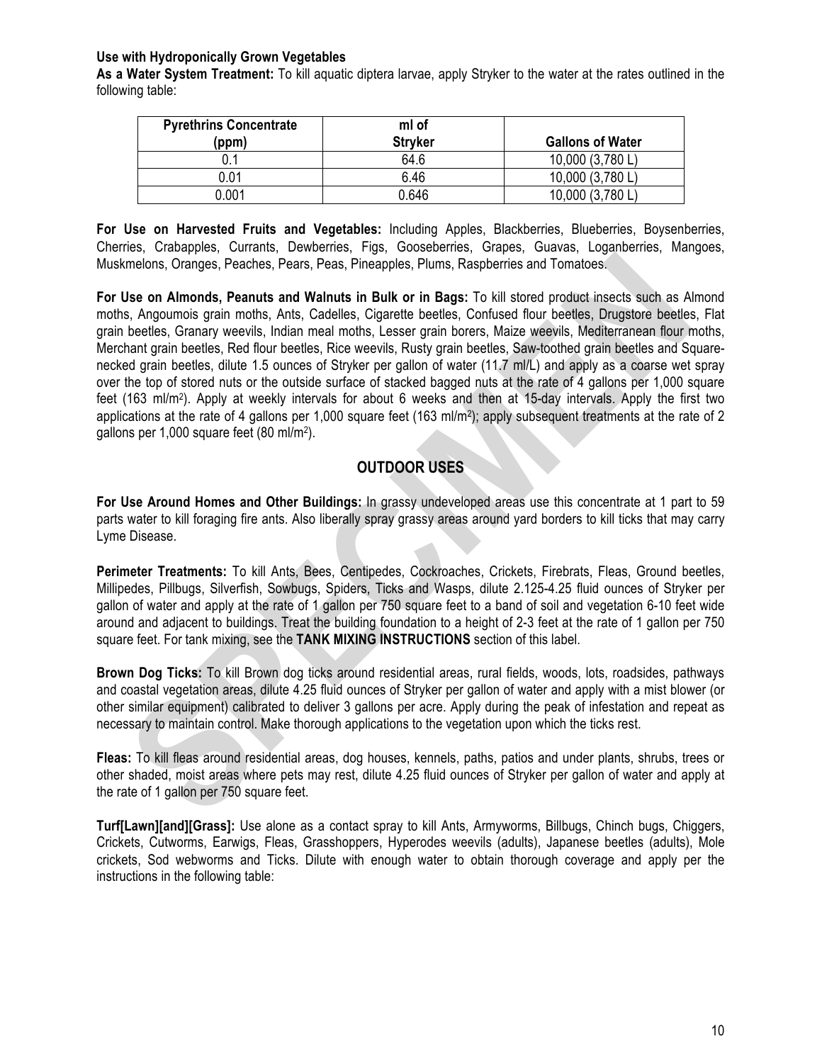**Use with Hydroponically Grown Vegetables**

**As a Water System Treatment:** To kill aquatic diptera larvae, apply Stryker to the water at the rates outlined in the following table:

| Pyrethrins Concentrate (ppm) | ml of Stryker | Gallons of Water |
|---|---|---|
| 0.1 | 64.6 | 10,000 (3,780 L) |
| 0.01 | 6.46 | 10,000 (3,780 L) |
| 0.001 | 0.646 | 10,000 (3,780 L) |

**For Use on Harvested Fruits and Vegetables:** Including Apples, Blackberries, Blueberries, Boysenberries, Cherries, Crabapples, Currants, Dewberries, Figs, Gooseberries, Grapes, Guavas, Loganberries, Mangoes, Muskmelons, Oranges, Peaches, Pears, Peas, Pineapples, Plums, Raspberries and Tomatoes.

**For Use on Almonds, Peanuts and Walnuts in Bulk or in Bags:** To kill stored product insects such as Almond moths, Angoumois grain moths, Ants, Cadelles, Cigarette beetles, Confused flour beetles, Drugstore beetles, Flat grain beetles, Granary weevils, Indian meal moths, Lesser grain borers, Maize weevils, Mediterranean flour moths, Merchant grain beetles, Red flour beetles, Rice weevils, Rusty grain beetles, Saw-toothed grain beetles and Square-necked grain beetles, dilute 1.5 ounces of Stryker per gallon of water (11.7 ml/L) and apply as a coarse wet spray over the top of stored nuts or the outside surface of stacked bagged nuts at the rate of 4 gallons per 1,000 square feet (163 ml/m$^2$). Apply at weekly intervals for about 6 weeks and then at 15-day intervals. Apply the first two applications at the rate of 4 gallons per 1,000 square feet (163 ml/m$^2$); apply subsequent treatments at the rate of 2 gallons per 1,000 square feet (80 ml/m$^2$).

## OUTDOOR USES

**For Use Around Homes and Other Buildings:** In grassy undeveloped areas use this concentrate at 1 part to 59 parts water to kill foraging fire ants. Also liberally spray grassy areas around yard borders to kill ticks that may carry Lyme Disease.

**Perimeter Treatments:** To kill Ants, Bees, Centipedes, Cockroaches, Crickets, Firebrats, Fleas, Ground beetles, Millipedes, Pillbugs, Silverfish, Sowbugs, Spiders, Ticks and Wasps, dilute 2.125-4.25 fluid ounces of Stryker per gallon of water and apply at the rate of 1 gallon per 750 square feet to a band of soil and vegetation 6-10 feet wide around and adjacent to buildings. Treat the building foundation to a height of 2-3 feet at the rate of 1 gallon per 750 square feet. For tank mixing, see the **TANK MIXING INSTRUCTIONS** section of this label.

**Brown Dog Ticks:** To kill Brown dog ticks around residential areas, rural fields, woods, lots, roadsides, pathways and coastal vegetation areas, dilute 4.25 fluid ounces of Stryker per gallon of water and apply with a mist blower (or other similar equipment) calibrated to deliver 3 gallons per acre. Apply during the peak of infestation and repeat as necessary to maintain control. Make thorough applications to the vegetation upon which the ticks rest.

**Fleas:** To kill fleas around residential areas, dog houses, kennels, paths, patios and under plants, shrubs, trees or other shaded, moist areas where pets may rest, dilute 4.25 fluid ounces of Stryker per gallon of water and apply at the rate of 1 gallon per 750 square feet.

**Turf[Lawn][and][Grass]:** Use alone as a contact spray to kill Ants, Armyworms, Billbugs, Chinch bugs, Chiggers, Crickets, Cutworms, Earwigs, Fleas, Grasshoppers, Hyperodes weevils (adults), Japanese beetles (adults), Mole crickets, Sod webworms and Ticks. Dilute with enough water to obtain thorough coverage and apply per the instructions in the following table: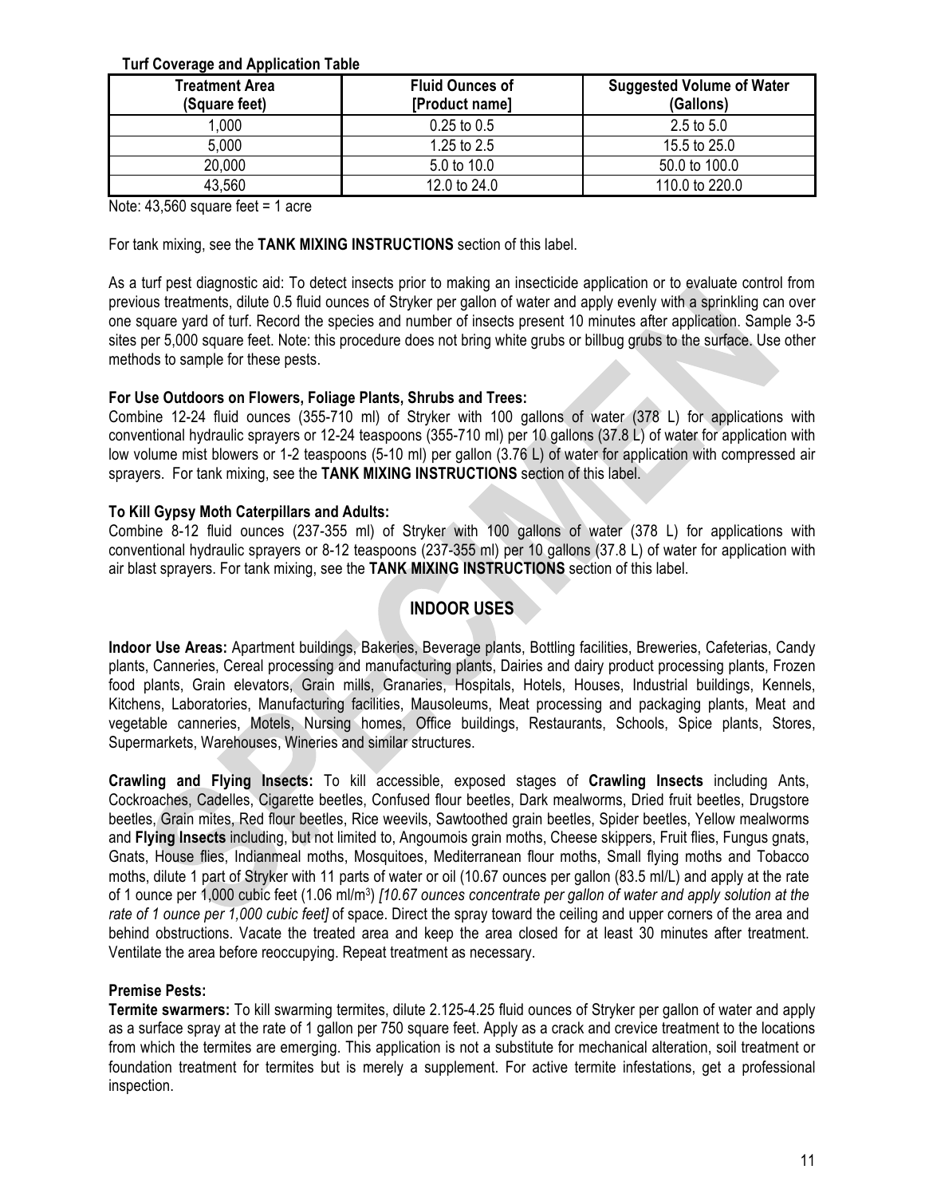**Turf Coverage and Application Table**

| Treatment Area (Square feet) | Fluid Ounces of [Product name] | Suggested Volume of Water (Gallons) |
|---|---|---|
| 1,000 | 0.25 to 0.5 | 2.5 to 5.0 |
| 5,000 | 1.25 to 2.5 | 15.5 to 25.0 |
| 20,000 | 5.0 to 10.0 | 50.0 to 100.0 |
| 43,560 | 12.0 to 24.0 | 110.0 to 220.0 |

Note: 43,560 square feet = 1 acre

For tank mixing, see the **TANK MIXING INSTRUCTIONS** section of this label.

As a turf pest diagnostic aid: To detect insects prior to making an insecticide application or to evaluate control from previous treatments, dilute 0.5 fluid ounces of Stryker per gallon of water and apply evenly with a sprinkling can over one square yard of turf. Record the species and number of insects present 10 minutes after application. Sample 3-5 sites per 5,000 square feet. Note: this procedure does not bring white grubs or billbug grubs to the surface. Use other methods to sample for these pests.

**For Use Outdoors on Flowers, Foliage Plants, Shrubs and Trees:**
Combine 12-24 fluid ounces (355-710 ml) of Stryker with 100 gallons of water (378 L) for applications with conventional hydraulic sprayers or 12-24 teaspoons (355-710 ml) per 10 gallons (37.8 L) of water for application with low volume mist blowers or 1-2 teaspoons (5-10 ml) per gallon (3.76 L) of water for application with compressed air sprayers. For tank mixing, see the **TANK MIXING INSTRUCTIONS** section of this label.

**To Kill Gypsy Moth Caterpillars and Adults:**
Combine 8-12 fluid ounces (237-355 ml) of Stryker with 100 gallons of water (378 L) for applications with conventional hydraulic sprayers or 8-12 teaspoons (237-355 ml) per 10 gallons (37.8 L) of water for application with air blast sprayers. For tank mixing, see the **TANK MIXING INSTRUCTIONS** section of this label.

## INDOOR USES

**Indoor Use Areas:** Apartment buildings, Bakeries, Beverage plants, Bottling facilities, Breweries, Cafeterias, Candy plants, Canneries, Cereal processing and manufacturing plants, Dairies and dairy product processing plants, Frozen food plants, Grain elevators, Grain mills, Granaries, Hospitals, Hotels, Houses, Industrial buildings, Kennels, Kitchens, Laboratories, Manufacturing facilities, Mausoleums, Meat processing and packaging plants, Meat and vegetable canneries, Motels, Nursing homes, Office buildings, Restaurants, Schools, Spice plants, Stores, Supermarkets, Warehouses, Wineries and similar structures.

**Crawling and Flying Insects:** To kill accessible, exposed stages of **Crawling Insects** including Ants, Cockroaches, Cadelles, Cigarette beetles, Confused flour beetles, Dark mealworms, Dried fruit beetles, Drugstore beetles, Grain mites, Red flour beetles, Rice weevils, Sawtoothed grain beetles, Spider beetles, Yellow mealworms and **Flying Insects** including, but not limited to, Angoumois grain moths, Cheese skippers, Fruit flies, Fungus gnats, Gnats, House flies, Indianmeal moths, Mosquitoes, Mediterranean flour moths, Small flying moths and Tobacco moths, dilute 1 part of Stryker with 11 parts of water or oil (10.67 ounces per gallon (83.5 ml/L) and apply at the rate of 1 ounce per 1,000 cubic feet (1.06 ml/m$^3$) *[10.67 ounces concentrate per gallon of water and apply solution at the rate of 1 ounce per 1,000 cubic feet]* of space. Direct the spray toward the ceiling and upper corners of the area and behind obstructions. Vacate the treated area and keep the area closed for at least 30 minutes after treatment. Ventilate the area before reoccupying. Repeat treatment as necessary.

**Premise Pests:**
**Termite swarmers:** To kill swarming termites, dilute 2.125-4.25 fluid ounces of Stryker per gallon of water and apply as a surface spray at the rate of 1 gallon per 750 square feet. Apply as a crack and crevice treatment to the locations from which the termites are emerging. This application is not a substitute for mechanical alteration, soil treatment or foundation treatment for termites but is merely a supplement. For active termite infestations, get a professional inspection.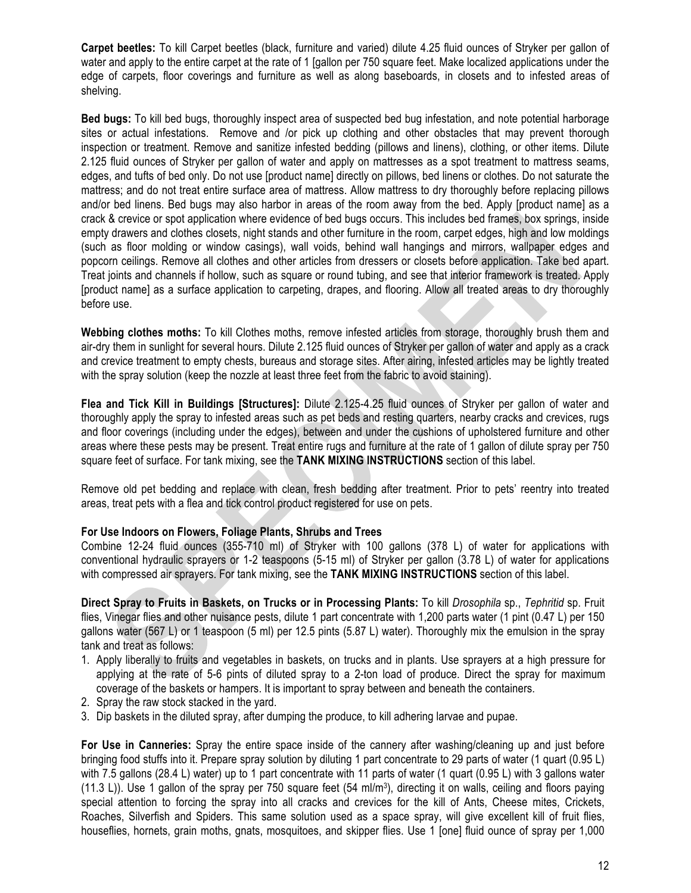**Carpet beetles:** To kill Carpet beetles (black, furniture and varied) dilute 4.25 fluid ounces of Stryker per gallon of water and apply to the entire carpet at the rate of 1 [gallon per 750 square feet. Make localized applications under the edge of carpets, floor coverings and furniture as well as along baseboards, in closets and to infested areas of shelving.

**Bed bugs:** To kill bed bugs, thoroughly inspect area of suspected bed bug infestation, and note potential harborage sites or actual infestations. Remove and /or pick up clothing and other obstacles that may prevent thorough inspection or treatment. Remove and sanitize infested bedding (pillows and linens), clothing, or other items. Dilute 2.125 fluid ounces of Stryker per gallon of water and apply on mattresses as a spot treatment to mattress seams, edges, and tufts of bed only. Do not use [product name] directly on pillows, bed linens or clothes. Do not saturate the mattress; and do not treat entire surface area of mattress. Allow mattress to dry thoroughly before replacing pillows and/or bed linens. Bed bugs may also harbor in areas of the room away from the bed. Apply [product name] as a crack & crevice or spot application where evidence of bed bugs occurs. This includes bed frames, box springs, inside empty drawers and clothes closets, night stands and other furniture in the room, carpet edges, high and low moldings (such as floor molding or window casings), wall voids, behind wall hangings and mirrors, wallpaper edges and popcorn ceilings. Remove all clothes and other articles from dressers or closets before application. Take bed apart. Treat joints and channels if hollow, such as square or round tubing, and see that interior framework is treated. Apply [product name] as a surface application to carpeting, drapes, and flooring. Allow all treated areas to dry thoroughly before use.

**Webbing clothes moths:** To kill Clothes moths, remove infested articles from storage, thoroughly brush them and air-dry them in sunlight for several hours. Dilute 2.125 fluid ounces of Stryker per gallon of water and apply as a crack and crevice treatment to empty chests, bureaus and storage sites. After airing, infested articles may be lightly treated with the spray solution (keep the nozzle at least three feet from the fabric to avoid staining).

**Flea and Tick Kill in Buildings [Structures]:** Dilute 2.125-4.25 fluid ounces of Stryker per gallon of water and thoroughly apply the spray to infested areas such as pet beds and resting quarters, nearby cracks and crevices, rugs and floor coverings (including under the edges), between and under the cushions of upholstered furniture and other areas where these pests may be present. Treat entire rugs and furniture at the rate of 1 gallon of dilute spray per 750 square feet of surface. For tank mixing, see the **TANK MIXING INSTRUCTIONS** section of this label.

Remove old pet bedding and replace with clean, fresh bedding after treatment. Prior to pets' reentry into treated areas, treat pets with a flea and tick control product registered for use on pets.

**For Use Indoors on Flowers, Foliage Plants, Shrubs and Trees**

Combine 12-24 fluid ounces (355-710 ml) of Stryker with 100 gallons (378 L) of water for applications with conventional hydraulic sprayers or 1-2 teaspoons (5-15 ml) of Stryker per gallon (3.78 L) of water for applications with compressed air sprayers. For tank mixing, see the **TANK MIXING INSTRUCTIONS** section of this label.

**Direct Spray to Fruits in Baskets, on Trucks or in Processing Plants:** To kill *Drosophila* sp., *Tephritid* sp. Fruit flies, Vinegar flies and other nuisance pests, dilute 1 part concentrate with 1,200 parts water (1 pint (0.47 L) per 150 gallons water (567 L) or 1 teaspoon (5 ml) per 12.5 pints (5.87 L) water). Thoroughly mix the emulsion in the spray tank and treat as follows:

1. Apply liberally to fruits and vegetables in baskets, on trucks and in plants. Use sprayers at a high pressure for applying at the rate of 5-6 pints of diluted spray to a 2-ton load of produce. Direct the spray for maximum coverage of the baskets or hampers. It is important to spray between and beneath the containers.
2. Spray the raw stock stacked in the yard.
3. Dip baskets in the diluted spray, after dumping the produce, to kill adhering larvae and pupae.

**For Use in Canneries:** Spray the entire space inside of the cannery after washing/cleaning up and just before bringing food stuffs into it. Prepare spray solution by diluting 1 part concentrate to 29 parts of water (1 quart (0.95 L) with 7.5 gallons (28.4 L) water) up to 1 part concentrate with 11 parts of water (1 quart (0.95 L) with 3 gallons water (11.3 L)). Use 1 gallon of the spray per 750 square feet (54 ml/m$^3$), directing it on walls, ceiling and floors paying special attention to forcing the spray into all cracks and crevices for the kill of Ants, Cheese mites, Crickets, Roaches, Silverfish and Spiders. This same solution used as a space spray, will give excellent kill of fruit flies, houseflies, hornets, grain moths, gnats, mosquitoes, and skipper flies. Use 1 [one] fluid ounce of spray per 1,000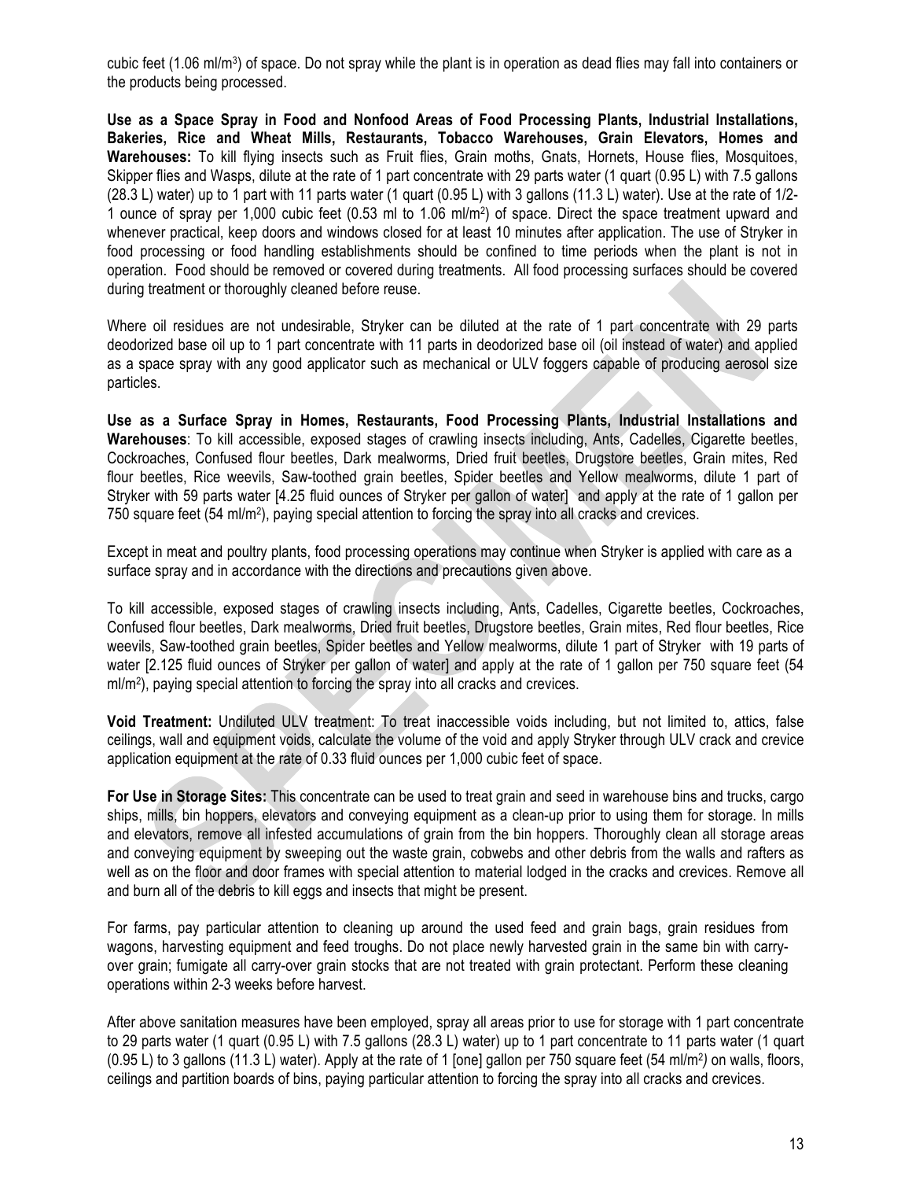cubic feet (1.06 ml/m$^3$) of space. Do not spray while the plant is in operation as dead flies may fall into containers or the products being processed.

**Use as a Space Spray in Food and Nonfood Areas of Food Processing Plants, Industrial Installations, Bakeries, Rice and Wheat Mills, Restaurants, Tobacco Warehouses, Grain Elevators, Homes and Warehouses:** To kill flying insects such as Fruit flies, Grain moths, Gnats, Hornets, House flies, Mosquitoes, Skipper flies and Wasps, dilute at the rate of 1 part concentrate with 29 parts water (1 quart (0.95 L) with 7.5 gallons (28.3 L) water) up to 1 part with 11 parts water (1 quart (0.95 L) with 3 gallons (11.3 L) water). Use at the rate of 1/2-1 ounce of spray per 1,000 cubic feet (0.53 ml to 1.06 ml/m$^2$) of space. Direct the space treatment upward and whenever practical, keep doors and windows closed for at least 10 minutes after application. The use of Stryker in food processing or food handling establishments should be confined to time periods when the plant is not in operation. Food should be removed or covered during treatments. All food processing surfaces should be covered during treatment or thoroughly cleaned before reuse.

Where oil residues are not undesirable, Stryker can be diluted at the rate of 1 part concentrate with 29 parts deodorized base oil up to 1 part concentrate with 11 parts in deodorized base oil (oil instead of water) and applied as a space spray with any good applicator such as mechanical or ULV foggers capable of producing aerosol size particles.

**Use as a Surface Spray in Homes, Restaurants, Food Processing Plants, Industrial Installations and Warehouses**: To kill accessible, exposed stages of crawling insects including, Ants, Cadelles, Cigarette beetles, Cockroaches, Confused flour beetles, Dark mealworms, Dried fruit beetles, Drugstore beetles, Grain mites, Red flour beetles, Rice weevils, Saw-toothed grain beetles, Spider beetles and Yellow mealworms, dilute 1 part of Stryker with 59 parts water [4.25 fluid ounces of Stryker per gallon of water] and apply at the rate of 1 gallon per 750 square feet (54 ml/m$^2$), paying special attention to forcing the spray into all cracks and crevices.

Except in meat and poultry plants, food processing operations may continue when Stryker is applied with care as a surface spray and in accordance with the directions and precautions given above.

To kill accessible, exposed stages of crawling insects including, Ants, Cadelles, Cigarette beetles, Cockroaches, Confused flour beetles, Dark mealworms, Dried fruit beetles, Drugstore beetles, Grain mites, Red flour beetles, Rice weevils, Saw-toothed grain beetles, Spider beetles and Yellow mealworms, dilute 1 part of Stryker with 19 parts of water [2.125 fluid ounces of Stryker per gallon of water] and apply at the rate of 1 gallon per 750 square feet (54 ml/m$^2$), paying special attention to forcing the spray into all cracks and crevices.

**Void Treatment:** Undiluted ULV treatment: To treat inaccessible voids including, but not limited to, attics, false ceilings, wall and equipment voids, calculate the volume of the void and apply Stryker through ULV crack and crevice application equipment at the rate of 0.33 fluid ounces per 1,000 cubic feet of space.

**For Use in Storage Sites:** This concentrate can be used to treat grain and seed in warehouse bins and trucks, cargo ships, mills, bin hoppers, elevators and conveying equipment as a clean-up prior to using them for storage. In mills and elevators, remove all infested accumulations of grain from the bin hoppers. Thoroughly clean all storage areas and conveying equipment by sweeping out the waste grain, cobwebs and other debris from the walls and rafters as well as on the floor and door frames with special attention to material lodged in the cracks and crevices. Remove all and burn all of the debris to kill eggs and insects that might be present.

For farms, pay particular attention to cleaning up around the used feed and grain bags, grain residues from wagons, harvesting equipment and feed troughs. Do not place newly harvested grain in the same bin with carry-over grain; fumigate all carry-over grain stocks that are not treated with grain protectant. Perform these cleaning operations within 2-3 weeks before harvest.

After above sanitation measures have been employed, spray all areas prior to use for storage with 1 part concentrate to 29 parts water (1 quart (0.95 L) with 7.5 gallons (28.3 L) water) up to 1 part concentrate to 11 parts water (1 quart (0.95 L) to 3 gallons (11.3 L) water). Apply at the rate of 1 [one] gallon per 750 square feet (54 ml/m$^2$) on walls, floors, ceilings and partition boards of bins, paying particular attention to forcing the spray into all cracks and crevices.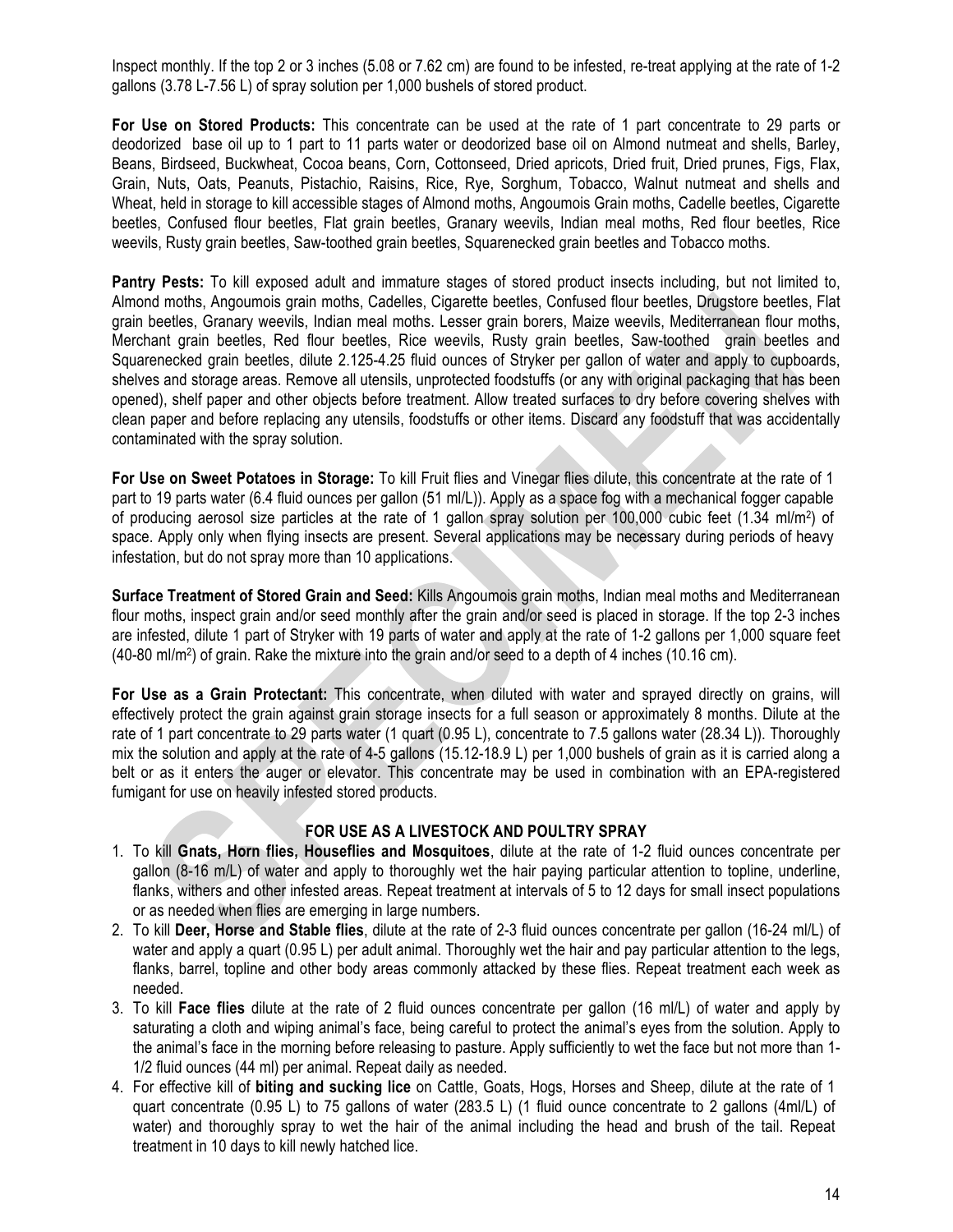Inspect monthly. If the top 2 or 3 inches (5.08 or 7.62 cm) are found to be infested, re-treat applying at the rate of 1-2 gallons (3.78 L-7.56 L) of spray solution per 1,000 bushels of stored product.

**For Use on Stored Products:** This concentrate can be used at the rate of 1 part concentrate to 29 parts or deodorized base oil up to 1 part to 11 parts water or deodorized base oil on Almond nutmeat and shells, Barley, Beans, Birdseed, Buckwheat, Cocoa beans, Corn, Cottonseed, Dried apricots, Dried fruit, Dried prunes, Figs, Flax, Grain, Nuts, Oats, Peanuts, Pistachio, Raisins, Rice, Rye, Sorghum, Tobacco, Walnut nutmeat and shells and Wheat, held in storage to kill accessible stages of Almond moths, Angoumois Grain moths, Cadelle beetles, Cigarette beetles, Confused flour beetles, Flat grain beetles, Granary weevils, Indian meal moths, Red flour beetles, Rice weevils, Rusty grain beetles, Saw-toothed grain beetles, Squarenecked grain beetles and Tobacco moths.

**Pantry Pests:** To kill exposed adult and immature stages of stored product insects including, but not limited to, Almond moths, Angoumois grain moths, Cadelles, Cigarette beetles, Confused flour beetles, Drugstore beetles, Flat grain beetles, Granary weevils, Indian meal moths. Lesser grain borers, Maize weevils, Mediterranean flour moths, Merchant grain beetles, Red flour beetles, Rice weevils, Rusty grain beetles, Saw-toothed grain beetles and Squarenecked grain beetles, dilute 2.125-4.25 fluid ounces of Stryker per gallon of water and apply to cupboards, shelves and storage areas. Remove all utensils, unprotected foodstuffs (or any with original packaging that has been opened), shelf paper and other objects before treatment. Allow treated surfaces to dry before covering shelves with clean paper and before replacing any utensils, foodstuffs or other items. Discard any foodstuff that was accidentally contaminated with the spray solution.

**For Use on Sweet Potatoes in Storage:** To kill Fruit flies and Vinegar flies dilute, this concentrate at the rate of 1 part to 19 parts water (6.4 fluid ounces per gallon (51 ml/L)). Apply as a space fog with a mechanical fogger capable of producing aerosol size particles at the rate of 1 gallon spray solution per 100,000 cubic feet (1.34 ml/m$^2$) of space. Apply only when flying insects are present. Several applications may be necessary during periods of heavy infestation, but do not spray more than 10 applications.

**Surface Treatment of Stored Grain and Seed:** Kills Angoumois grain moths, Indian meal moths and Mediterranean flour moths, inspect grain and/or seed monthly after the grain and/or seed is placed in storage. If the top 2-3 inches are infested, dilute 1 part of Stryker with 19 parts of water and apply at the rate of 1-2 gallons per 1,000 square feet (40-80 ml/m$^2$) of grain. Rake the mixture into the grain and/or seed to a depth of 4 inches (10.16 cm).

**For Use as a Grain Protectant:** This concentrate, when diluted with water and sprayed directly on grains, will effectively protect the grain against grain storage insects for a full season or approximately 8 months. Dilute at the rate of 1 part concentrate to 29 parts water (1 quart (0.95 L), concentrate to 7.5 gallons water (28.34 L)). Thoroughly mix the solution and apply at the rate of 4-5 gallons (15.12-18.9 L) per 1,000 bushels of grain as it is carried along a belt or as it enters the auger or elevator. This concentrate may be used in combination with an EPA-registered fumigant for use on heavily infested stored products.

### FOR USE AS A LIVESTOCK AND POULTRY SPRAY

1. To kill **Gnats, Horn flies, Houseflies and Mosquitoes**, dilute at the rate of 1-2 fluid ounces concentrate per gallon (8-16 m/L) of water and apply to thoroughly wet the hair paying particular attention to topline, underline, flanks, withers and other infested areas. Repeat treatment at intervals of 5 to 12 days for small insect populations or as needed when flies are emerging in large numbers.
2. To kill **Deer, Horse and Stable flies**, dilute at the rate of 2-3 fluid ounces concentrate per gallon (16-24 ml/L) of water and apply a quart (0.95 L) per adult animal. Thoroughly wet the hair and pay particular attention to the legs, flanks, barrel, topline and other body areas commonly attacked by these flies. Repeat treatment each week as needed.
3. To kill **Face flies** dilute at the rate of 2 fluid ounces concentrate per gallon (16 ml/L) of water and apply by saturating a cloth and wiping animal's face, being careful to protect the animal's eyes from the solution. Apply to the animal's face in the morning before releasing to pasture. Apply sufficiently to wet the face but not more than 1-1/2 fluid ounces (44 ml) per animal. Repeat daily as needed.
4. For effective kill of **biting and sucking lice** on Cattle, Goats, Hogs, Horses and Sheep, dilute at the rate of 1 quart concentrate (0.95 L) to 75 gallons of water (283.5 L) (1 fluid ounce concentrate to 2 gallons (4ml/L) of water) and thoroughly spray to wet the hair of the animal including the head and brush of the tail. Repeat treatment in 10 days to kill newly hatched lice.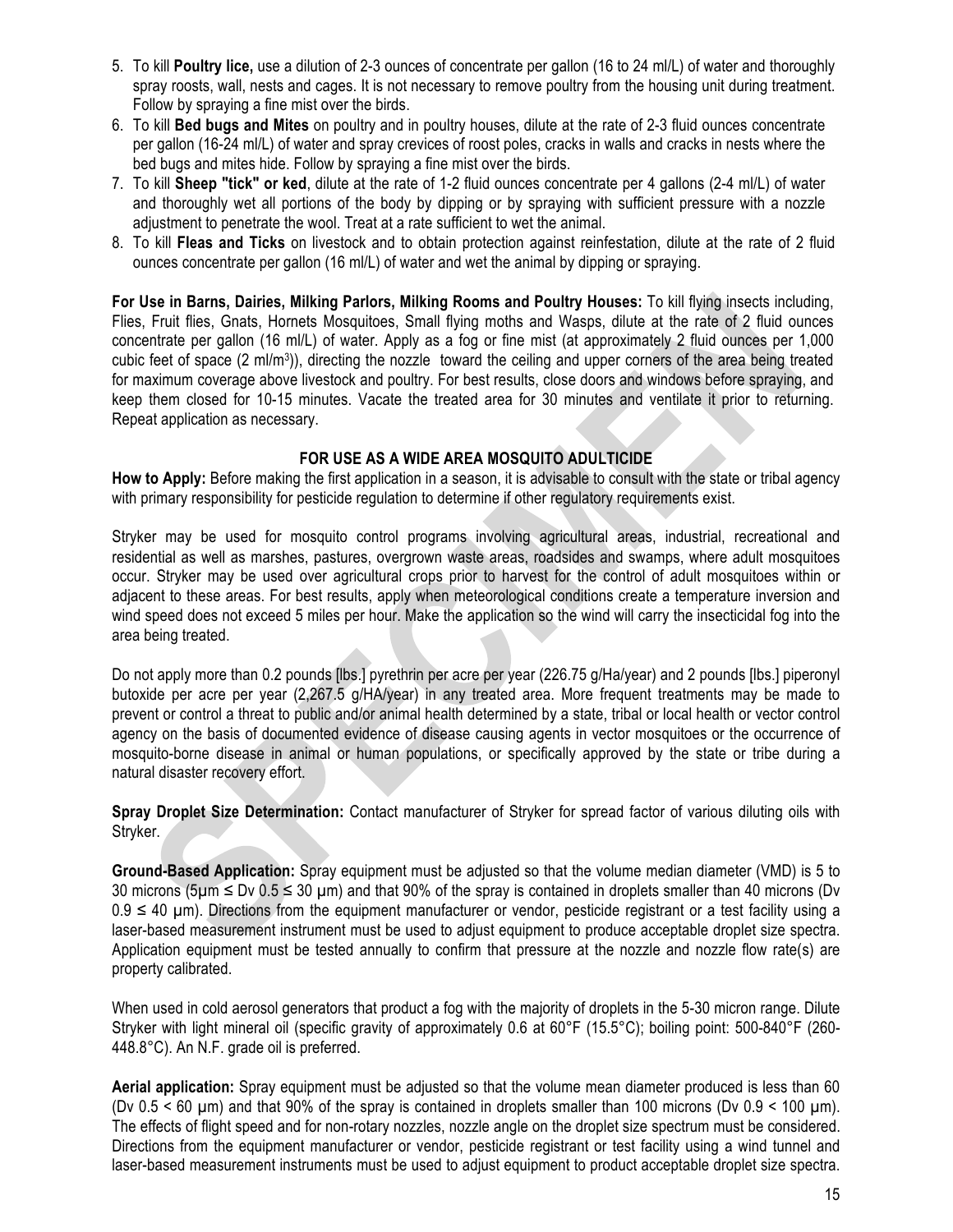5. To kill **Poultry lice,** use a dilution of 2-3 ounces of concentrate per gallon (16 to 24 ml/L) of water and thoroughly spray roosts, wall, nests and cages. It is not necessary to remove poultry from the housing unit during treatment. Follow by spraying a fine mist over the birds.
6. To kill **Bed bugs and Mites** on poultry and in poultry houses, dilute at the rate of 2-3 fluid ounces concentrate per gallon (16-24 ml/L) of water and spray crevices of roost poles, cracks in walls and cracks in nests where the bed bugs and mites hide. Follow by spraying a fine mist over the birds.
7. To kill **Sheep "tick" or ked**, dilute at the rate of 1-2 fluid ounces concentrate per 4 gallons (2-4 ml/L) of water and thoroughly wet all portions of the body by dipping or by spraying with sufficient pressure with a nozzle adjustment to penetrate the wool. Treat at a rate sufficient to wet the animal.
8. To kill **Fleas and Ticks** on livestock and to obtain protection against reinfestation, dilute at the rate of 2 fluid ounces concentrate per gallon (16 ml/L) of water and wet the animal by dipping or spraying.

**For Use in Barns, Dairies, Milking Parlors, Milking Rooms and Poultry Houses:** To kill flying insects including, Flies, Fruit flies, Gnats, Hornets Mosquitoes, Small flying moths and Wasps, dilute at the rate of 2 fluid ounces concentrate per gallon (16 ml/L) of water. Apply as a fog or fine mist (at approximately 2 fluid ounces per 1,000 cubic feet of space (2 ml/m$^3$)), directing the nozzle toward the ceiling and upper corners of the area being treated for maximum coverage above livestock and poultry. For best results, close doors and windows before spraying, and keep them closed for 10-15 minutes. Vacate the treated area for 30 minutes and ventilate it prior to returning. Repeat application as necessary.

## FOR USE AS A WIDE AREA MOSQUITO ADULTICIDE

**How to Apply:** Before making the first application in a season, it is advisable to consult with the state or tribal agency with primary responsibility for pesticide regulation to determine if other regulatory requirements exist.

Stryker may be used for mosquito control programs involving agricultural areas, industrial, recreational and residential as well as marshes, pastures, overgrown waste areas, roadsides and swamps, where adult mosquitoes occur. Stryker may be used over agricultural crops prior to harvest for the control of adult mosquitoes within or adjacent to these areas. For best results, apply when meteorological conditions create a temperature inversion and wind speed does not exceed 5 miles per hour. Make the application so the wind will carry the insecticidal fog into the area being treated.

Do not apply more than 0.2 pounds [lbs.] pyrethrin per acre per year (226.75 g/Ha/year) and 2 pounds [lbs.] piperonyl butoxide per acre per year (2,267.5 g/HA/year) in any treated area. More frequent treatments may be made to prevent or control a threat to public and/or animal health determined by a state, tribal or local health or vector control agency on the basis of documented evidence of disease causing agents in vector mosquitoes or the occurrence of mosquito-borne disease in animal or human populations, or specifically approved by the state or tribe during a natural disaster recovery effort.

**Spray Droplet Size Determination:** Contact manufacturer of Stryker for spread factor of various diluting oils with Stryker.

**Ground-Based Application:** Spray equipment must be adjusted so that the volume median diameter (VMD) is 5 to 30 microns ($5\mu m \leq Dv\ 0.5 \leq 30\ \mu m$) and that 90% of the spray is contained in droplets smaller than 40 microns ($Dv\ 0.9 \leq 40\ \mu m$). Directions from the equipment manufacturer or vendor, pesticide registrant or a test facility using a laser-based measurement instrument must be used to adjust equipment to produce acceptable droplet size spectra. Application equipment must be tested annually to confirm that pressure at the nozzle and nozzle flow rate(s) are property calibrated.

When used in cold aerosol generators that product a fog with the majority of droplets in the 5-30 micron range. Dilute Stryker with light mineral oil (specific gravity of approximately 0.6 at 60°F (15.5°C); boiling point: 500-840°F (260-448.8°C). An N.F. grade oil is preferred.

**Aerial application:** Spray equipment must be adjusted so that the volume mean diameter produced is less than 60 ($Dv\ 0.5 < 60\ \mu m$) and that 90% of the spray is contained in droplets smaller than 100 microns ($Dv\ 0.9 < 100\ \mu m$). The effects of flight speed and for non-rotary nozzles, nozzle angle on the droplet size spectrum must be considered. Directions from the equipment manufacturer or vendor, pesticide registrant or test facility using a wind tunnel and laser-based measurement instruments must be used to adjust equipment to product acceptable droplet size spectra.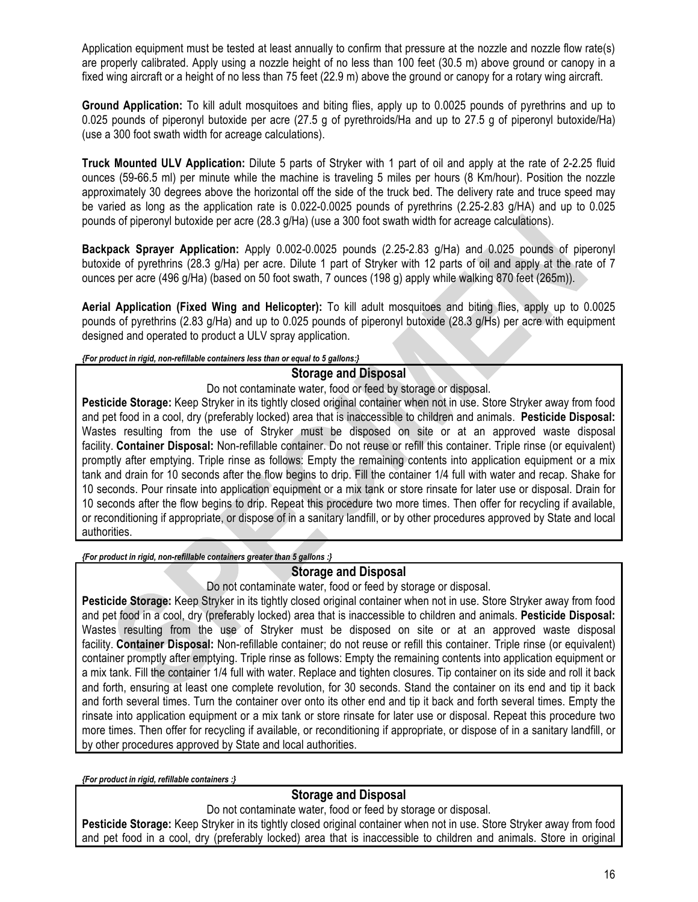Application equipment must be tested at least annually to confirm that pressure at the nozzle and nozzle flow rate(s) are properly calibrated. Apply using a nozzle height of no less than 100 feet (30.5 m) above ground or canopy in a fixed wing aircraft or a height of no less than 75 feet (22.9 m) above the ground or canopy for a rotary wing aircraft.

**Ground Application:** To kill adult mosquitoes and biting flies, apply up to 0.0025 pounds of pyrethrins and up to 0.025 pounds of piperonyl butoxide per acre (27.5 g of pyrethroids/Ha and up to 27.5 g of piperonyl butoxide/Ha) (use a 300 foot swath width for acreage calculations).

**Truck Mounted ULV Application:** Dilute 5 parts of Stryker with 1 part of oil and apply at the rate of 2-2.25 fluid ounces (59-66.5 ml) per minute while the machine is traveling 5 miles per hours (8 Km/hour). Position the nozzle approximately 30 degrees above the horizontal off the side of the truck bed. The delivery rate and truce speed may be varied as long as the application rate is 0.022-0.0025 pounds of pyrethrins (2.25-2.83 g/HA) and up to 0.025 pounds of piperonyl butoxide per acre (28.3 g/Ha) (use a 300 foot swath width for acreage calculations).

**Backpack Sprayer Application:** Apply 0.002-0.0025 pounds (2.25-2.83 g/Ha) and 0.025 pounds of piperonyl butoxide of pyrethrins (28.3 g/Ha) per acre. Dilute 1 part of Stryker with 12 parts of oil and apply at the rate of 7 ounces per acre (496 g/Ha) (based on 50 foot swath, 7 ounces (198 g) apply while walking 870 feet (265m)).

**Aerial Application (Fixed Wing and Helicopter):** To kill adult mosquitoes and biting flies, apply up to 0.0025 pounds of pyrethrins (2.83 g/Ha) and up to 0.025 pounds of piperonyl butoxide (28.3 g/Hs) per acre with equipment designed and operated to product a ULV spray application.

***{For product in rigid, non-refillable containers less than or equal to 5 gallons:}***

**Storage and Disposal**

Do not contaminate water, food or feed by storage or disposal.

**Pesticide Storage:** Keep Stryker in its tightly closed original container when not in use. Store Stryker away from food and pet food in a cool, dry (preferably locked) area that is inaccessible to children and animals. **Pesticide Disposal:** Wastes resulting from the use of Stryker must be disposed on site or at an approved waste disposal facility. **Container Disposal:** Non-refillable container. Do not reuse or refill this container. Triple rinse (or equivalent) promptly after emptying. Triple rinse as follows: Empty the remaining contents into application equipment or a mix tank and drain for 10 seconds after the flow begins to drip. Fill the container 1/4 full with water and recap. Shake for 10 seconds. Pour rinsate into application equipment or a mix tank or store rinsate for later use or disposal. Drain for 10 seconds after the flow begins to drip. Repeat this procedure two more times. Then offer for recycling if available, or reconditioning if appropriate, or dispose of in a sanitary landfill, or by other procedures approved by State and local authorities.

***{For product in rigid, non-refillable containers greater than 5 gallons :}***

**Storage and Disposal**

Do not contaminate water, food or feed by storage or disposal.

**Pesticide Storage:** Keep Stryker in its tightly closed original container when not in use. Store Stryker away from food and pet food in a cool, dry (preferably locked) area that is inaccessible to children and animals. **Pesticide Disposal:** Wastes resulting from the use of Stryker must be disposed on site or at an approved waste disposal facility. **Container Disposal:** Non-refillable container; do not reuse or refill this container. Triple rinse (or equivalent) container promptly after emptying. Triple rinse as follows: Empty the remaining contents into application equipment or a mix tank. Fill the container 1/4 full with water. Replace and tighten closures. Tip container on its side and roll it back and forth, ensuring at least one complete revolution, for 30 seconds. Stand the container on its end and tip it back and forth several times. Turn the container over onto its other end and tip it back and forth several times. Empty the rinsate into application equipment or a mix tank or store rinsate for later use or disposal. Repeat this procedure two more times. Then offer for recycling if available, or reconditioning if appropriate, or dispose of in a sanitary landfill, or by other procedures approved by State and local authorities.

***{For product in rigid, refillable containers :}***

**Storage and Disposal**

Do not contaminate water, food or feed by storage or disposal.

**Pesticide Storage:** Keep Stryker in its tightly closed original container when not in use. Store Stryker away from food and pet food in a cool, dry (preferably locked) area that is inaccessible to children and animals. Store in original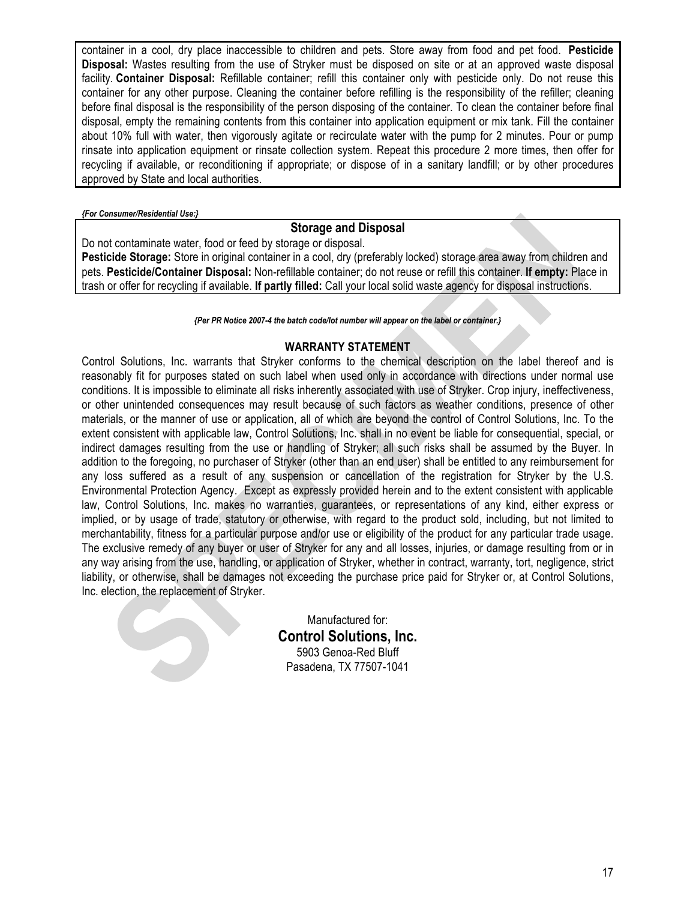container in a cool, dry place inaccessible to children and pets. Store away from food and pet food. **Pesticide Disposal:** Wastes resulting from the use of Stryker must be disposed on site or at an approved waste disposal facility. **Container Disposal:** Refillable container; refill this container only with pesticide only. Do not reuse this container for any other purpose. Cleaning the container before refilling is the responsibility of the refiller; cleaning before final disposal is the responsibility of the person disposing of the container. To clean the container before final disposal, empty the remaining contents from this container into application equipment or mix tank. Fill the container about 10% full with water, then vigorously agitate or recirculate water with the pump for 2 minutes. Pour or pump rinsate into application equipment or rinsate collection system. Repeat this procedure 2 more times, then offer for recycling if available, or reconditioning if appropriate; or dispose of in a sanitary landfill; or by other procedures approved by State and local authorities.

***{For Consumer/Residential Use:}***

**Storage and Disposal**

Do not contaminate water, food or feed by storage or disposal.
**Pesticide Storage:** Store in original container in a cool, dry (preferably locked) storage area away from children and pets. **Pesticide/Container Disposal:** Non-refillable container; do not reuse or refill this container. **If empty:** Place in trash or offer for recycling if available. **If partly filled:** Call your local solid waste agency for disposal instructions.

***{Per PR Notice 2007-4 the batch code/lot number will appear on the label or container.}***

## WARRANTY STATEMENT

Control Solutions, Inc. warrants that Stryker conforms to the chemical description on the label thereof and is reasonably fit for purposes stated on such label when used only in accordance with directions under normal use conditions. It is impossible to eliminate all risks inherently associated with use of Stryker. Crop injury, ineffectiveness, or other unintended consequences may result because of such factors as weather conditions, presence of other materials, or the manner of use or application, all of which are beyond the control of Control Solutions, Inc. To the extent consistent with applicable law, Control Solutions, Inc. shall in no event be liable for consequential, special, or indirect damages resulting from the use or handling of Stryker; all such risks shall be assumed by the Buyer. In addition to the foregoing, no purchaser of Stryker (other than an end user) shall be entitled to any reimbursement for any loss suffered as a result of any suspension or cancellation of the registration for Stryker by the U.S. Environmental Protection Agency. Except as expressly provided herein and to the extent consistent with applicable law, Control Solutions, Inc. makes no warranties, guarantees, or representations of any kind, either express or implied, or by usage of trade, statutory or otherwise, with regard to the product sold, including, but not limited to merchantability, fitness for a particular purpose and/or use or eligibility of the product for any particular trade usage. The exclusive remedy of any buyer or user of Stryker for any and all losses, injuries, or damage resulting from or in any way arising from the use, handling, or application of Stryker, whether in contract, warranty, tort, negligence, strict liability, or otherwise, shall be damages not exceeding the purchase price paid for Stryker or, at Control Solutions, Inc. election, the replacement of Stryker.

Manufactured for:
**Control Solutions, Inc.**
5903 Genoa-Red Bluff
Pasadena, TX 77507-1041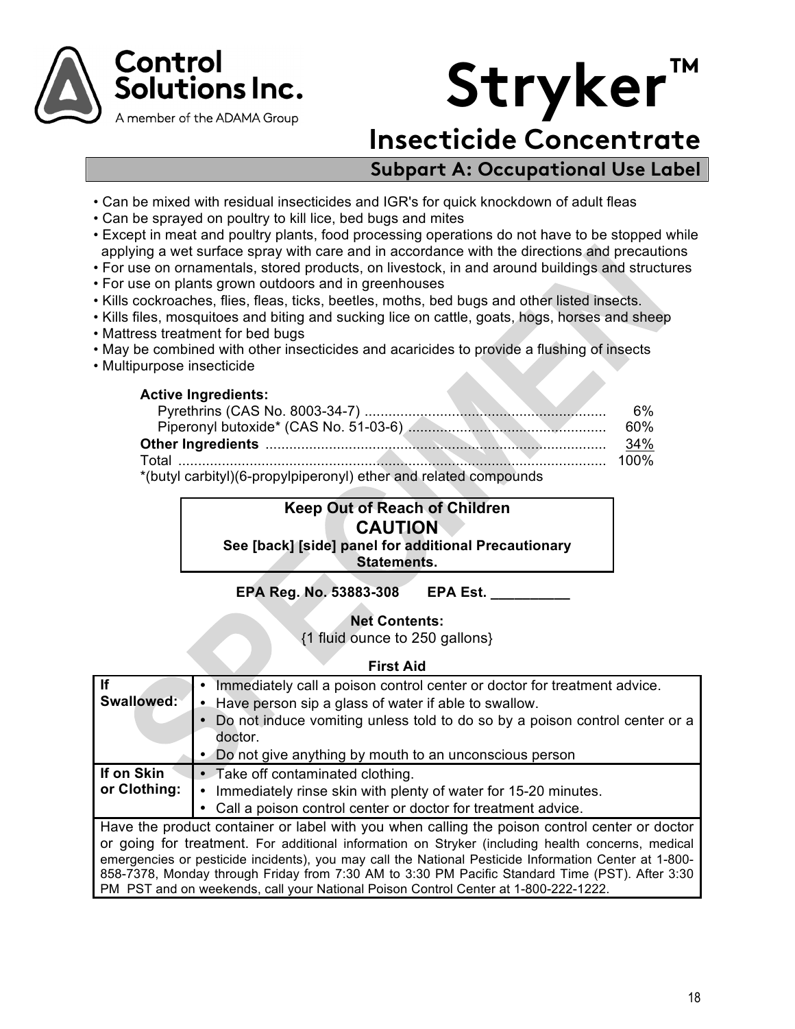Control Solutions Inc.
A member of the ADAMA Group

# Stryker™

## Insecticide Concentrate

### Subpart A: Occupational Use Label

- Can be mixed with residual insecticides and IGR's for quick knockdown of adult fleas
- Can be sprayed on poultry to kill lice, bed bugs and mites
- Except in meat and poultry plants, food processing operations do not have to be stopped while applying a wet surface spray with care and in accordance with the directions and precautions
- For use on ornamentals, stored products, on livestock, in and around buildings and structures
- For use on plants grown outdoors and in greenhouses
- Kills cockroaches, flies, fleas, ticks, beetles, moths, bed bugs and other listed insects.
- Kills files, mosquitoes and biting and sucking lice on cattle, goats, hogs, horses and sheep
- Mattress treatment for bed bugs
- May be combined with other insecticides and acaricides to provide a flushing of insects
- Multipurpose insecticide

**Active Ingredients:**

| | |
|---|---|
| Pyrethrins (CAS No. 8003-34-7) | 6% |
| Piperonyl butoxide* (CAS No. 51-03-6) | 60% |
| **Other Ingredients** | 34% |
| Total | 100% |

*(butyl carbityl)(6-propylpiperonyl) ether and related compounds

**Keep Out of Reach of Children**

**CAUTION**

**See [back] [side] panel for additional Precautionary Statements.**

**EPA Reg. No. 53883-308 EPA Est. __________**

**Net Contents:**

{1 fluid ounce to 250 gallons}

**First Aid**

| | |
|---|---|
| **If Swallowed:** | • Immediately call a poison control center or doctor for treatment advice.<br>• Have person sip a glass of water if able to swallow.<br>• Do not induce vomiting unless told to do so by a poison control center or a doctor.<br>• Do not give anything by mouth to an unconscious person |
| **If on Skin or Clothing:** | • Take off contaminated clothing.<br>• Immediately rinse skin with plenty of water for 15-20 minutes.<br>• Call a poison control center or doctor for treatment advice. |
| Have the product container or label with you when calling the poison control center or doctor or going for treatment. For additional information on Stryker (including health concerns, medical emergencies or pesticide incidents), you may call the National Pesticide Information Center at 1-800-858-7378, Monday through Friday from 7:30 AM to 3:30 PM Pacific Standard Time (PST). After 3:30 PM PST and on weekends, call your National Poison Control Center at 1-800-222-1222. | |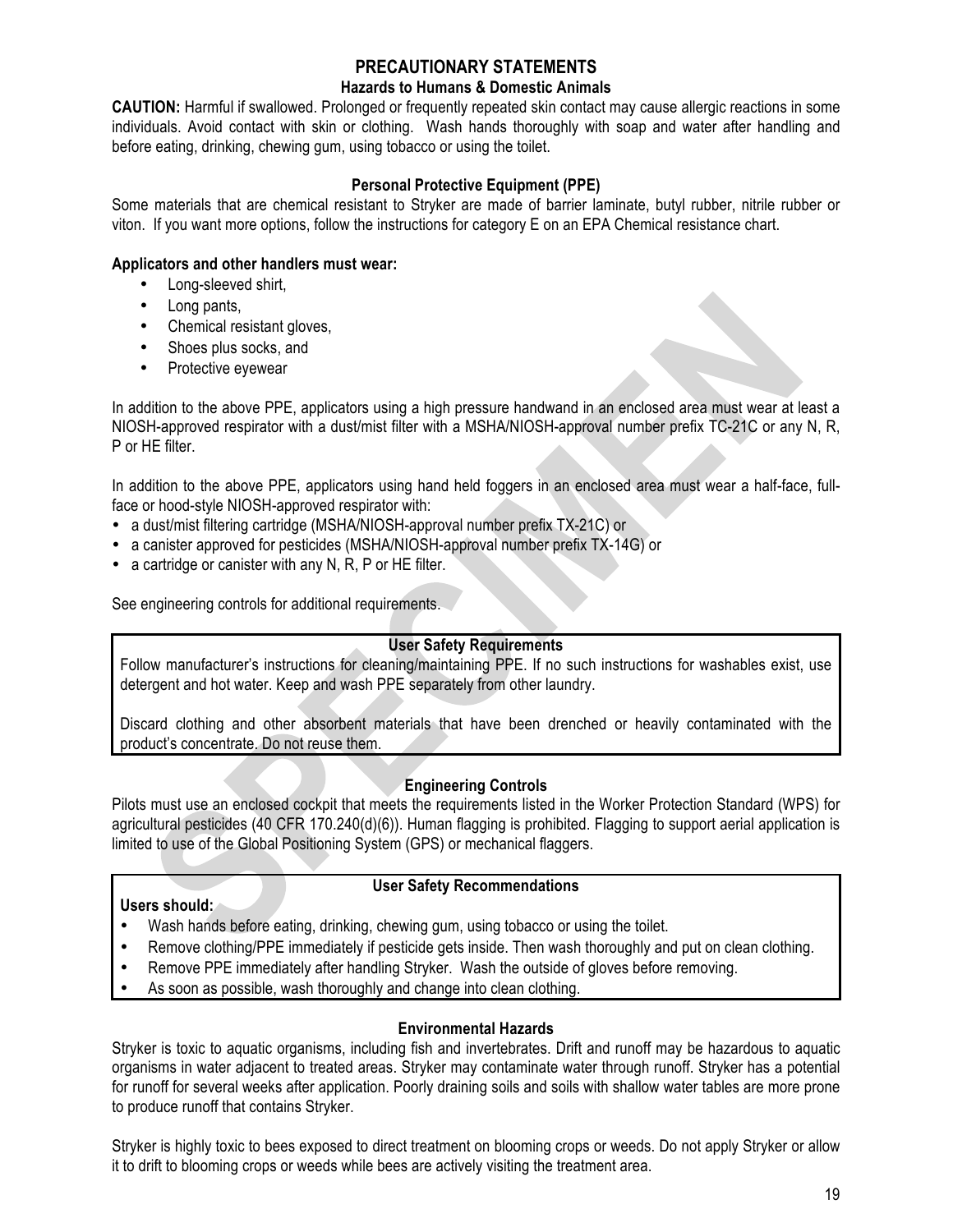# PRECAUTIONARY STATEMENTS

## Hazards to Humans & Domestic Animals

**CAUTION:** Harmful if swallowed. Prolonged or frequently repeated skin contact may cause allergic reactions in some individuals. Avoid contact with skin or clothing. Wash hands thoroughly with soap and water after handling and before eating, drinking, chewing gum, using tobacco or using the toilet.

### Personal Protective Equipment (PPE)

Some materials that are chemical resistant to Stryker are made of barrier laminate, butyl rubber, nitrile rubber or viton. If you want more options, follow the instructions for category E on an EPA Chemical resistance chart.

**Applicators and other handlers must wear:**

- Long-sleeved shirt,
- Long pants,
- Chemical resistant gloves,
- Shoes plus socks, and
- Protective eyewear

In addition to the above PPE, applicators using a high pressure handwand in an enclosed area must wear at least a NIOSH-approved respirator with a dust/mist filter with a MSHA/NIOSH-approval number prefix TC-21C or any N, R, P or HE filter.

In addition to the above PPE, applicators using hand held foggers in an enclosed area must wear a half-face, full-face or hood-style NIOSH-approved respirator with:

- a dust/mist filtering cartridge (MSHA/NIOSH-approval number prefix TX-21C) or
- a canister approved for pesticides (MSHA/NIOSH-approval number prefix TX-14G) or
- a cartridge or canister with any N, R, P or HE filter.

See engineering controls for additional requirements.

### User Safety Requirements

Follow manufacturer's instructions for cleaning/maintaining PPE. If no such instructions for washables exist, use detergent and hot water. Keep and wash PPE separately from other laundry.

Discard clothing and other absorbent materials that have been drenched or heavily contaminated with the product's concentrate. Do not reuse them.

### Engineering Controls

Pilots must use an enclosed cockpit that meets the requirements listed in the Worker Protection Standard (WPS) for agricultural pesticides (40 CFR 170.240(d)(6)). Human flagging is prohibited. Flagging to support aerial application is limited to use of the Global Positioning System (GPS) or mechanical flaggers.

### User Safety Recommendations

**Users should:**

- Wash hands before eating, drinking, chewing gum, using tobacco or using the toilet.
- Remove clothing/PPE immediately if pesticide gets inside. Then wash thoroughly and put on clean clothing.
- Remove PPE immediately after handling Stryker. Wash the outside of gloves before removing.
- As soon as possible, wash thoroughly and change into clean clothing.

### Environmental Hazards

Stryker is toxic to aquatic organisms, including fish and invertebrates. Drift and runoff may be hazardous to aquatic organisms in water adjacent to treated areas. Stryker may contaminate water through runoff. Stryker has a potential for runoff for several weeks after application. Poorly draining soils and soils with shallow water tables are more prone to produce runoff that contains Stryker.

Stryker is highly toxic to bees exposed to direct treatment on blooming crops or weeds. Do not apply Stryker or allow it to drift to blooming crops or weeds while bees are actively visiting the treatment area.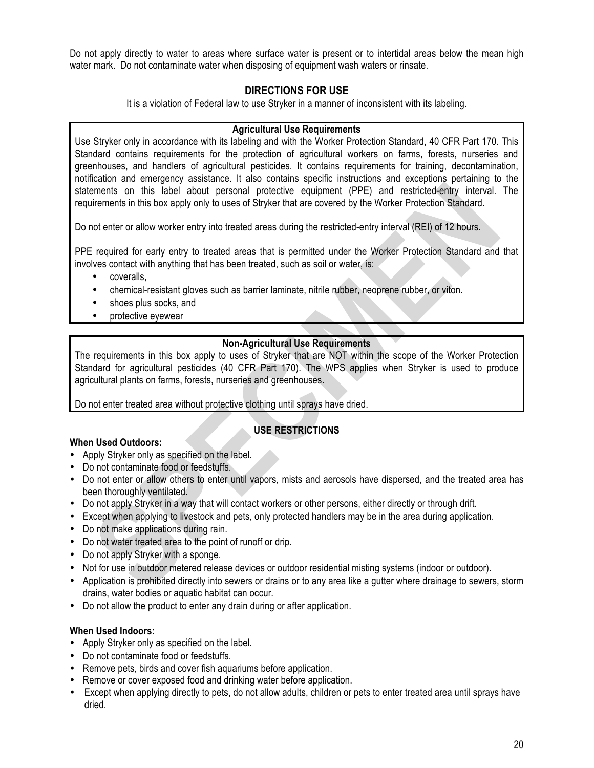Do not apply directly to water to areas where surface water is present or to intertidal areas below the mean high water mark. Do not contaminate water when disposing of equipment wash waters or rinsate.

## DIRECTIONS FOR USE

It is a violation of Federal law to use Stryker in a manner of inconsistent with its labeling.

**Agricultural Use Requirements**

Use Stryker only in accordance with its labeling and with the Worker Protection Standard, 40 CFR Part 170. This Standard contains requirements for the protection of agricultural workers on farms, forests, nurseries and greenhouses, and handlers of agricultural pesticides. It contains requirements for training, decontamination, notification and emergency assistance. It also contains specific instructions and exceptions pertaining to the statements on this label about personal protective equipment (PPE) and restricted-entry interval. The requirements in this box apply only to uses of Stryker that are covered by the Worker Protection Standard.

Do not enter or allow worker entry into treated areas during the restricted-entry interval (REI) of 12 hours.

PPE required for early entry to treated areas that is permitted under the Worker Protection Standard and that involves contact with anything that has been treated, such as soil or water, is:

- coveralls,
- chemical-resistant gloves such as barrier laminate, nitrile rubber, neoprene rubber, or viton.
- shoes plus socks, and
- protective eyewear

**Non-Agricultural Use Requirements**

The requirements in this box apply to uses of Stryker that are NOT within the scope of the Worker Protection Standard for agricultural pesticides (40 CFR Part 170). The WPS applies when Stryker is used to produce agricultural plants on farms, forests, nurseries and greenhouses.

Do not enter treated area without protective clothing until sprays have dried.

### USE RESTRICTIONS

**When Used Outdoors:**

- Apply Stryker only as specified on the label.
- Do not contaminate food or feedstuffs.
- Do not enter or allow others to enter until vapors, mists and aerosols have dispersed, and the treated area has been thoroughly ventilated.
- Do not apply Stryker in a way that will contact workers or other persons, either directly or through drift.
- Except when applying to livestock and pets, only protected handlers may be in the area during application.
- Do not make applications during rain.
- Do not water treated area to the point of runoff or drip.
- Do not apply Stryker with a sponge.
- Not for use in outdoor metered release devices or outdoor residential misting systems (indoor or outdoor).
- Application is prohibited directly into sewers or drains or to any area like a gutter where drainage to sewers, storm drains, water bodies or aquatic habitat can occur.
- Do not allow the product to enter any drain during or after application.

**When Used Indoors:**

- Apply Stryker only as specified on the label.
- Do not contaminate food or feedstuffs.
- Remove pets, birds and cover fish aquariums before application.
- Remove or cover exposed food and drinking water before application.
- Except when applying directly to pets, do not allow adults, children or pets to enter treated area until sprays have dried.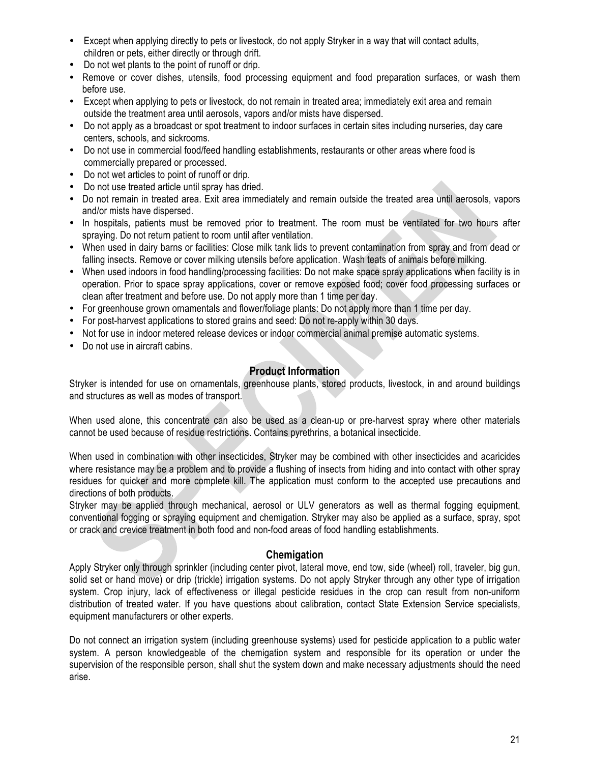- Except when applying directly to pets or livestock, do not apply Stryker in a way that will contact adults, children or pets, either directly or through drift.
- Do not wet plants to the point of runoff or drip.
- Remove or cover dishes, utensils, food processing equipment and food preparation surfaces, or wash them before use.
- Except when applying to pets or livestock, do not remain in treated area; immediately exit area and remain outside the treatment area until aerosols, vapors and/or mists have dispersed.
- Do not apply as a broadcast or spot treatment to indoor surfaces in certain sites including nurseries, day care centers, schools, and sickrooms.
- Do not use in commercial food/feed handling establishments, restaurants or other areas where food is commercially prepared or processed.
- Do not wet articles to point of runoff or drip.
- Do not use treated article until spray has dried.
- Do not remain in treated area. Exit area immediately and remain outside the treated area until aerosols, vapors and/or mists have dispersed.
- In hospitals, patients must be removed prior to treatment. The room must be ventilated for two hours after spraying. Do not return patient to room until after ventilation.
- When used in dairy barns or facilities: Close milk tank lids to prevent contamination from spray and from dead or falling insects. Remove or cover milking utensils before application. Wash teats of animals before milking.
- When used indoors in food handling/processing facilities: Do not make space spray applications when facility is in operation. Prior to space spray applications, cover or remove exposed food; cover food processing surfaces or clean after treatment and before use. Do not apply more than 1 time per day.
- For greenhouse grown ornamentals and flower/foliage plants: Do not apply more than 1 time per day.
- For post-harvest applications to stored grains and seed: Do not re-apply within 30 days.
- Not for use in indoor metered release devices or indoor commercial animal premise automatic systems.
- Do not use in aircraft cabins.

## Product Information

Stryker is intended for use on ornamentals, greenhouse plants, stored products, livestock, in and around buildings and structures as well as modes of transport.

When used alone, this concentrate can also be used as a clean-up or pre-harvest spray where other materials cannot be used because of residue restrictions. Contains pyrethrins, a botanical insecticide.

When used in combination with other insecticides, Stryker may be combined with other insecticides and acaricides where resistance may be a problem and to provide a flushing of insects from hiding and into contact with other spray residues for quicker and more complete kill. The application must conform to the accepted use precautions and directions of both products.

Stryker may be applied through mechanical, aerosol or ULV generators as well as thermal fogging equipment, conventional fogging or spraying equipment and chemigation. Stryker may also be applied as a surface, spray, spot or crack and crevice treatment in both food and non-food areas of food handling establishments.

## Chemigation

Apply Stryker only through sprinkler (including center pivot, lateral move, end tow, side (wheel) roll, traveler, big gun, solid set or hand move) or drip (trickle) irrigation systems. Do not apply Stryker through any other type of irrigation system. Crop injury, lack of effectiveness or illegal pesticide residues in the crop can result from non-uniform distribution of treated water. If you have questions about calibration, contact State Extension Service specialists, equipment manufacturers or other experts.

Do not connect an irrigation system (including greenhouse systems) used for pesticide application to a public water system. A person knowledgeable of the chemigation system and responsible for its operation or under the supervision of the responsible person, shall shut the system down and make necessary adjustments should the need arise.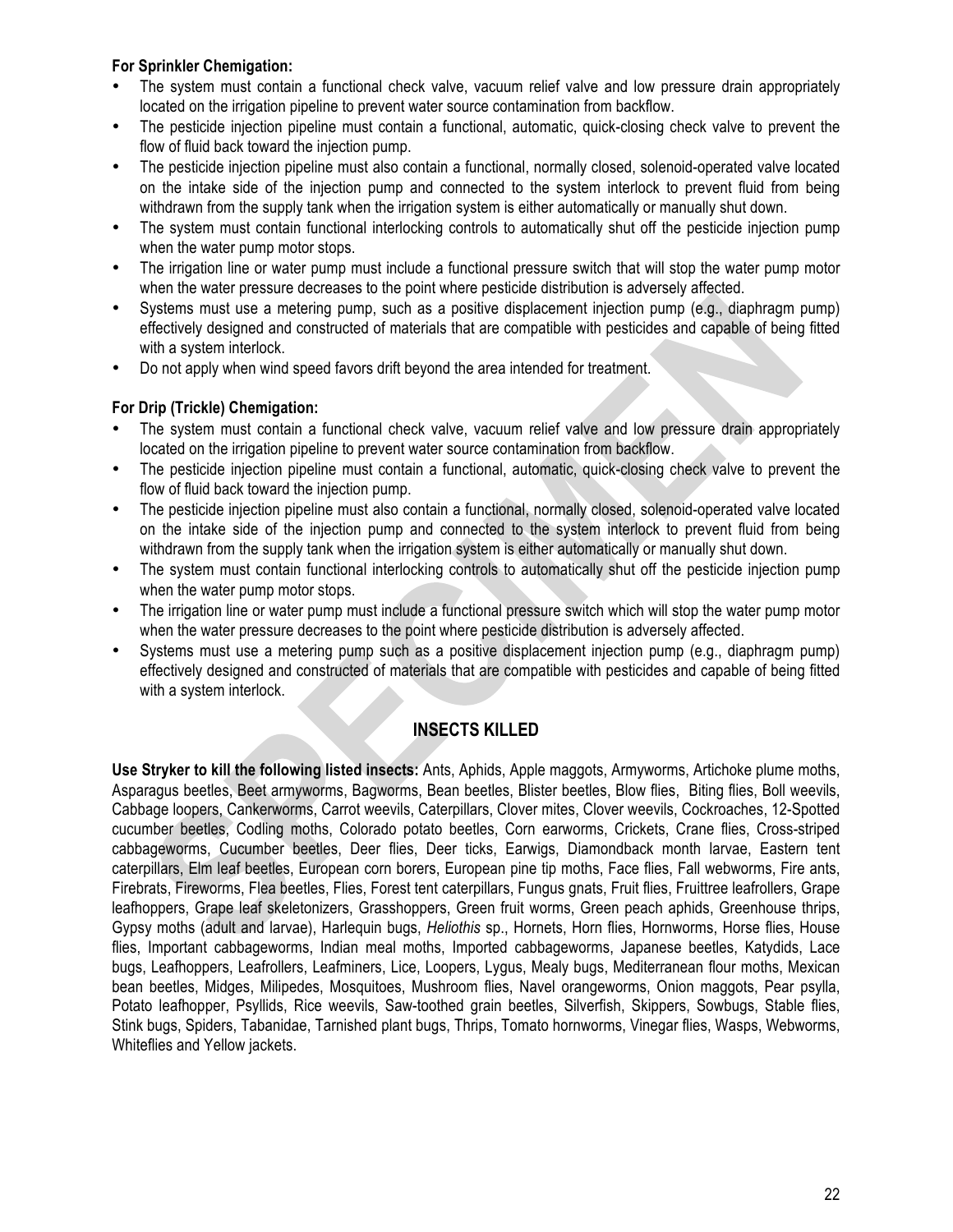**For Sprinkler Chemigation:**

- The system must contain a functional check valve, vacuum relief valve and low pressure drain appropriately located on the irrigation pipeline to prevent water source contamination from backflow.
- The pesticide injection pipeline must contain a functional, automatic, quick-closing check valve to prevent the flow of fluid back toward the injection pump.
- The pesticide injection pipeline must also contain a functional, normally closed, solenoid-operated valve located on the intake side of the injection pump and connected to the system interlock to prevent fluid from being withdrawn from the supply tank when the irrigation system is either automatically or manually shut down.
- The system must contain functional interlocking controls to automatically shut off the pesticide injection pump when the water pump motor stops.
- The irrigation line or water pump must include a functional pressure switch that will stop the water pump motor when the water pressure decreases to the point where pesticide distribution is adversely affected.
- Systems must use a metering pump, such as a positive displacement injection pump (e.g., diaphragm pump) effectively designed and constructed of materials that are compatible with pesticides and capable of being fitted with a system interlock.
- Do not apply when wind speed favors drift beyond the area intended for treatment.

**For Drip (Trickle) Chemigation:**

- The system must contain a functional check valve, vacuum relief valve and low pressure drain appropriately located on the irrigation pipeline to prevent water source contamination from backflow.
- The pesticide injection pipeline must contain a functional, automatic, quick-closing check valve to prevent the flow of fluid back toward the injection pump.
- The pesticide injection pipeline must also contain a functional, normally closed, solenoid-operated valve located on the intake side of the injection pump and connected to the system interlock to prevent fluid from being withdrawn from the supply tank when the irrigation system is either automatically or manually shut down.
- The system must contain functional interlocking controls to automatically shut off the pesticide injection pump when the water pump motor stops.
- The irrigation line or water pump must include a functional pressure switch which will stop the water pump motor when the water pressure decreases to the point where pesticide distribution is adversely affected.
- Systems must use a metering pump such as a positive displacement injection pump (e.g., diaphragm pump) effectively designed and constructed of materials that are compatible with pesticides and capable of being fitted with a system interlock.

## INSECTS KILLED

**Use Stryker to kill the following listed insects:** Ants, Aphids, Apple maggots, Armyworms, Artichoke plume moths, Asparagus beetles, Beet armyworms, Bagworms, Bean beetles, Blister beetles, Blow flies, Biting flies, Boll weevils, Cabbage loopers, Cankerworms, Carrot weevils, Caterpillars, Clover mites, Clover weevils, Cockroaches, 12-Spotted cucumber beetles, Codling moths, Colorado potato beetles, Corn earworms, Crickets, Crane flies, Cross-striped cabbageworms, Cucumber beetles, Deer flies, Deer ticks, Earwigs, Diamondback month larvae, Eastern tent caterpillars, Elm leaf beetles, European corn borers, European pine tip moths, Face flies, Fall webworms, Fire ants, Firebrats, Fireworms, Flea beetles, Flies, Forest tent caterpillars, Fungus gnats, Fruit flies, Fruittree leafrollers, Grape leafhoppers, Grape leaf skeletonizers, Grasshoppers, Green fruit worms, Green peach aphids, Greenhouse thrips, Gypsy moths (adult and larvae), Harlequin bugs, *Heliothis* sp., Hornets, Horn flies, Hornworms, Horse flies, House flies, Important cabbageworms, Indian meal moths, Imported cabbageworms, Japanese beetles, Katydids, Lace bugs, Leafhoppers, Leafrollers, Leafminers, Lice, Loopers, Lygus, Mealy bugs, Mediterranean flour moths, Mexican bean beetles, Midges, Milipedes, Mosquitoes, Mushroom flies, Navel orangeworms, Onion maggots, Pear psylla, Potato leafhopper, Psyllids, Rice weevils, Saw-toothed grain beetles, Silverfish, Skippers, Sowbugs, Stable flies, Stink bugs, Spiders, Tabanidae, Tarnished plant bugs, Thrips, Tomato hornworms, Vinegar flies, Wasps, Webworms, Whiteflies and Yellow jackets.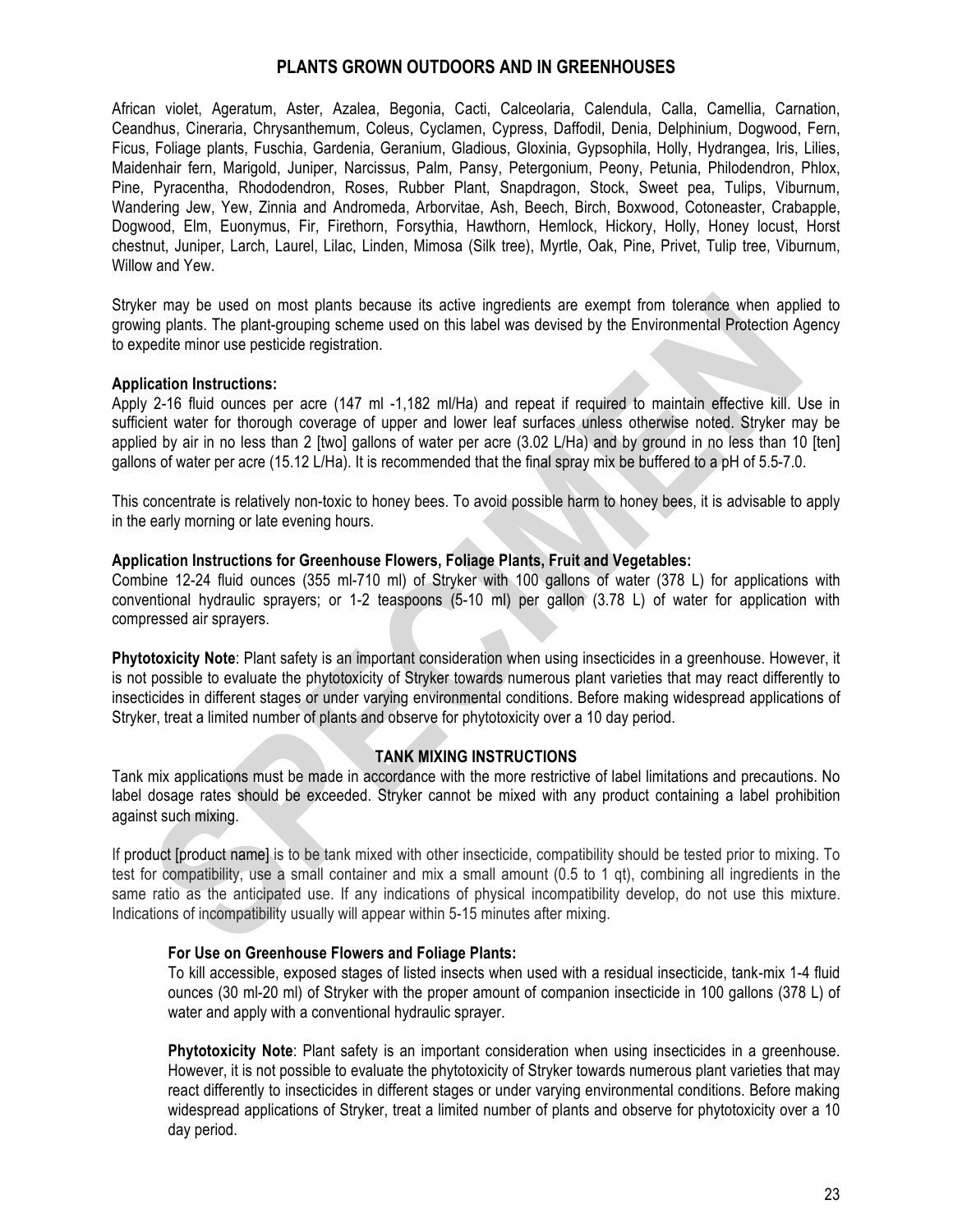## PLANTS GROWN OUTDOORS AND IN GREENHOUSES

African violet, Ageratum, Aster, Azalea, Begonia, Cacti, Calceolaria, Calendula, Calla, Camellia, Carnation, Ceandhus, Cineraria, Chrysanthemum, Coleus, Cyclamen, Cypress, Daffodil, Denia, Delphinium, Dogwood, Fern, Ficus, Foliage plants, Fuschia, Gardenia, Geranium, Gladious, Gloxinia, Gypsophila, Holly, Hydrangea, Iris, Lilies, Maidenhair fern, Marigold, Juniper, Narcissus, Palm, Pansy, Petergonium, Peony, Petunia, Philodendron, Phlox, Pine, Pyracentha, Rhododendron, Roses, Rubber Plant, Snapdragon, Stock, Sweet pea, Tulips, Viburnum, Wandering Jew, Yew, Zinnia and Andromeda, Arborvitae, Ash, Beech, Birch, Boxwood, Cotoneaster, Crabapple, Dogwood, Elm, Euonymus, Fir, Firethorn, Forsythia, Hawthorn, Hemlock, Hickory, Holly, Honey locust, Horst chestnut, Juniper, Larch, Laurel, Lilac, Linden, Mimosa (Silk tree), Myrtle, Oak, Pine, Privet, Tulip tree, Viburnum, Willow and Yew.

Stryker may be used on most plants because its active ingredients are exempt from tolerance when applied to growing plants. The plant-grouping scheme used on this label was devised by the Environmental Protection Agency to expedite minor use pesticide registration.

**Application Instructions:**
Apply 2-16 fluid ounces per acre (147 ml -1,182 ml/Ha) and repeat if required to maintain effective kill. Use in sufficient water for thorough coverage of upper and lower leaf surfaces unless otherwise noted. Stryker may be applied by air in no less than 2 [two] gallons of water per acre (3.02 L/Ha) and by ground in no less than 10 [ten] gallons of water per acre (15.12 L/Ha). It is recommended that the final spray mix be buffered to a pH of 5.5-7.0.

This concentrate is relatively non-toxic to honey bees. To avoid possible harm to honey bees, it is advisable to apply in the early morning or late evening hours.

**Application Instructions for Greenhouse Flowers, Foliage Plants, Fruit and Vegetables:**
Combine 12-24 fluid ounces (355 ml-710 ml) of Stryker with 100 gallons of water (378 L) for applications with conventional hydraulic sprayers; or 1-2 teaspoons (5-10 ml) per gallon (3.78 L) of water for application with compressed air sprayers.

**Phytotoxicity Note**: Plant safety is an important consideration when using insecticides in a greenhouse. However, it is not possible to evaluate the phytotoxicity of Stryker towards numerous plant varieties that may react differently to insecticides in different stages or under varying environmental conditions. Before making widespread applications of Stryker, treat a limited number of plants and observe for phytotoxicity over a 10 day period.

### TANK MIXING INSTRUCTIONS

Tank mix applications must be made in accordance with the more restrictive of label limitations and precautions. No label dosage rates should be exceeded. Stryker cannot be mixed with any product containing a label prohibition against such mixing.

If product [product name] is to be tank mixed with other insecticide, compatibility should be tested prior to mixing. To test for compatibility, use a small container and mix a small amount (0.5 to 1 qt), combining all ingredients in the same ratio as the anticipated use. If any indications of physical incompatibility develop, do not use this mixture. Indications of incompatibility usually will appear within 5-15 minutes after mixing.

**For Use on Greenhouse Flowers and Foliage Plants:**
To kill accessible, exposed stages of listed insects when used with a residual insecticide, tank-mix 1-4 fluid ounces (30 ml-20 ml) of Stryker with the proper amount of companion insecticide in 100 gallons (378 L) of water and apply with a conventional hydraulic sprayer.

**Phytotoxicity Note**: Plant safety is an important consideration when using insecticides in a greenhouse. However, it is not possible to evaluate the phytotoxicity of Stryker towards numerous plant varieties that may react differently to insecticides in different stages or under varying environmental conditions. Before making widespread applications of Stryker, treat a limited number of plants and observe for phytotoxicity over a 10 day period.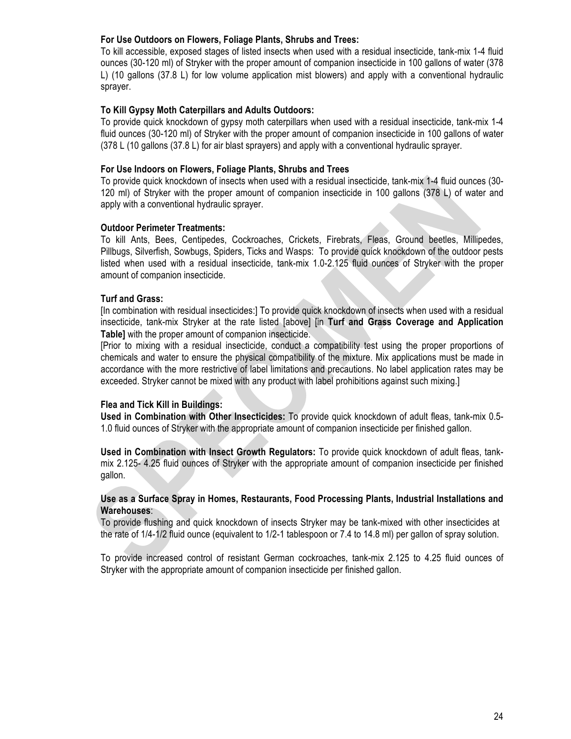**For Use Outdoors on Flowers, Foliage Plants, Shrubs and Trees:**
To kill accessible, exposed stages of listed insects when used with a residual insecticide, tank-mix 1-4 fluid ounces (30-120 ml) of Stryker with the proper amount of companion insecticide in 100 gallons of water (378 L) (10 gallons (37.8 L) for low volume application mist blowers) and apply with a conventional hydraulic sprayer.

**To Kill Gypsy Moth Caterpillars and Adults Outdoors:**
To provide quick knockdown of gypsy moth caterpillars when used with a residual insecticide, tank-mix 1-4 fluid ounces (30-120 ml) of Stryker with the proper amount of companion insecticide in 100 gallons of water (378 L (10 gallons (37.8 L) for air blast sprayers) and apply with a conventional hydraulic sprayer.

**For Use Indoors on Flowers, Foliage Plants, Shrubs and Trees**
To provide quick knockdown of insects when used with a residual insecticide, tank-mix 1-4 fluid ounces (30-120 ml) of Stryker with the proper amount of companion insecticide in 100 gallons (378 L) of water and apply with a conventional hydraulic sprayer.

**Outdoor Perimeter Treatments:**
To kill Ants, Bees, Centipedes, Cockroaches, Crickets, Firebrats, Fleas, Ground beetles, Millipedes, Pillbugs, Silverfish, Sowbugs, Spiders, Ticks and Wasps: To provide quick knockdown of the outdoor pests listed when used with a residual insecticide, tank-mix 1.0-2.125 fluid ounces of Stryker with the proper amount of companion insecticide.

**Turf and Grass:**
[In combination with residual insecticides:] To provide quick knockdown of insects when used with a residual insecticide, tank-mix Stryker at the rate listed [above] [in **Turf and Grass Coverage and Application Table]** with the proper amount of companion insecticide.
[Prior to mixing with a residual insecticide, conduct a compatibility test using the proper proportions of chemicals and water to ensure the physical compatibility of the mixture. Mix applications must be made in accordance with the more restrictive of label limitations and precautions. No label application rates may be exceeded. Stryker cannot be mixed with any product with label prohibitions against such mixing.]

**Flea and Tick Kill in Buildings:**
**Used in Combination with Other Insecticides:** To provide quick knockdown of adult fleas, tank-mix 0.5-1.0 fluid ounces of Stryker with the appropriate amount of companion insecticide per finished gallon.

**Used in Combination with Insect Growth Regulators:** To provide quick knockdown of adult fleas, tank-mix 2.125- 4.25 fluid ounces of Stryker with the appropriate amount of companion insecticide per finished gallon.

**Use as a Surface Spray in Homes, Restaurants, Food Processing Plants, Industrial Installations and Warehouses**:
To provide flushing and quick knockdown of insects Stryker may be tank-mixed with other insecticides at the rate of 1/4-1/2 fluid ounce (equivalent to 1/2-1 tablespoon or 7.4 to 14.8 ml) per gallon of spray solution.

To provide increased control of resistant German cockroaches, tank-mix 2.125 to 4.25 fluid ounces of Stryker with the appropriate amount of companion insecticide per finished gallon.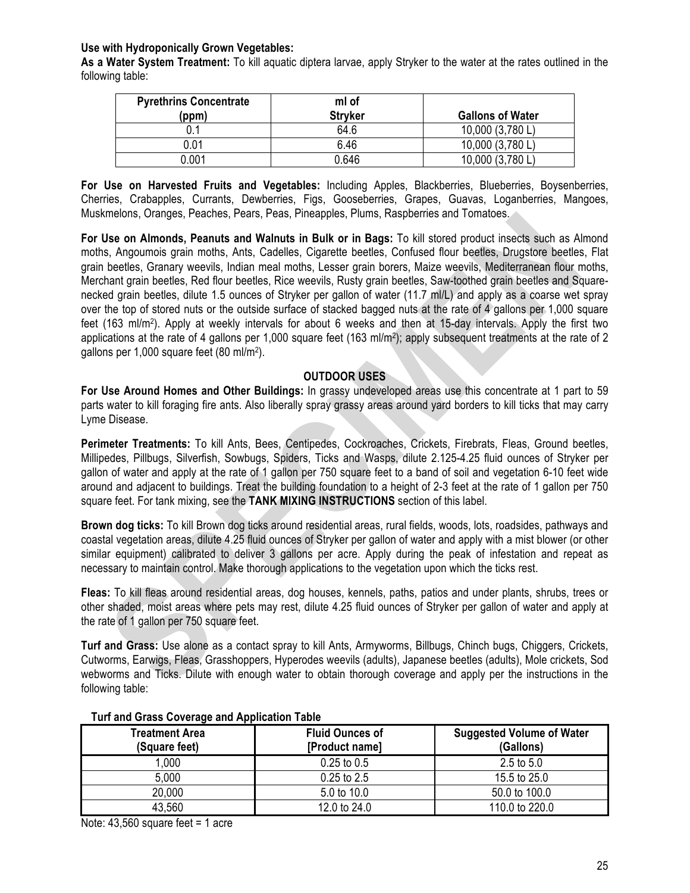**Use with Hydroponically Grown Vegetables:**

**As a Water System Treatment:** To kill aquatic diptera larvae, apply Stryker to the water at the rates outlined in the following table:

| Pyrethrins Concentrate (ppm) | ml of Stryker | Gallons of Water |
|---|---|---|
| 0.1 | 64.6 | 10,000 (3,780 L) |
| 0.01 | 6.46 | 10,000 (3,780 L) |
| 0.001 | 0.646 | 10,000 (3,780 L) |

**For Use on Harvested Fruits and Vegetables:** Including Apples, Blackberries, Blueberries, Boysenberries, Cherries, Crabapples, Currants, Dewberries, Figs, Gooseberries, Grapes, Guavas, Loganberries, Mangoes, Muskmelons, Oranges, Peaches, Pears, Peas, Pineapples, Plums, Raspberries and Tomatoes.

**For Use on Almonds, Peanuts and Walnuts in Bulk or in Bags:** To kill stored product insects such as Almond moths, Angoumois grain moths, Ants, Cadelles, Cigarette beetles, Confused flour beetles, Drugstore beetles, Flat grain beetles, Granary weevils, Indian meal moths, Lesser grain borers, Maize weevils, Mediterranean flour moths, Merchant grain beetles, Red flour beetles, Rice weevils, Rusty grain beetles, Saw-toothed grain beetles and Square-necked grain beetles, dilute 1.5 ounces of Stryker per gallon of water (11.7 ml/L) and apply as a coarse wet spray over the top of stored nuts or the outside surface of stacked bagged nuts at the rate of 4 gallons per 1,000 square feet (163 ml/m$^2$). Apply at weekly intervals for about 6 weeks and then at 15-day intervals. Apply the first two applications at the rate of 4 gallons per 1,000 square feet (163 ml/m$^2$); apply subsequent treatments at the rate of 2 gallons per 1,000 square feet (80 ml/m$^2$).

## OUTDOOR USES

**For Use Around Homes and Other Buildings:** In grassy undeveloped areas use this concentrate at 1 part to 59 parts water to kill foraging fire ants. Also liberally spray grassy areas around yard borders to kill ticks that may carry Lyme Disease.

**Perimeter Treatments:** To kill Ants, Bees, Centipedes, Cockroaches, Crickets, Firebrats, Fleas, Ground beetles, Millipedes, Pillbugs, Silverfish, Sowbugs, Spiders, Ticks and Wasps, dilute 2.125-4.25 fluid ounces of Stryker per gallon of water and apply at the rate of 1 gallon per 750 square feet to a band of soil and vegetation 6-10 feet wide around and adjacent to buildings. Treat the building foundation to a height of 2-3 feet at the rate of 1 gallon per 750 square feet. For tank mixing, see the **TANK MIXING INSTRUCTIONS** section of this label.

**Brown dog ticks:** To kill Brown dog ticks around residential areas, rural fields, woods, lots, roadsides, pathways and coastal vegetation areas, dilute 4.25 fluid ounces of Stryker per gallon of water and apply with a mist blower (or other similar equipment) calibrated to deliver 3 gallons per acre. Apply during the peak of infestation and repeat as necessary to maintain control. Make thorough applications to the vegetation upon which the ticks rest.

**Fleas:** To kill fleas around residential areas, dog houses, kennels, paths, patios and under plants, shrubs, trees or other shaded, moist areas where pets may rest, dilute 4.25 fluid ounces of Stryker per gallon of water and apply at the rate of 1 gallon per 750 square feet.

**Turf and Grass:** Use alone as a contact spray to kill Ants, Armyworms, Billbugs, Chinch bugs, Chiggers, Crickets, Cutworms, Earwigs, Fleas, Grasshoppers, Hyperodes weevils (adults), Japanese beetles (adults), Mole crickets, Sod webworms and Ticks. Dilute with enough water to obtain thorough coverage and apply per the instructions in the following table:

**Turf and Grass Coverage and Application Table**

| Treatment Area (Square feet) | Fluid Ounces of [Product name] | Suggested Volume of Water (Gallons) |
|---|---|---|
| 1,000 | 0.25 to 0.5 | 2.5 to 5.0 |
| 5,000 | 0.25 to 2.5 | 15.5 to 25.0 |
| 20,000 | 5.0 to 10.0 | 50.0 to 100.0 |
| 43,560 | 12.0 to 24.0 | 110.0 to 220.0 |

Note: 43,560 square feet = 1 acre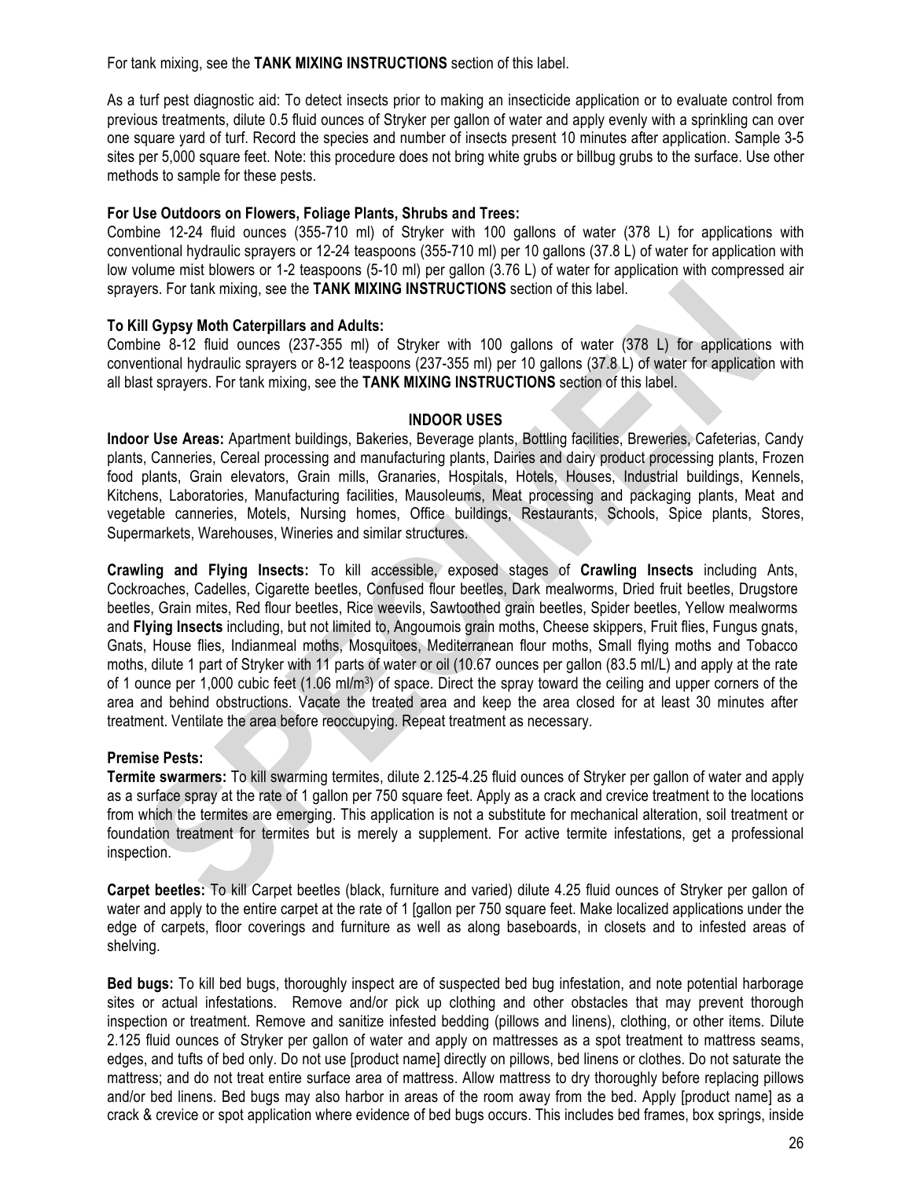For tank mixing, see the **TANK MIXING INSTRUCTIONS** section of this label.

As a turf pest diagnostic aid: To detect insects prior to making an insecticide application or to evaluate control from previous treatments, dilute 0.5 fluid ounces of Stryker per gallon of water and apply evenly with a sprinkling can over one square yard of turf. Record the species and number of insects present 10 minutes after application. Sample 3-5 sites per 5,000 square feet. Note: this procedure does not bring white grubs or billbug grubs to the surface. Use other methods to sample for these pests.

**For Use Outdoors on Flowers, Foliage Plants, Shrubs and Trees:**
Combine 12-24 fluid ounces (355-710 ml) of Stryker with 100 gallons of water (378 L) for applications with conventional hydraulic sprayers or 12-24 teaspoons (355-710 ml) per 10 gallons (37.8 L) of water for application with low volume mist blowers or 1-2 teaspoons (5-10 ml) per gallon (3.76 L) of water for application with compressed air sprayers. For tank mixing, see the **TANK MIXING INSTRUCTIONS** section of this label.

**To Kill Gypsy Moth Caterpillars and Adults:**
Combine 8-12 fluid ounces (237-355 ml) of Stryker with 100 gallons of water (378 L) for applications with conventional hydraulic sprayers or 8-12 teaspoons (237-355 ml) per 10 gallons (37.8 L) of water for application with all blast sprayers. For tank mixing, see the **TANK MIXING INSTRUCTIONS** section of this label.

## INDOOR USES

**Indoor Use Areas:** Apartment buildings, Bakeries, Beverage plants, Bottling facilities, Breweries, Cafeterias, Candy plants, Canneries, Cereal processing and manufacturing plants, Dairies and dairy product processing plants, Frozen food plants, Grain elevators, Grain mills, Granaries, Hospitals, Hotels, Houses, Industrial buildings, Kennels, Kitchens, Laboratories, Manufacturing facilities, Mausoleums, Meat processing and packaging plants, Meat and vegetable canneries, Motels, Nursing homes, Office buildings, Restaurants, Schools, Spice plants, Stores, Supermarkets, Warehouses, Wineries and similar structures.

**Crawling and Flying Insects:** To kill accessible, exposed stages of **Crawling Insects** including Ants, Cockroaches, Cadelles, Cigarette beetles, Confused flour beetles, Dark mealworms, Dried fruit beetles, Drugstore beetles, Grain mites, Red flour beetles, Rice weevils, Sawtoothed grain beetles, Spider beetles, Yellow mealworms and **Flying Insects** including, but not limited to, Angoumois grain moths, Cheese skippers, Fruit flies, Fungus gnats, Gnats, House flies, Indianmeal moths, Mosquitoes, Mediterranean flour moths, Small flying moths and Tobacco moths, dilute 1 part of Stryker with 11 parts of water or oil (10.67 ounces per gallon (83.5 ml/L) and apply at the rate of 1 ounce per 1,000 cubic feet (1.06 ml/m$^3$) of space. Direct the spray toward the ceiling and upper corners of the area and behind obstructions. Vacate the treated area and keep the area closed for at least 30 minutes after treatment. Ventilate the area before reoccupying. Repeat treatment as necessary.

**Premise Pests:**
**Termite swarmers:** To kill swarming termites, dilute 2.125-4.25 fluid ounces of Stryker per gallon of water and apply as a surface spray at the rate of 1 gallon per 750 square feet. Apply as a crack and crevice treatment to the locations from which the termites are emerging. This application is not a substitute for mechanical alteration, soil treatment or foundation treatment for termites but is merely a supplement. For active termite infestations, get a professional inspection.

**Carpet beetles:** To kill Carpet beetles (black, furniture and varied) dilute 4.25 fluid ounces of Stryker per gallon of water and apply to the entire carpet at the rate of 1 [gallon per 750 square feet. Make localized applications under the edge of carpets, floor coverings and furniture as well as along baseboards, in closets and to infested areas of shelving.

**Bed bugs:** To kill bed bugs, thoroughly inspect are of suspected bed bug infestation, and note potential harborage sites or actual infestations. Remove and/or pick up clothing and other obstacles that may prevent thorough inspection or treatment. Remove and sanitize infested bedding (pillows and linens), clothing, or other items. Dilute 2.125 fluid ounces of Stryker per gallon of water and apply on mattresses as a spot treatment to mattress seams, edges, and tufts of bed only. Do not use [product name] directly on pillows, bed linens or clothes. Do not saturate the mattress; and do not treat entire surface area of mattress. Allow mattress to dry thoroughly before replacing pillows and/or bed linens. Bed bugs may also harbor in areas of the room away from the bed. Apply [product name] as a crack & crevice or spot application where evidence of bed bugs occurs. This includes bed frames, box springs, inside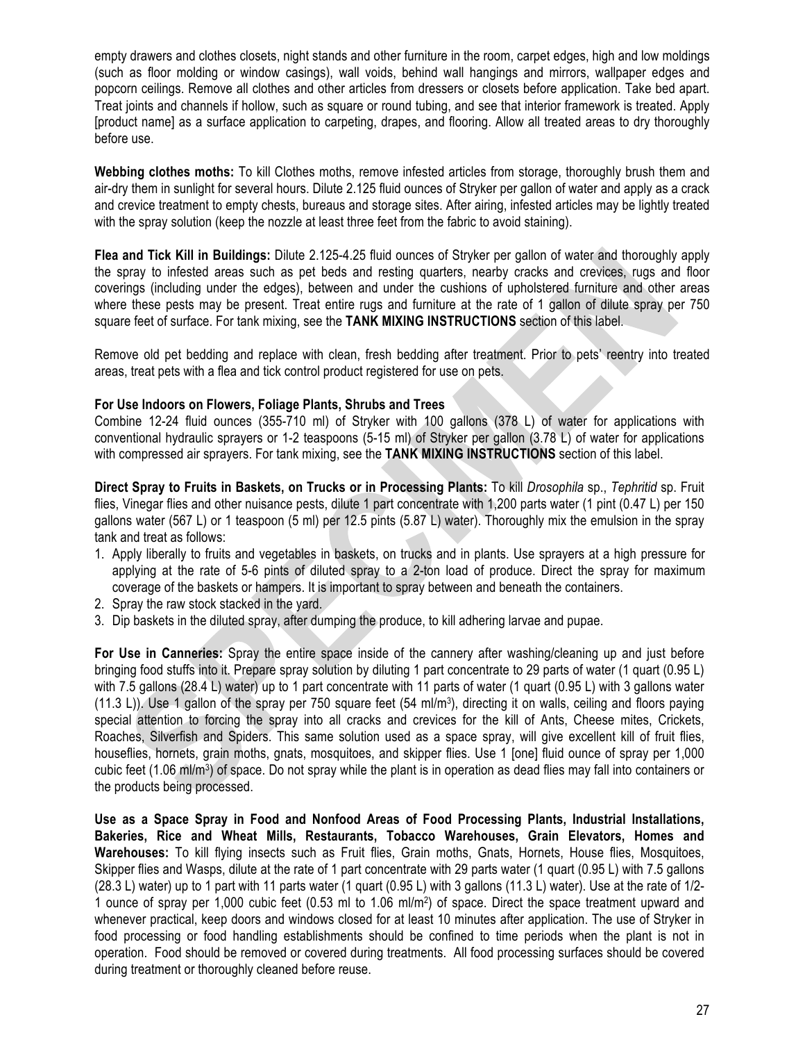empty drawers and clothes closets, night stands and other furniture in the room, carpet edges, high and low moldings (such as floor molding or window casings), wall voids, behind wall hangings and mirrors, wallpaper edges and popcorn ceilings. Remove all clothes and other articles from dressers or closets before application. Take bed apart. Treat joints and channels if hollow, such as square or round tubing, and see that interior framework is treated. Apply [product name] as a surface application to carpeting, drapes, and flooring. Allow all treated areas to dry thoroughly before use.

**Webbing clothes moths:** To kill Clothes moths, remove infested articles from storage, thoroughly brush them and air-dry them in sunlight for several hours. Dilute 2.125 fluid ounces of Stryker per gallon of water and apply as a crack and crevice treatment to empty chests, bureaus and storage sites. After airing, infested articles may be lightly treated with the spray solution (keep the nozzle at least three feet from the fabric to avoid staining).

**Flea and Tick Kill in Buildings:** Dilute 2.125-4.25 fluid ounces of Stryker per gallon of water and thoroughly apply the spray to infested areas such as pet beds and resting quarters, nearby cracks and crevices, rugs and floor coverings (including under the edges), between and under the cushions of upholstered furniture and other areas where these pests may be present. Treat entire rugs and furniture at the rate of 1 gallon of dilute spray per 750 square feet of surface. For tank mixing, see the **TANK MIXING INSTRUCTIONS** section of this label.

Remove old pet bedding and replace with clean, fresh bedding after treatment. Prior to pets' reentry into treated areas, treat pets with a flea and tick control product registered for use on pets.

**For Use Indoors on Flowers, Foliage Plants, Shrubs and Trees**
Combine 12-24 fluid ounces (355-710 ml) of Stryker with 100 gallons (378 L) of water for applications with conventional hydraulic sprayers or 1-2 teaspoons (5-15 ml) of Stryker per gallon (3.78 L) of water for applications with compressed air sprayers. For tank mixing, see the **TANK MIXING INSTRUCTIONS** section of this label.

**Direct Spray to Fruits in Baskets, on Trucks or in Processing Plants:** To kill *Drosophila* sp., *Tephritid* sp. Fruit flies, Vinegar flies and other nuisance pests, dilute 1 part concentrate with 1,200 parts water (1 pint (0.47 L) per 150 gallons water (567 L) or 1 teaspoon (5 ml) per 12.5 pints (5.87 L) water). Thoroughly mix the emulsion in the spray tank and treat as follows:

1. Apply liberally to fruits and vegetables in baskets, on trucks and in plants. Use sprayers at a high pressure for applying at the rate of 5-6 pints of diluted spray to a 2-ton load of produce. Direct the spray for maximum coverage of the baskets or hampers. It is important to spray between and beneath the containers.
2. Spray the raw stock stacked in the yard.
3. Dip baskets in the diluted spray, after dumping the produce, to kill adhering larvae and pupae.

**For Use in Canneries:** Spray the entire space inside of the cannery after washing/cleaning up and just before bringing food stuffs into it. Prepare spray solution by diluting 1 part concentrate to 29 parts of water (1 quart (0.95 L) with 7.5 gallons (28.4 L) water) up to 1 part concentrate with 11 parts of water (1 quart (0.95 L) with 3 gallons water (11.3 L)). Use 1 gallon of the spray per 750 square feet (54 ml/m$^3$), directing it on walls, ceiling and floors paying special attention to forcing the spray into all cracks and crevices for the kill of Ants, Cheese mites, Crickets, Roaches, Silverfish and Spiders. This same solution used as a space spray, will give excellent kill of fruit flies, houseflies, hornets, grain moths, gnats, mosquitoes, and skipper flies. Use 1 [one] fluid ounce of spray per 1,000 cubic feet (1.06 ml/m$^3$) of space. Do not spray while the plant is in operation as dead flies may fall into containers or the products being processed.

**Use as a Space Spray in Food and Nonfood Areas of Food Processing Plants, Industrial Installations, Bakeries, Rice and Wheat Mills, Restaurants, Tobacco Warehouses, Grain Elevators, Homes and Warehouses:** To kill flying insects such as Fruit flies, Grain moths, Gnats, Hornets, House flies, Mosquitoes, Skipper flies and Wasps, dilute at the rate of 1 part concentrate with 29 parts water (1 quart (0.95 L) with 7.5 gallons (28.3 L) water) up to 1 part with 11 parts water (1 quart (0.95 L) with 3 gallons (11.3 L) water). Use at the rate of 1/2-1 ounce of spray per 1,000 cubic feet (0.53 ml to 1.06 ml/m$^2$) of space. Direct the space treatment upward and whenever practical, keep doors and windows closed for at least 10 minutes after application. The use of Stryker in food processing or food handling establishments should be confined to time periods when the plant is not in operation. Food should be removed or covered during treatments. All food processing surfaces should be covered during treatment or thoroughly cleaned before reuse.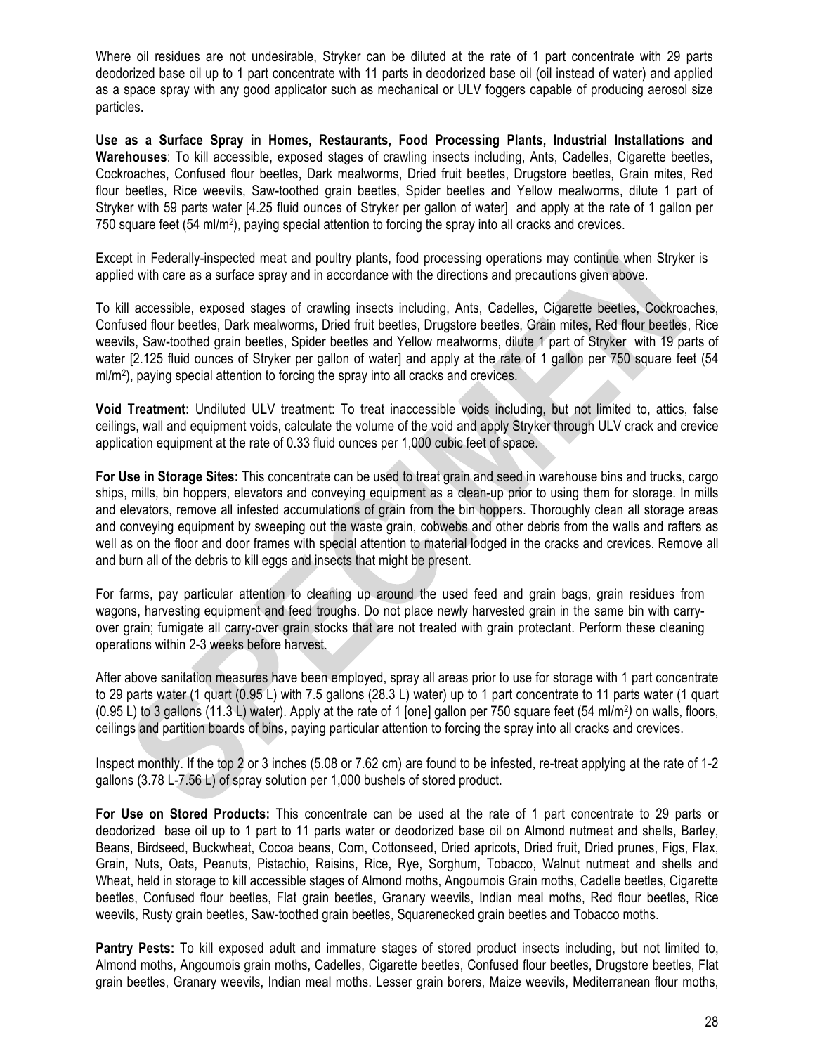Where oil residues are not undesirable, Stryker can be diluted at the rate of 1 part concentrate with 29 parts deodorized base oil up to 1 part concentrate with 11 parts in deodorized base oil (oil instead of water) and applied as a space spray with any good applicator such as mechanical or ULV foggers capable of producing aerosol size particles.

**Use as a Surface Spray in Homes, Restaurants, Food Processing Plants, Industrial Installations and Warehouses**: To kill accessible, exposed stages of crawling insects including, Ants, Cadelles, Cigarette beetles, Cockroaches, Confused flour beetles, Dark mealworms, Dried fruit beetles, Drugstore beetles, Grain mites, Red flour beetles, Rice weevils, Saw-toothed grain beetles, Spider beetles and Yellow mealworms, dilute 1 part of Stryker with 59 parts water [4.25 fluid ounces of Stryker per gallon of water] and apply at the rate of 1 gallon per 750 square feet (54 ml/m$^2$), paying special attention to forcing the spray into all cracks and crevices.

Except in Federally-inspected meat and poultry plants, food processing operations may continue when Stryker is applied with care as a surface spray and in accordance with the directions and precautions given above.

To kill accessible, exposed stages of crawling insects including, Ants, Cadelles, Cigarette beetles, Cockroaches, Confused flour beetles, Dark mealworms, Dried fruit beetles, Drugstore beetles, Grain mites, Red flour beetles, Rice weevils, Saw-toothed grain beetles, Spider beetles and Yellow mealworms, dilute 1 part of Stryker with 19 parts of water [2.125 fluid ounces of Stryker per gallon of water] and apply at the rate of 1 gallon per 750 square feet (54 ml/m$^2$), paying special attention to forcing the spray into all cracks and crevices.

**Void Treatment:** Undiluted ULV treatment: To treat inaccessible voids including, but not limited to, attics, false ceilings, wall and equipment voids, calculate the volume of the void and apply Stryker through ULV crack and crevice application equipment at the rate of 0.33 fluid ounces per 1,000 cubic feet of space.

**For Use in Storage Sites:** This concentrate can be used to treat grain and seed in warehouse bins and trucks, cargo ships, mills, bin hoppers, elevators and conveying equipment as a clean-up prior to using them for storage. In mills and elevators, remove all infested accumulations of grain from the bin hoppers. Thoroughly clean all storage areas and conveying equipment by sweeping out the waste grain, cobwebs and other debris from the walls and rafters as well as on the floor and door frames with special attention to material lodged in the cracks and crevices. Remove all and burn all of the debris to kill eggs and insects that might be present.

For farms, pay particular attention to cleaning up around the used feed and grain bags, grain residues from wagons, harvesting equipment and feed troughs. Do not place newly harvested grain in the same bin with carry-over grain; fumigate all carry-over grain stocks that are not treated with grain protectant. Perform these cleaning operations within 2-3 weeks before harvest.

After above sanitation measures have been employed, spray all areas prior to use for storage with 1 part concentrate to 29 parts water (1 quart (0.95 L) with 7.5 gallons (28.3 L) water) up to 1 part concentrate to 11 parts water (1 quart (0.95 L) to 3 gallons (11.3 L) water). Apply at the rate of 1 [one] gallon per 750 square feet (54 ml/m$^2$) on walls, floors, ceilings and partition boards of bins, paying particular attention to forcing the spray into all cracks and crevices.

Inspect monthly. If the top 2 or 3 inches (5.08 or 7.62 cm) are found to be infested, re-treat applying at the rate of 1-2 gallons (3.78 L-7.56 L) of spray solution per 1,000 bushels of stored product.

**For Use on Stored Products:** This concentrate can be used at the rate of 1 part concentrate to 29 parts or deodorized base oil up to 1 part to 11 parts water or deodorized base oil on Almond nutmeat and shells, Barley, Beans, Birdseed, Buckwheat, Cocoa beans, Corn, Cottonseed, Dried apricots, Dried fruit, Dried prunes, Figs, Flax, Grain, Nuts, Oats, Peanuts, Pistachio, Raisins, Rice, Rye, Sorghum, Tobacco, Walnut nutmeat and shells and Wheat, held in storage to kill accessible stages of Almond moths, Angoumois Grain moths, Cadelle beetles, Cigarette beetles, Confused flour beetles, Flat grain beetles, Granary weevils, Indian meal moths, Red flour beetles, Rice weevils, Rusty grain beetles, Saw-toothed grain beetles, Squarenecked grain beetles and Tobacco moths.

**Pantry Pests:** To kill exposed adult and immature stages of stored product insects including, but not limited to, Almond moths, Angoumois grain moths, Cadelles, Cigarette beetles, Confused flour beetles, Drugstore beetles, Flat grain beetles, Granary weevils, Indian meal moths. Lesser grain borers, Maize weevils, Mediterranean flour moths,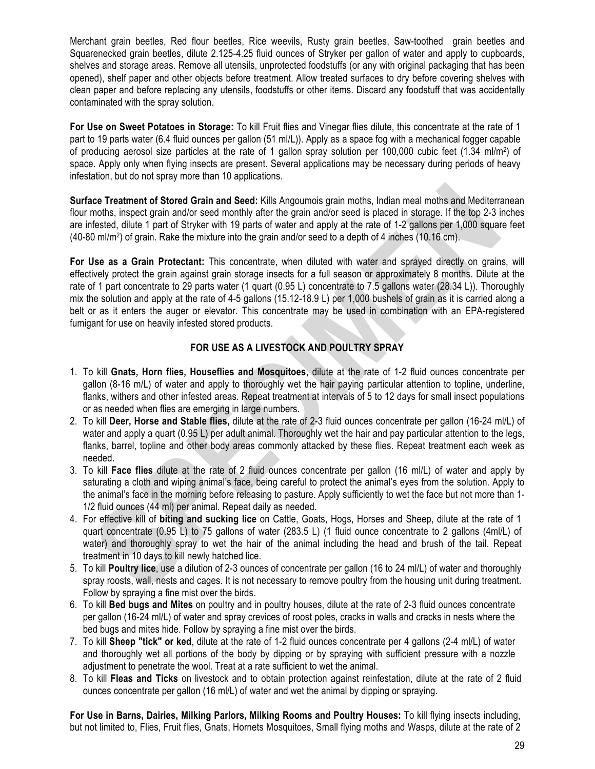Merchant grain beetles, Red flour beetles, Rice weevils, Rusty grain beetles, Saw-toothed grain beetles and Squarenecked grain beetles, dilute 2.125-4.25 fluid ounces of Stryker per gallon of water and apply to cupboards, shelves and storage areas. Remove all utensils, unprotected foodstuffs (or any with original packaging that has been opened), shelf paper and other objects before treatment. Allow treated surfaces to dry before covering shelves with clean paper and before replacing any utensils, foodstuffs or other items. Discard any foodstuff that was accidentally contaminated with the spray solution.

**For Use on Sweet Potatoes in Storage:** To kill Fruit flies and Vinegar flies dilute, this concentrate at the rate of 1 part to 19 parts water (6.4 fluid ounces per gallon (51 ml/L)). Apply as a space fog with a mechanical fogger capable of producing aerosol size particles at the rate of 1 gallon spray solution per 100,000 cubic feet (1.34 ml/m$^2$) of space. Apply only when flying insects are present. Several applications may be necessary during periods of heavy infestation, but do not spray more than 10 applications.

**Surface Treatment of Stored Grain and Seed:** Kills Angoumois grain moths, Indian meal moths and Mediterranean flour moths, inspect grain and/or seed monthly after the grain and/or seed is placed in storage. If the top 2-3 inches are infested, dilute 1 part of Stryker with 19 parts of water and apply at the rate of 1-2 gallons per 1,000 square feet (40-80 ml/m$^2$) of grain. Rake the mixture into the grain and/or seed to a depth of 4 inches (10.16 cm).

**For Use as a Grain Protectant:** This concentrate, when diluted with water and sprayed directly on grains, will effectively protect the grain against grain storage insects for a full season or approximately 8 months. Dilute at the rate of 1 part concentrate to 29 parts water (1 quart (0.95 L) concentrate to 7.5 gallons water (28.34 L)). Thoroughly mix the solution and apply at the rate of 4-5 gallons (15.12-18.9 L) per 1,000 bushels of grain as it is carried along a belt or as it enters the auger or elevator. This concentrate may be used in combination with an EPA-registered fumigant for use on heavily infested stored products.

## FOR USE AS A LIVESTOCK AND POULTRY SPRAY

1. To kill **Gnats, Horn flies, Houseflies and Mosquitoes**, dilute at the rate of 1-2 fluid ounces concentrate per gallon (8-16 m/L) of water and apply to thoroughly wet the hair paying particular attention to topline, underline, flanks, withers and other infested areas. Repeat treatment at intervals of 5 to 12 days for small insect populations or as needed when flies are emerging in large numbers.
2. To kill **Deer, Horse and Stable flies,** dilute at the rate of 2-3 fluid ounces concentrate per gallon (16-24 ml/L) of water and apply a quart (0.95 L) per adult animal. Thoroughly wet the hair and pay particular attention to the legs, flanks, barrel, topline and other body areas commonly attacked by these flies. Repeat treatment each week as needed.
3. To kill **Face flies** dilute at the rate of 2 fluid ounces concentrate per gallon (16 ml/L) of water and apply by saturating a cloth and wiping animal's face, being careful to protect the animal's eyes from the solution. Apply to the animal's face in the morning before releasing to pasture. Apply sufficiently to wet the face but not more than 1-1/2 fluid ounces (44 ml) per animal. Repeat daily as needed.
4. For effective kill of **biting and sucking lice** on Cattle, Goats, Hogs, Horses and Sheep, dilute at the rate of 1 quart concentrate (0.95 L) to 75 gallons of water (283.5 L) (1 fluid ounce concentrate to 2 gallons (4ml/L) of water) and thoroughly spray to wet the hair of the animal including the head and brush of the tail. Repeat treatment in 10 days to kill newly hatched lice.
5. To kill **Poultry lice**, use a dilution of 2-3 ounces of concentrate per gallon (16 to 24 ml/L) of water and thoroughly spray roosts, wall, nests and cages. It is not necessary to remove poultry from the housing unit during treatment. Follow by spraying a fine mist over the birds.
6. To kill **Bed bugs and Mites** on poultry and in poultry houses, dilute at the rate of 2-3 fluid ounces concentrate per gallon (16-24 ml/L) of water and spray crevices of roost poles, cracks in walls and cracks in nests where the bed bugs and mites hide. Follow by spraying a fine mist over the birds.
7. To kill **Sheep "tick" or ked**, dilute at the rate of 1-2 fluid ounces concentrate per 4 gallons (2-4 ml/L) of water and thoroughly wet all portions of the body by dipping or by spraying with sufficient pressure with a nozzle adjustment to penetrate the wool. Treat at a rate sufficient to wet the animal.
8. To kill **Fleas and Ticks** on livestock and to obtain protection against reinfestation, dilute at the rate of 2 fluid ounces concentrate per gallon (16 ml/L) of water and wet the animal by dipping or spraying.

**For Use in Barns, Dairies, Milking Parlors, Milking Rooms and Poultry Houses:** To kill flying insects including, but not limited to, Flies, Fruit flies, Gnats, Hornets Mosquitoes, Small flying moths and Wasps, dilute at the rate of 2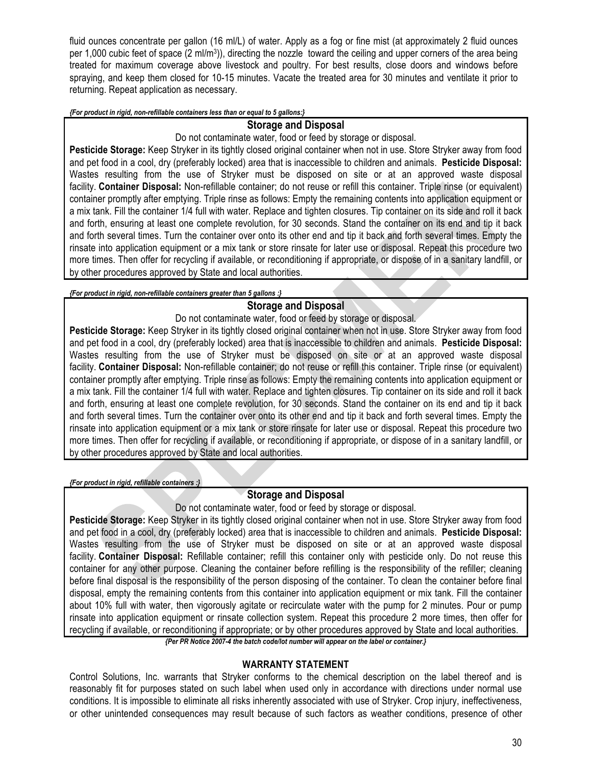fluid ounces concentrate per gallon (16 ml/L) of water. Apply as a fog or fine mist (at approximately 2 fluid ounces per 1,000 cubic feet of space (2 ml/m$^3$)), directing the nozzle toward the ceiling and upper corners of the area being treated for maximum coverage above livestock and poultry. For best results, close doors and windows before spraying, and keep them closed for 10-15 minutes. Vacate the treated area for 30 minutes and ventilate it prior to returning. Repeat application as necessary.

***{For product in rigid, non-refillable containers less than or equal to 5 gallons:}***

### Storage and Disposal

Do not contaminate water, food or feed by storage or disposal.

**Pesticide Storage:** Keep Stryker in its tightly closed original container when not in use. Store Stryker away from food and pet food in a cool, dry (preferably locked) area that is inaccessible to children and animals. **Pesticide Disposal:** Wastes resulting from the use of Stryker must be disposed on site or at an approved waste disposal facility. **Container Disposal:** Non-refillable container; do not reuse or refill this container. Triple rinse (or equivalent) container promptly after emptying. Triple rinse as follows: Empty the remaining contents into application equipment or a mix tank. Fill the container 1/4 full with water. Replace and tighten closures. Tip container on its side and roll it back and forth, ensuring at least one complete revolution, for 30 seconds. Stand the container on its end and tip it back and forth several times. Turn the container over onto its other end and tip it back and forth several times. Empty the rinsate into application equipment or a mix tank or store rinsate for later use or disposal. Repeat this procedure two more times. Then offer for recycling if available, or reconditioning if appropriate, or dispose of in a sanitary landfill, or by other procedures approved by State and local authorities.

***{For product in rigid, non-refillable containers greater than 5 gallons :}***

### Storage and Disposal

Do not contaminate water, food or feed by storage or disposal.

**Pesticide Storage:** Keep Stryker in its tightly closed original container when not in use. Store Stryker away from food and pet food in a cool, dry (preferably locked) area that is inaccessible to children and animals. **Pesticide Disposal:** Wastes resulting from the use of Stryker must be disposed on site or at an approved waste disposal facility. **Container Disposal:** Non-refillable container; do not reuse or refill this container. Triple rinse (or equivalent) container promptly after emptying. Triple rinse as follows: Empty the remaining contents into application equipment or a mix tank. Fill the container 1/4 full with water. Replace and tighten closures. Tip container on its side and roll it back and forth, ensuring at least one complete revolution, for 30 seconds. Stand the container on its end and tip it back and forth several times. Turn the container over onto its other end and tip it back and forth several times. Empty the rinsate into application equipment or a mix tank or store rinsate for later use or disposal. Repeat this procedure two more times. Then offer for recycling if available, or reconditioning if appropriate, or dispose of in a sanitary landfill, or by other procedures approved by State and local authorities.

***{For product in rigid, refillable containers :}***

### Storage and Disposal

Do not contaminate water, food or feed by storage or disposal.

**Pesticide Storage:** Keep Stryker in its tightly closed original container when not in use. Store Stryker away from food and pet food in a cool, dry (preferably locked) area that is inaccessible to children and animals. **Pesticide Disposal:** Wastes resulting from the use of Stryker must be disposed on site or at an approved waste disposal facility. **Container Disposal:** Refillable container; refill this container only with pesticide only. Do not reuse this container for any other purpose. Cleaning the container before refilling is the responsibility of the refiller; cleaning before final disposal is the responsibility of the person disposing of the container. To clean the container before final disposal, empty the remaining contents from this container into application equipment or mix tank. Fill the container about 10% full with water, then vigorously agitate or recirculate water with the pump for 2 minutes. Pour or pump rinsate into application equipment or rinsate collection system. Repeat this procedure 2 more times, then offer for recycling if available, or reconditioning if appropriate; or by other procedures approved by State and local authorities.

***{Per PR Notice 2007-4 the batch code/lot number will appear on the label or container.}***

### WARRANTY STATEMENT

Control Solutions, Inc. warrants that Stryker conforms to the chemical description on the label thereof and is reasonably fit for purposes stated on such label when used only in accordance with directions under normal use conditions. It is impossible to eliminate all risks inherently associated with use of Stryker. Crop injury, ineffectiveness, or other unintended consequences may result because of such factors as weather conditions, presence of other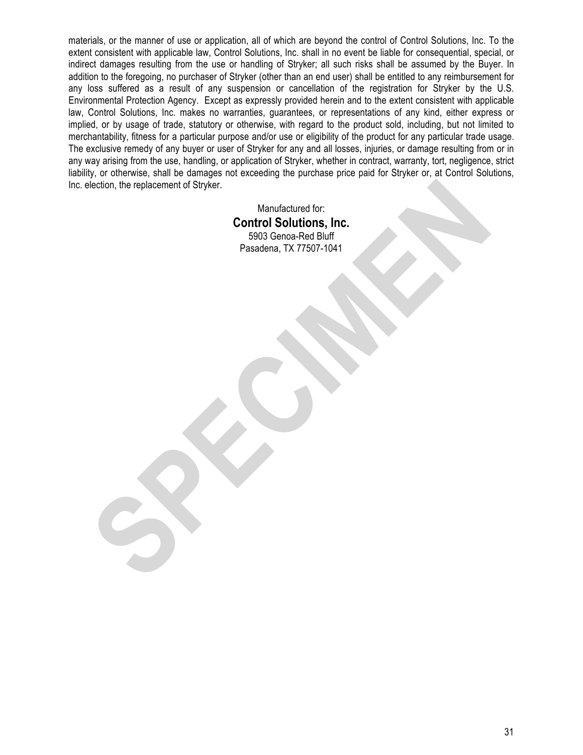materials, or the manner of use or application, all of which are beyond the control of Control Solutions, Inc. To the extent consistent with applicable law, Control Solutions, Inc. shall in no event be liable for consequential, special, or indirect damages resulting from the use or handling of Stryker; all such risks shall be assumed by the Buyer. In addition to the foregoing, no purchaser of Stryker (other than an end user) shall be entitled to any reimbursement for any loss suffered as a result of any suspension or cancellation of the registration for Stryker by the U.S. Environmental Protection Agency. Except as expressly provided herein and to the extent consistent with applicable law, Control Solutions, Inc. makes no warranties, guarantees, or representations of any kind, either express or implied, or by usage of trade, statutory or otherwise, with regard to the product sold, including, but not limited to merchantability, fitness for a particular purpose and/or use or eligibility of the product for any particular trade usage. The exclusive remedy of any buyer or user of Stryker for any and all losses, injuries, or damage resulting from or in any way arising from the use, handling, or application of Stryker, whether in contract, warranty, tort, negligence, strict liability, or otherwise, shall be damages not exceeding the purchase price paid for Stryker or, at Control Solutions, Inc. election, the replacement of Stryker.

Manufactured for:

**Control Solutions, Inc.**

5903 Genoa-Red Bluff

Pasadena, TX 77507-1041

SPECIMEN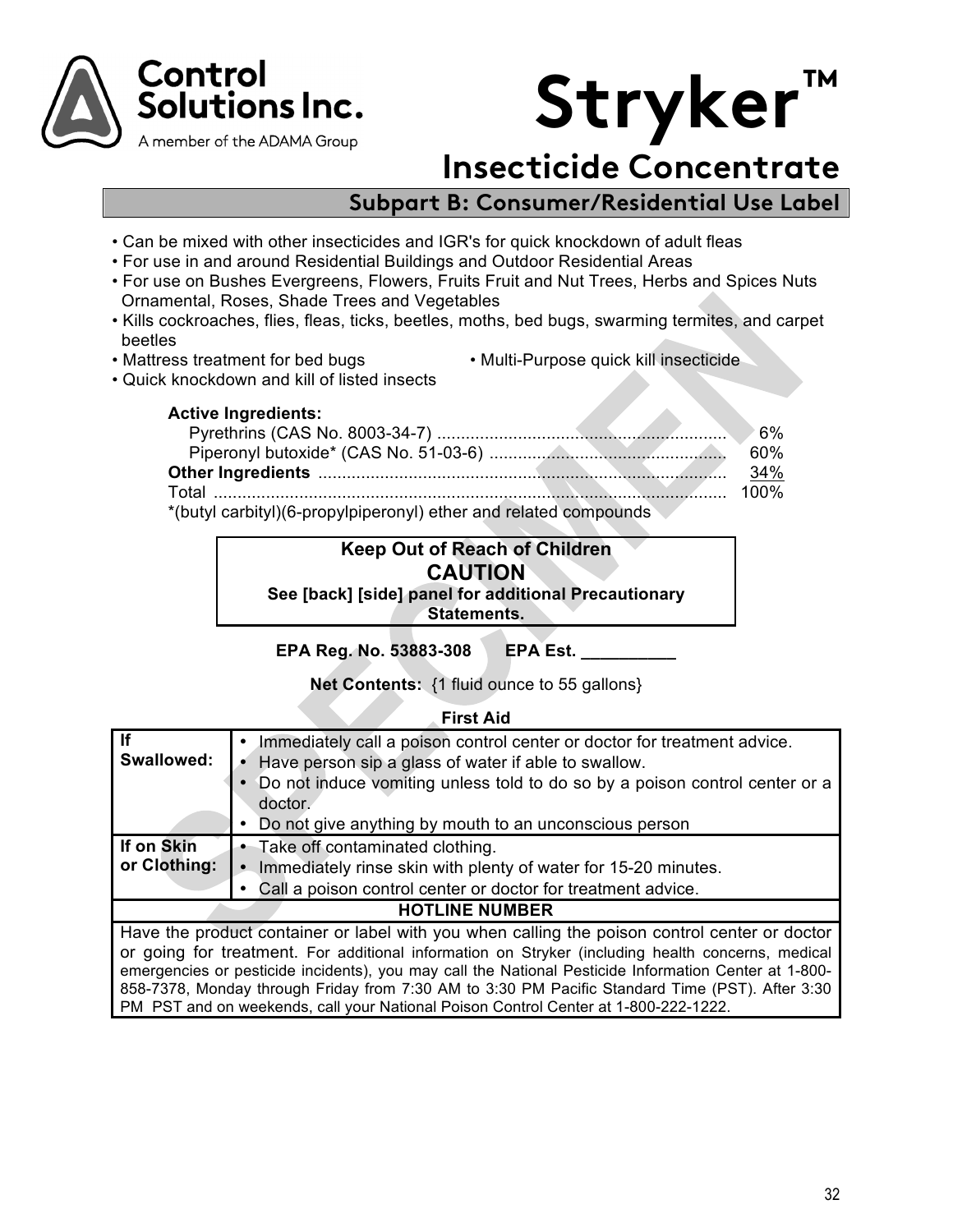Control Solutions Inc.
A member of the ADAMA Group

# Stryker™

## Insecticide Concentrate

### Subpart B: Consumer/Residential Use Label

- Can be mixed with other insecticides and IGR's for quick knockdown of adult fleas
- For use in and around Residential Buildings and Outdoor Residential Areas
- For use on Bushes Evergreens, Flowers, Fruits Fruit and Nut Trees, Herbs and Spices Nuts Ornamental, Roses, Shade Trees and Vegetables
- Kills cockroaches, flies, fleas, ticks, beetles, moths, bed bugs, swarming termites, and carpet beetles
- Mattress treatment for bed bugs
- Multi-Purpose quick kill insecticide
- Quick knockdown and kill of listed insects

**Active Ingredients:**

| | |
|---|---|
| Pyrethrins (CAS No. 8003-34-7) | 6% |
| Piperonyl butoxide* (CAS No. 51-03-6) | 60% |
| **Other Ingredients** | 34% |
| Total | 100% |

*(butyl carbityl)(6-propylpiperonyl) ether and related compounds

**Keep Out of Reach of Children**
**CAUTION**
**See [back] [side] panel for additional Precautionary Statements.**

**EPA Reg. No. 53883-308** **EPA Est. __________**

**Net Contents:** {1 fluid ounce to 55 gallons}

**First Aid**

| | |
|---|---|
| **If Swallowed:** | • Immediately call a poison control center or doctor for treatment advice.<br>• Have person sip a glass of water if able to swallow.<br>• Do not induce vomiting unless told to do so by a poison control center or a doctor.<br>• Do not give anything by mouth to an unconscious person |
| **If on Skin or Clothing:** | • Take off contaminated clothing.<br>• Immediately rinse skin with plenty of water for 15-20 minutes.<br>• Call a poison control center or doctor for treatment advice. |

**HOTLINE NUMBER**

Have the product container or label with you when calling the poison control center or doctor or going for treatment. For additional information on Stryker (including health concerns, medical emergencies or pesticide incidents), you may call the National Pesticide Information Center at 1-800-858-7378, Monday through Friday from 7:30 AM to 3:30 PM Pacific Standard Time (PST). After 3:30 PM PST and on weekends, call your National Poison Control Center at 1-800-222-1222.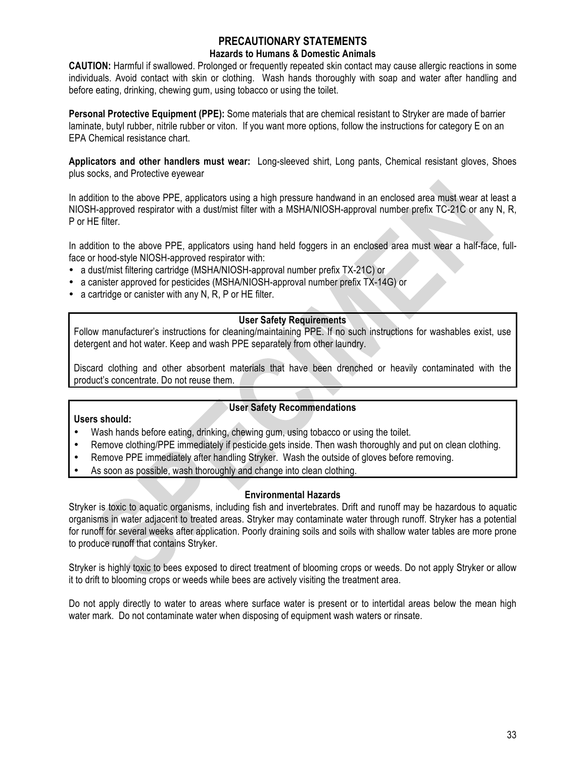## PRECAUTIONARY STATEMENTS

### Hazards to Humans & Domestic Animals

**CAUTION:** Harmful if swallowed. Prolonged or frequently repeated skin contact may cause allergic reactions in some individuals. Avoid contact with skin or clothing. Wash hands thoroughly with soap and water after handling and before eating, drinking, chewing gum, using tobacco or using the toilet.

**Personal Protective Equipment (PPE):** Some materials that are chemical resistant to Stryker are made of barrier laminate, butyl rubber, nitrile rubber or viton. If you want more options, follow the instructions for category E on an EPA Chemical resistance chart.

**Applicators and other handlers must wear:** Long-sleeved shirt, Long pants, Chemical resistant gloves, Shoes plus socks, and Protective eyewear

In addition to the above PPE, applicators using a high pressure handwand in an enclosed area must wear at least a NIOSH-approved respirator with a dust/mist filter with a MSHA/NIOSH-approval number prefix TC-21C or any N, R, P or HE filter.

In addition to the above PPE, applicators using hand held foggers in an enclosed area must wear a half-face, full-face or hood-style NIOSH-approved respirator with:

- a dust/mist filtering cartridge (MSHA/NIOSH-approval number prefix TX-21C) or
- a canister approved for pesticides (MSHA/NIOSH-approval number prefix TX-14G) or
- a cartridge or canister with any N, R, P or HE filter.

### User Safety Requirements

Follow manufacturer's instructions for cleaning/maintaining PPE. If no such instructions for washables exist, use detergent and hot water. Keep and wash PPE separately from other laundry.

Discard clothing and other absorbent materials that have been drenched or heavily contaminated with the product's concentrate. Do not reuse them.

### User Safety Recommendations

**Users should:**

- Wash hands before eating, drinking, chewing gum, using tobacco or using the toilet.
- Remove clothing/PPE immediately if pesticide gets inside. Then wash thoroughly and put on clean clothing.
- Remove PPE immediately after handling Stryker. Wash the outside of gloves before removing.
- As soon as possible, wash thoroughly and change into clean clothing.

### Environmental Hazards

Stryker is toxic to aquatic organisms, including fish and invertebrates. Drift and runoff may be hazardous to aquatic organisms in water adjacent to treated areas. Stryker may contaminate water through runoff. Stryker has a potential for runoff for several weeks after application. Poorly draining soils and soils with shallow water tables are more prone to produce runoff that contains Stryker.

Stryker is highly toxic to bees exposed to direct treatment of blooming crops or weeds. Do not apply Stryker or allow it to drift to blooming crops or weeds while bees are actively visiting the treatment area.

Do not apply directly to water to areas where surface water is present or to intertidal areas below the mean high water mark. Do not contaminate water when disposing of equipment wash waters or rinsate.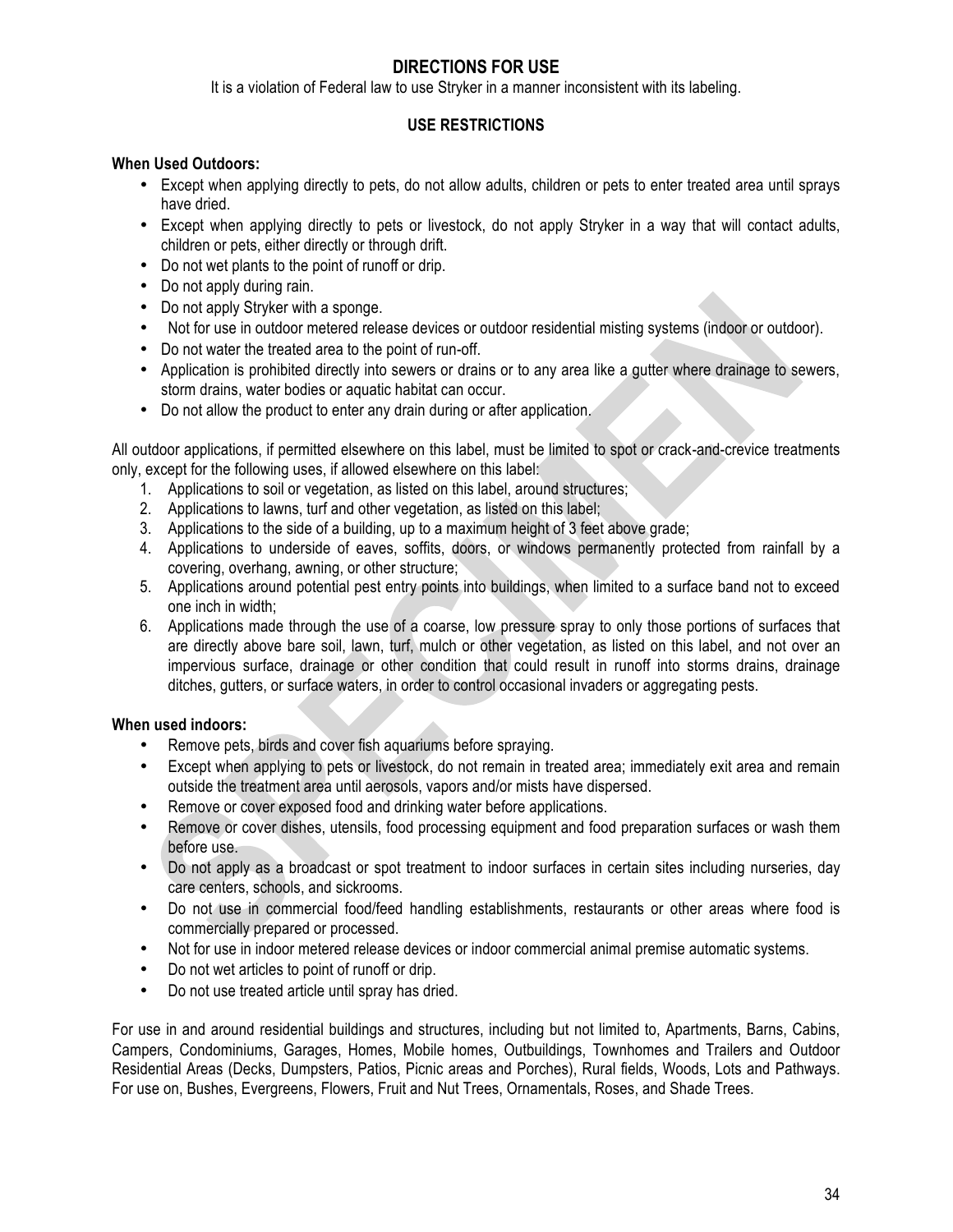## DIRECTIONS FOR USE

It is a violation of Federal law to use Stryker in a manner inconsistent with its labeling.

### USE RESTRICTIONS

**When Used Outdoors:**

- Except when applying directly to pets, do not allow adults, children or pets to enter treated area until sprays have dried.
- Except when applying directly to pets or livestock, do not apply Stryker in a way that will contact adults, children or pets, either directly or through drift.
- Do not wet plants to the point of runoff or drip.
- Do not apply during rain.
- Do not apply Stryker with a sponge.
- Not for use in outdoor metered release devices or outdoor residential misting systems (indoor or outdoor).
- Do not water the treated area to the point of run-off.
- Application is prohibited directly into sewers or drains or to any area like a gutter where drainage to sewers, storm drains, water bodies or aquatic habitat can occur.
- Do not allow the product to enter any drain during or after application.

All outdoor applications, if permitted elsewhere on this label, must be limited to spot or crack-and-crevice treatments only, except for the following uses, if allowed elsewhere on this label:

1. Applications to soil or vegetation, as listed on this label, around structures;
2. Applications to lawns, turf and other vegetation, as listed on this label;
3. Applications to the side of a building, up to a maximum height of 3 feet above grade;
4. Applications to underside of eaves, soffits, doors, or windows permanently protected from rainfall by a covering, overhang, awning, or other structure;
5. Applications around potential pest entry points into buildings, when limited to a surface band not to exceed one inch in width;
6. Applications made through the use of a coarse, low pressure spray to only those portions of surfaces that are directly above bare soil, lawn, turf, mulch or other vegetation, as listed on this label, and not over an impervious surface, drainage or other condition that could result in runoff into storms drains, drainage ditches, gutters, or surface waters, in order to control occasional invaders or aggregating pests.

**When used indoors:**

- Remove pets, birds and cover fish aquariums before spraying.
- Except when applying to pets or livestock, do not remain in treated area; immediately exit area and remain outside the treatment area until aerosols, vapors and/or mists have dispersed.
- Remove or cover exposed food and drinking water before applications.
- Remove or cover dishes, utensils, food processing equipment and food preparation surfaces or wash them before use.
- Do not apply as a broadcast or spot treatment to indoor surfaces in certain sites including nurseries, day care centers, schools, and sickrooms.
- Do not use in commercial food/feed handling establishments, restaurants or other areas where food is commercially prepared or processed.
- Not for use in indoor metered release devices or indoor commercial animal premise automatic systems.
- Do not wet articles to point of runoff or drip.
- Do not use treated article until spray has dried.

For use in and around residential buildings and structures, including but not limited to, Apartments, Barns, Cabins, Campers, Condominiums, Garages, Homes, Mobile homes, Outbuildings, Townhomes and Trailers and Outdoor Residential Areas (Decks, Dumpsters, Patios, Picnic areas and Porches), Rural fields, Woods, Lots and Pathways. For use on, Bushes, Evergreens, Flowers, Fruit and Nut Trees, Ornamentals, Roses, and Shade Trees.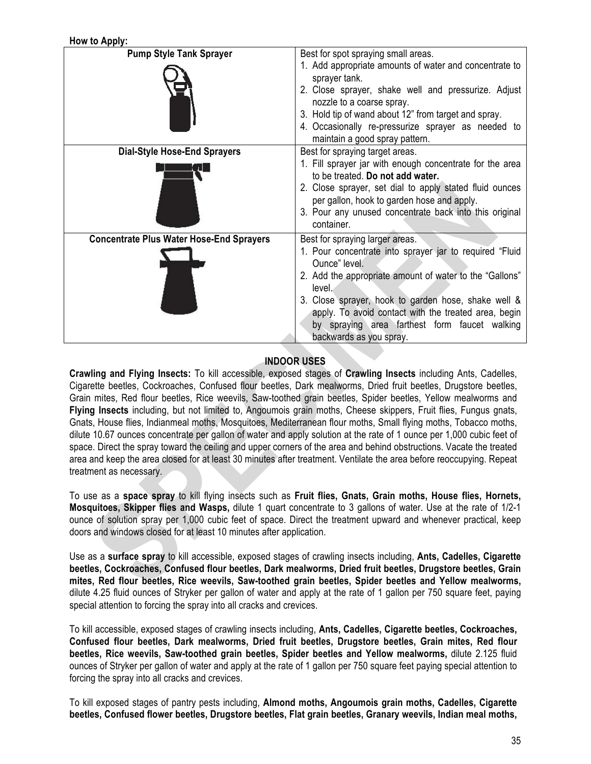**How to Apply:**

| | |
|---|---|
| **Pump Style Tank Sprayer** | Best for spot spraying small areas.<br>1. Add appropriate amounts of water and concentrate to sprayer tank.<br>2. Close sprayer, shake well and pressurize. Adjust nozzle to a coarse spray.<br>3. Hold tip of wand about 12" from target and spray.<br>4. Occasionally re-pressurize sprayer as needed to maintain a good spray pattern. |
| **Dial-Style Hose-End Sprayers** | Best for spraying target areas.<br>1. Fill sprayer jar with enough concentrate for the area to be treated. **Do not add water.**<br>2. Close sprayer, set dial to apply stated fluid ounces per gallon, hook to garden hose and apply.<br>3. Pour any unused concentrate back into this original container. |
| **Concentrate Plus Water Hose-End Sprayers** | Best for spraying larger areas.<br>1. Pour concentrate into sprayer jar to required "Fluid Ounce" level.<br>2. Add the appropriate amount of water to the "Gallons" level.<br>3. Close sprayer, hook to garden hose, shake well & apply. To avoid contact with the treated area, begin by spraying area farthest form faucet walking backwards as you spray. |

## INDOOR USES

**Crawling and Flying Insects:** To kill accessible, exposed stages of **Crawling Insects** including Ants, Cadelles, Cigarette beetles, Cockroaches, Confused flour beetles, Dark mealworms, Dried fruit beetles, Drugstore beetles, Grain mites, Red flour beetles, Rice weevils, Saw-toothed grain beetles, Spider beetles, Yellow mealworms and **Flying Insects** including, but not limited to, Angoumois grain moths, Cheese skippers, Fruit flies, Fungus gnats, Gnats, House flies, Indianmeal moths, Mosquitoes, Mediterranean flour moths, Small flying moths, Tobacco moths, dilute 10.67 ounces concentrate per gallon of water and apply solution at the rate of 1 ounce per 1,000 cubic feet of space. Direct the spray toward the ceiling and upper corners of the area and behind obstructions. Vacate the treated area and keep the area closed for at least 30 minutes after treatment. Ventilate the area before reoccupying. Repeat treatment as necessary.

To use as a **space spray** to kill flying insects such as **Fruit flies, Gnats, Grain moths, House flies, Hornets, Mosquitoes, Skipper flies and Wasps,** dilute 1 quart concentrate to 3 gallons of water. Use at the rate of 1/2-1 ounce of solution spray per 1,000 cubic feet of space. Direct the treatment upward and whenever practical, keep doors and windows closed for at least 10 minutes after application.

Use as a **surface spray** to kill accessible, exposed stages of crawling insects including, **Ants, Cadelles, Cigarette beetles, Cockroaches, Confused flour beetles, Dark mealworms, Dried fruit beetles, Drugstore beetles, Grain mites, Red flour beetles, Rice weevils, Saw-toothed grain beetles, Spider beetles and Yellow mealworms,** dilute 4.25 fluid ounces of Stryker per gallon of water and apply at the rate of 1 gallon per 750 square feet, paying special attention to forcing the spray into all cracks and crevices.

To kill accessible, exposed stages of crawling insects including, **Ants, Cadelles, Cigarette beetles, Cockroaches, Confused flour beetles, Dark mealworms, Dried fruit beetles, Drugstore beetles, Grain mites, Red flour beetles, Rice weevils, Saw-toothed grain beetles, Spider beetles and Yellow mealworms,** dilute 2.125 fluid ounces of Stryker per gallon of water and apply at the rate of 1 gallon per 750 square feet paying special attention to forcing the spray into all cracks and crevices.

To kill exposed stages of pantry pests including, **Almond moths, Angoumois grain moths, Cadelles, Cigarette beetles, Confused flower beetles, Drugstore beetles, Flat grain beetles, Granary weevils, Indian meal moths,**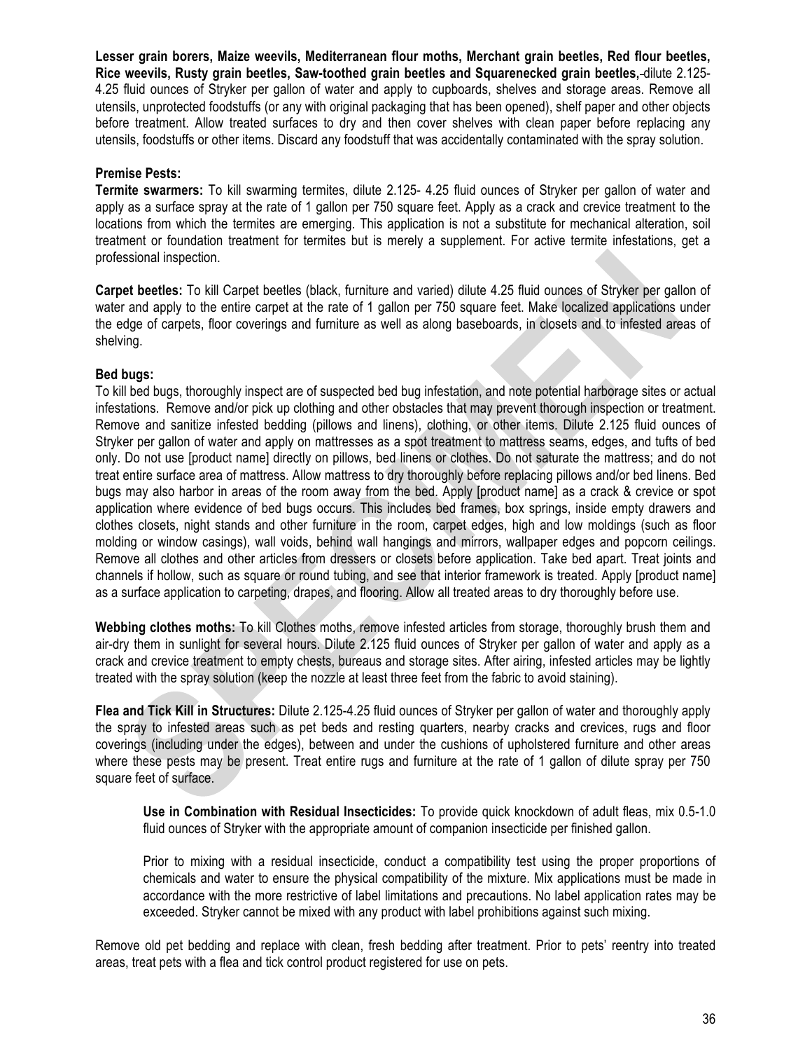**Lesser grain borers, Maize weevils, Mediterranean flour moths, Merchant grain beetles, Red flour beetles, Rice weevils, Rusty grain beetles, Saw-toothed grain beetles and Squarenecked grain beetles,** dilute 2.125-4.25 fluid ounces of Stryker per gallon of water and apply to cupboards, shelves and storage areas. Remove all utensils, unprotected foodstuffs (or any with original packaging that has been opened), shelf paper and other objects before treatment. Allow treated surfaces to dry and then cover shelves with clean paper before replacing any utensils, foodstuffs or other items. Discard any foodstuff that was accidentally contaminated with the spray solution.

**Premise Pests:**

**Termite swarmers:** To kill swarming termites, dilute 2.125- 4.25 fluid ounces of Stryker per gallon of water and apply as a surface spray at the rate of 1 gallon per 750 square feet. Apply as a crack and crevice treatment to the locations from which the termites are emerging. This application is not a substitute for mechanical alteration, soil treatment or foundation treatment for termites but is merely a supplement. For active termite infestations, get a professional inspection.

**Carpet beetles:** To kill Carpet beetles (black, furniture and varied) dilute 4.25 fluid ounces of Stryker per gallon of water and apply to the entire carpet at the rate of 1 gallon per 750 square feet. Make localized applications under the edge of carpets, floor coverings and furniture as well as along baseboards, in closets and to infested areas of shelving.

**Bed bugs:**

To kill bed bugs, thoroughly inspect are of suspected bed bug infestation, and note potential harborage sites or actual infestations. Remove and/or pick up clothing and other obstacles that may prevent thorough inspection or treatment. Remove and sanitize infested bedding (pillows and linens), clothing, or other items. Dilute 2.125 fluid ounces of Stryker per gallon of water and apply on mattresses as a spot treatment to mattress seams, edges, and tufts of bed only. Do not use [product name] directly on pillows, bed linens or clothes. Do not saturate the mattress; and do not treat entire surface area of mattress. Allow mattress to dry thoroughly before replacing pillows and/or bed linens. Bed bugs may also harbor in areas of the room away from the bed. Apply [product name] as a crack & crevice or spot application where evidence of bed bugs occurs. This includes bed frames, box springs, inside empty drawers and clothes closets, night stands and other furniture in the room, carpet edges, high and low moldings (such as floor molding or window casings), wall voids, behind wall hangings and mirrors, wallpaper edges and popcorn ceilings. Remove all clothes and other articles from dressers or closets before application. Take bed apart. Treat joints and channels if hollow, such as square or round tubing, and see that interior framework is treated. Apply [product name] as a surface application to carpeting, drapes, and flooring. Allow all treated areas to dry thoroughly before use.

**Webbing clothes moths:** To kill Clothes moths, remove infested articles from storage, thoroughly brush them and air-dry them in sunlight for several hours. Dilute 2.125 fluid ounces of Stryker per gallon of water and apply as a crack and crevice treatment to empty chests, bureaus and storage sites. After airing, infested articles may be lightly treated with the spray solution (keep the nozzle at least three feet from the fabric to avoid staining).

**Flea and Tick Kill in Structures:** Dilute 2.125-4.25 fluid ounces of Stryker per gallon of water and thoroughly apply the spray to infested areas such as pet beds and resting quarters, nearby cracks and crevices, rugs and floor coverings (including under the edges), between and under the cushions of upholstered furniture and other areas where these pests may be present. Treat entire rugs and furniture at the rate of 1 gallon of dilute spray per 750 square feet of surface.

> **Use in Combination with Residual Insecticides:** To provide quick knockdown of adult fleas, mix 0.5-1.0 fluid ounces of Stryker with the appropriate amount of companion insecticide per finished gallon.
>
> Prior to mixing with a residual insecticide, conduct a compatibility test using the proper proportions of chemicals and water to ensure the physical compatibility of the mixture. Mix applications must be made in accordance with the more restrictive of label limitations and precautions. No label application rates may be exceeded. Stryker cannot be mixed with any product with label prohibitions against such mixing.

Remove old pet bedding and replace with clean, fresh bedding after treatment. Prior to pets' reentry into treated areas, treat pets with a flea and tick control product registered for use on pets.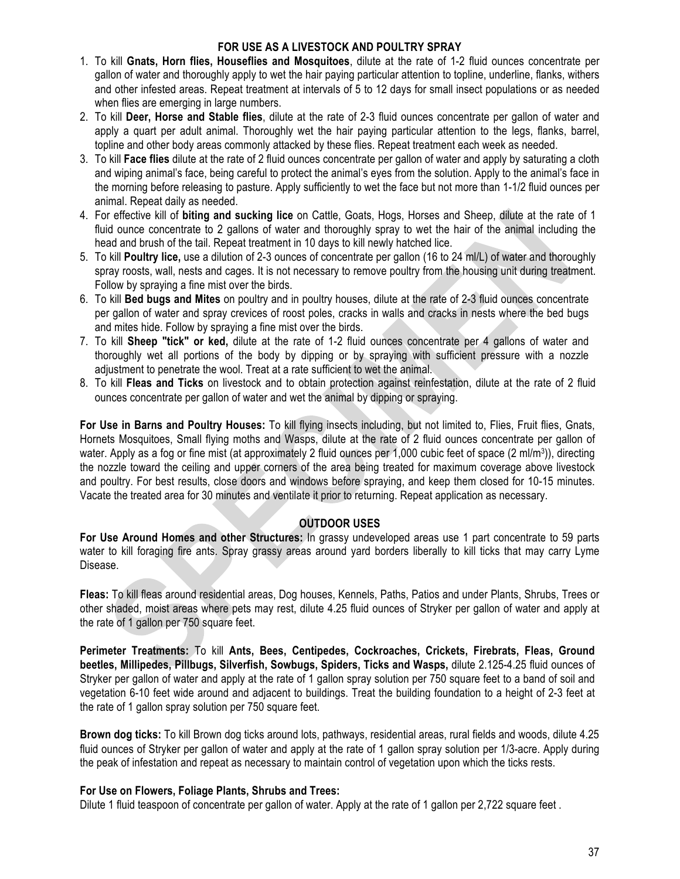## FOR USE AS A LIVESTOCK AND POULTRY SPRAY

1. To kill **Gnats, Horn flies, Houseflies and Mosquitoes**, dilute at the rate of 1-2 fluid ounces concentrate per gallon of water and thoroughly apply to wet the hair paying particular attention to topline, underline, flanks, withers and other infested areas. Repeat treatment at intervals of 5 to 12 days for small insect populations or as needed when flies are emerging in large numbers.
2. To kill **Deer, Horse and Stable flies**, dilute at the rate of 2-3 fluid ounces concentrate per gallon of water and apply a quart per adult animal. Thoroughly wet the hair paying particular attention to the legs, flanks, barrel, topline and other body areas commonly attacked by these flies. Repeat treatment each week as needed.
3. To kill **Face flies** dilute at the rate of 2 fluid ounces concentrate per gallon of water and apply by saturating a cloth and wiping animal's face, being careful to protect the animal's eyes from the solution. Apply to the animal's face in the morning before releasing to pasture. Apply sufficiently to wet the face but not more than 1-1/2 fluid ounces per animal. Repeat daily as needed.
4. For effective kill of **biting and sucking lice** on Cattle, Goats, Hogs, Horses and Sheep, dilute at the rate of 1 fluid ounce concentrate to 2 gallons of water and thoroughly spray to wet the hair of the animal including the head and brush of the tail. Repeat treatment in 10 days to kill newly hatched lice.
5. To kill **Poultry lice,** use a dilution of 2-3 ounces of concentrate per gallon (16 to 24 ml/L) of water and thoroughly spray roosts, wall, nests and cages. It is not necessary to remove poultry from the housing unit during treatment. Follow by spraying a fine mist over the birds.
6. To kill **Bed bugs and Mites** on poultry and in poultry houses, dilute at the rate of 2-3 fluid ounces concentrate per gallon of water and spray crevices of roost poles, cracks in walls and cracks in nests where the bed bugs and mites hide. Follow by spraying a fine mist over the birds.
7. To kill **Sheep "tick" or ked,** dilute at the rate of 1-2 fluid ounces concentrate per 4 gallons of water and thoroughly wet all portions of the body by dipping or by spraying with sufficient pressure with a nozzle adjustment to penetrate the wool. Treat at a rate sufficient to wet the animal.
8. To kill **Fleas and Ticks** on livestock and to obtain protection against reinfestation, dilute at the rate of 2 fluid ounces concentrate per gallon of water and wet the animal by dipping or spraying.

**For Use in Barns and Poultry Houses:** To kill flying insects including, but not limited to, Flies, Fruit flies, Gnats, Hornets Mosquitoes, Small flying moths and Wasps, dilute at the rate of 2 fluid ounces concentrate per gallon of water. Apply as a fog or fine mist (at approximately 2 fluid ounces per 1,000 cubic feet of space (2 ml/m$^3$)), directing the nozzle toward the ceiling and upper corners of the area being treated for maximum coverage above livestock and poultry. For best results, close doors and windows before spraying, and keep them closed for 10-15 minutes. Vacate the treated area for 30 minutes and ventilate it prior to returning. Repeat application as necessary.

## OUTDOOR USES

**For Use Around Homes and other Structures:** In grassy undeveloped areas use 1 part concentrate to 59 parts water to kill foraging fire ants. Spray grassy areas around yard borders liberally to kill ticks that may carry Lyme Disease.

**Fleas:** To kill fleas around residential areas, Dog houses, Kennels, Paths, Patios and under Plants, Shrubs, Trees or other shaded, moist areas where pets may rest, dilute 4.25 fluid ounces of Stryker per gallon of water and apply at the rate of 1 gallon per 750 square feet.

**Perimeter Treatments:** To kill **Ants, Bees, Centipedes, Cockroaches, Crickets, Firebrats, Fleas, Ground beetles, Millipedes, Pillbugs, Silverfish, Sowbugs, Spiders, Ticks and Wasps,** dilute 2.125-4.25 fluid ounces of Stryker per gallon of water and apply at the rate of 1 gallon spray solution per 750 square feet to a band of soil and vegetation 6-10 feet wide around and adjacent to buildings. Treat the building foundation to a height of 2-3 feet at the rate of 1 gallon spray solution per 750 square feet.

**Brown dog ticks:** To kill Brown dog ticks around lots, pathways, residential areas, rural fields and woods, dilute 4.25 fluid ounces of Stryker per gallon of water and apply at the rate of 1 gallon spray solution per 1/3-acre. Apply during the peak of infestation and repeat as necessary to maintain control of vegetation upon which the ticks rests.

**For Use on Flowers, Foliage Plants, Shrubs and Trees:**
Dilute 1 fluid teaspoon of concentrate per gallon of water. Apply at the rate of 1 gallon per 2,722 square feet .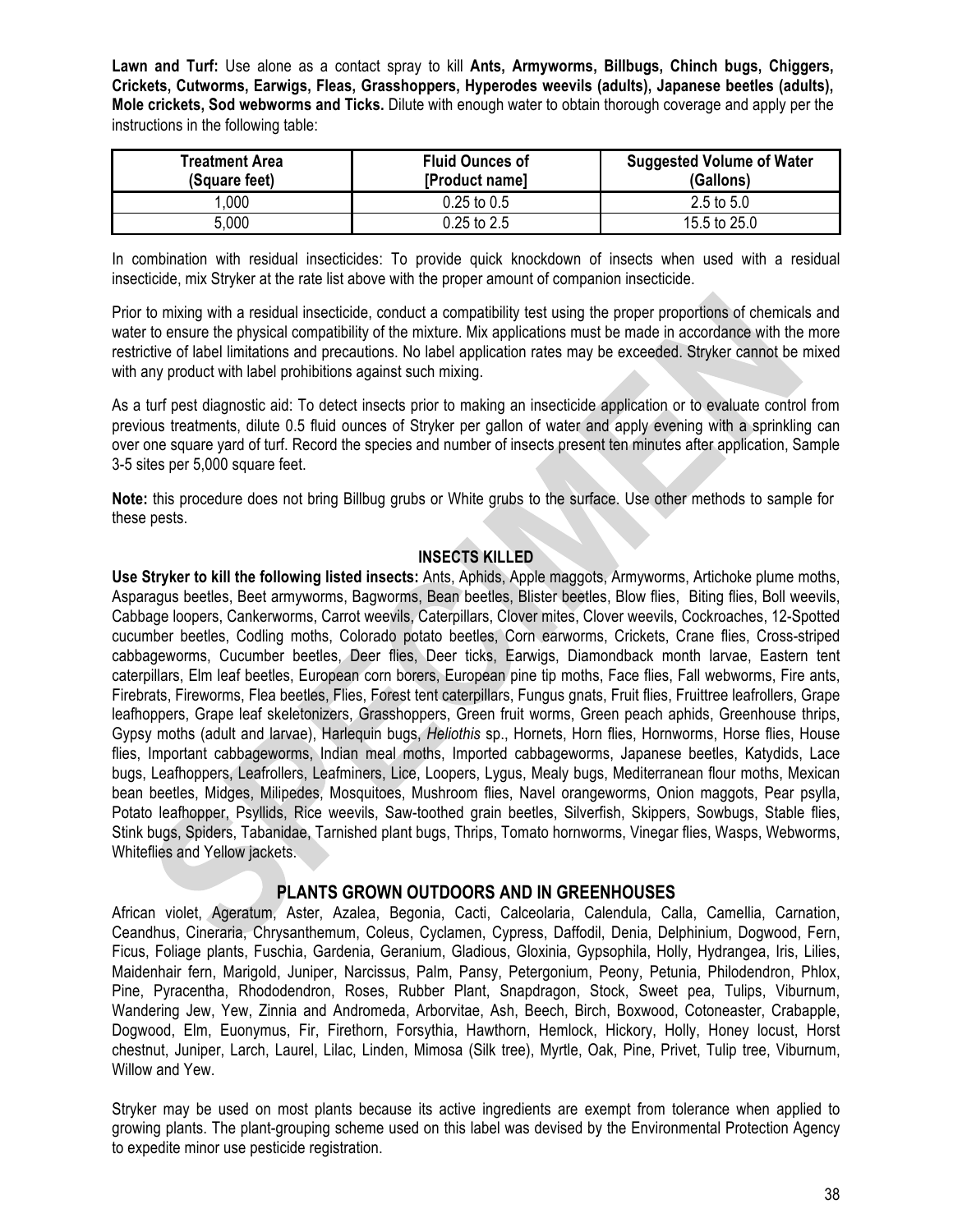**Lawn and Turf:** Use alone as a contact spray to kill **Ants, Armyworms, Billbugs, Chinch bugs, Chiggers, Crickets, Cutworms, Earwigs, Fleas, Grasshoppers, Hyperodes weevils (adults), Japanese beetles (adults), Mole crickets, Sod webworms and Ticks.** Dilute with enough water to obtain thorough coverage and apply per the instructions in the following table:

| Treatment Area (Square feet) | Fluid Ounces of [Product name] | Suggested Volume of Water (Gallons) |
|---|---|---|
| 1,000 | 0.25 to 0.5 | 2.5 to 5.0 |
| 5,000 | 0.25 to 2.5 | 15.5 to 25.0 |

In combination with residual insecticides: To provide quick knockdown of insects when used with a residual insecticide, mix Stryker at the rate list above with the proper amount of companion insecticide.

Prior to mixing with a residual insecticide, conduct a compatibility test using the proper proportions of chemicals and water to ensure the physical compatibility of the mixture. Mix applications must be made in accordance with the more restrictive of label limitations and precautions. No label application rates may be exceeded. Stryker cannot be mixed with any product with label prohibitions against such mixing.

As a turf pest diagnostic aid: To detect insects prior to making an insecticide application or to evaluate control from previous treatments, dilute 0.5 fluid ounces of Stryker per gallon of water and apply evening with a sprinkling can over one square yard of turf. Record the species and number of insects present ten minutes after application, Sample 3-5 sites per 5,000 square feet.

**Note:** this procedure does not bring Billbug grubs or White grubs to the surface. Use other methods to sample for these pests.

## INSECTS KILLED

**Use Stryker to kill the following listed insects:** Ants, Aphids, Apple maggots, Armyworms, Artichoke plume moths, Asparagus beetles, Beet armyworms, Bagworms, Bean beetles, Blister beetles, Blow flies, Biting flies, Boll weevils, Cabbage loopers, Cankerworms, Carrot weevils, Caterpillars, Clover mites, Clover weevils, Cockroaches, 12-Spotted cucumber beetles, Codling moths, Colorado potato beetles, Corn earworms, Crickets, Crane flies, Cross-striped cabbageworms, Cucumber beetles, Deer flies, Deer ticks, Earwigs, Diamondback month larvae, Eastern tent caterpillars, Elm leaf beetles, European corn borers, European pine tip moths, Face flies, Fall webworms, Fire ants, Firebrats, Fireworms, Flea beetles, Flies, Forest tent caterpillars, Fungus gnats, Fruit flies, Fruittree leafrollers, Grape leafhoppers, Grape leaf skeletonizers, Grasshoppers, Green fruit worms, Green peach aphids, Greenhouse thrips, Gypsy moths (adult and larvae), Harlequin bugs, *Heliothis* sp., Hornets, Horn flies, Hornworms, Horse flies, House flies, Important cabbageworms, Indian meal moths, Imported cabbageworms, Japanese beetles, Katydids, Lace bugs, Leafhoppers, Leafrollers, Leafminers, Lice, Loopers, Lygus, Mealy bugs, Mediterranean flour moths, Mexican bean beetles, Midges, Milipedes, Mosquitoes, Mushroom flies, Navel orangeworms, Onion maggots, Pear psylla, Potato leafhopper, Psyllids, Rice weevils, Saw-toothed grain beetles, Silverfish, Skippers, Sowbugs, Stable flies, Stink bugs, Spiders, Tabanidae, Tarnished plant bugs, Thrips, Tomato hornworms, Vinegar flies, Wasps, Webworms, Whiteflies and Yellow jackets.

## PLANTS GROWN OUTDOORS AND IN GREENHOUSES

African violet, Ageratum, Aster, Azalea, Begonia, Cacti, Calceolaria, Calendula, Calla, Camellia, Carnation, Ceandhus, Cineraria, Chrysanthemum, Coleus, Cyclamen, Cypress, Daffodil, Denia, Delphinium, Dogwood, Fern, Ficus, Foliage plants, Fuschia, Gardenia, Geranium, Gladious, Gloxinia, Gypsophila, Holly, Hydrangea, Iris, Lilies, Maidenhair fern, Marigold, Juniper, Narcissus, Palm, Pansy, Petergonium, Peony, Petunia, Philodendron, Phlox, Pine, Pyracentha, Rhododendron, Roses, Rubber Plant, Snapdragon, Stock, Sweet pea, Tulips, Viburnum, Wandering Jew, Yew, Zinnia and Andromeda, Arborvitae, Ash, Beech, Birch, Boxwood, Cotoneaster, Crabapple, Dogwood, Elm, Euonymus, Fir, Firethorn, Forsythia, Hawthorn, Hemlock, Hickory, Holly, Honey locust, Horst chestnut, Juniper, Larch, Laurel, Lilac, Linden, Mimosa (Silk tree), Myrtle, Oak, Pine, Privet, Tulip tree, Viburnum, Willow and Yew.

Stryker may be used on most plants because its active ingredients are exempt from tolerance when applied to growing plants. The plant-grouping scheme used on this label was devised by the Environmental Protection Agency to expedite minor use pesticide registration.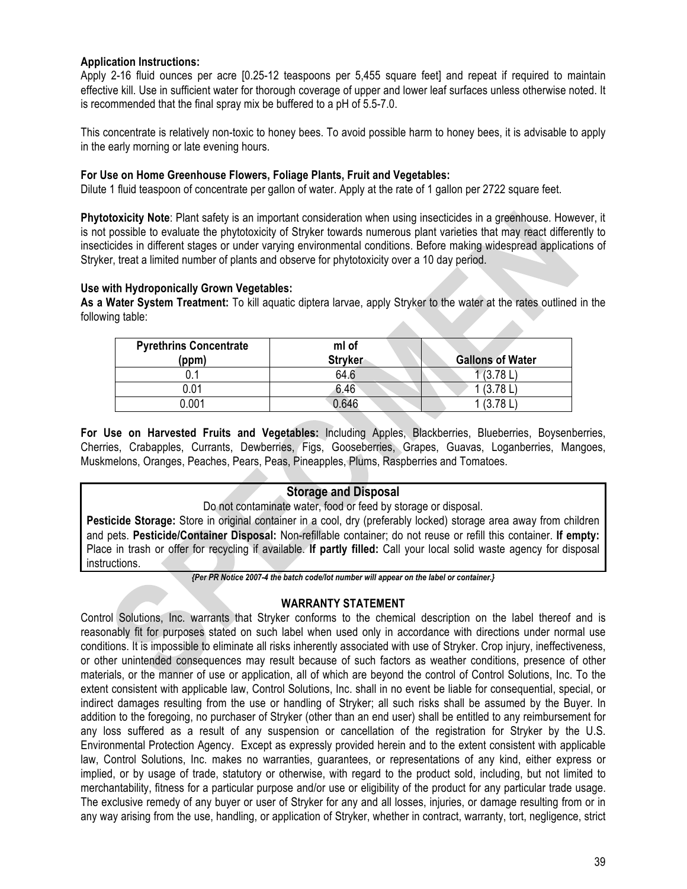**Application Instructions:**
Apply 2-16 fluid ounces per acre [0.25-12 teaspoons per 5,455 square feet] and repeat if required to maintain effective kill. Use in sufficient water for thorough coverage of upper and lower leaf surfaces unless otherwise noted. It is recommended that the final spray mix be buffered to a pH of 5.5-7.0.

This concentrate is relatively non-toxic to honey bees. To avoid possible harm to honey bees, it is advisable to apply in the early morning or late evening hours.

**For Use on Home Greenhouse Flowers, Foliage Plants, Fruit and Vegetables:**
Dilute 1 fluid teaspoon of concentrate per gallon of water. Apply at the rate of 1 gallon per 2722 square feet.

**Phytotoxicity Note**: Plant safety is an important consideration when using insecticides in a greenhouse. However, it is not possible to evaluate the phytotoxicity of Stryker towards numerous plant varieties that may react differently to insecticides in different stages or under varying environmental conditions. Before making widespread applications of Stryker, treat a limited number of plants and observe for phytotoxicity over a 10 day period.

**Use with Hydroponically Grown Vegetables:**
**As a Water System Treatment:** To kill aquatic diptera larvae, apply Stryker to the water at the rates outlined in the following table:

| Pyrethrins Concentrate (ppm) | ml of Stryker | Gallons of Water |
|---|---|---|
| 0.1 | 64.6 | 1 (3.78 L) |
| 0.01 | 6.46 | 1 (3.78 L) |
| 0.001 | 0.646 | 1 (3.78 L) |

**For Use on Harvested Fruits and Vegetables:** Including Apples, Blackberries, Blueberries, Boysenberries, Cherries, Crabapples, Currants, Dewberries, Figs, Gooseberries, Grapes, Guavas, Loganberries, Mangoes, Muskmelons, Oranges, Peaches, Pears, Peas, Pineapples, Plums, Raspberries and Tomatoes.

**Storage and Disposal**

Do not contaminate water, food or feed by storage or disposal.

**Pesticide Storage:** Store in original container in a cool, dry (preferably locked) storage area away from children and pets. **Pesticide/Container Disposal:** Non-refillable container; do not reuse or refill this container. **If empty:** Place in trash or offer for recycling if available. **If partly filled:** Call your local solid waste agency for disposal instructions.

***{Per PR Notice 2007-4 the batch code/lot number will appear on the label or container.}***

**WARRANTY STATEMENT**

Control Solutions, Inc. warrants that Stryker conforms to the chemical description on the label thereof and is reasonably fit for purposes stated on such label when used only in accordance with directions under normal use conditions. It is impossible to eliminate all risks inherently associated with use of Stryker. Crop injury, ineffectiveness, or other unintended consequences may result because of such factors as weather conditions, presence of other materials, or the manner of use or application, all of which are beyond the control of Control Solutions, Inc. To the extent consistent with applicable law, Control Solutions, Inc. shall in no event be liable for consequential, special, or indirect damages resulting from the use or handling of Stryker; all such risks shall be assumed by the Buyer. In addition to the foregoing, no purchaser of Stryker (other than an end user) shall be entitled to any reimbursement for any loss suffered as a result of any suspension or cancellation of the registration for Stryker by the U.S. Environmental Protection Agency. Except as expressly provided herein and to the extent consistent with applicable law, Control Solutions, Inc. makes no warranties, guarantees, or representations of any kind, either express or implied, or by usage of trade, statutory or otherwise, with regard to the product sold, including, but not limited to merchantability, fitness for a particular purpose and/or use or eligibility of the product for any particular trade usage. The exclusive remedy of any buyer or user of Stryker for any and all losses, injuries, or damage resulting from or in any way arising from the use, handling, or application of Stryker, whether in contract, warranty, tort, negligence, strict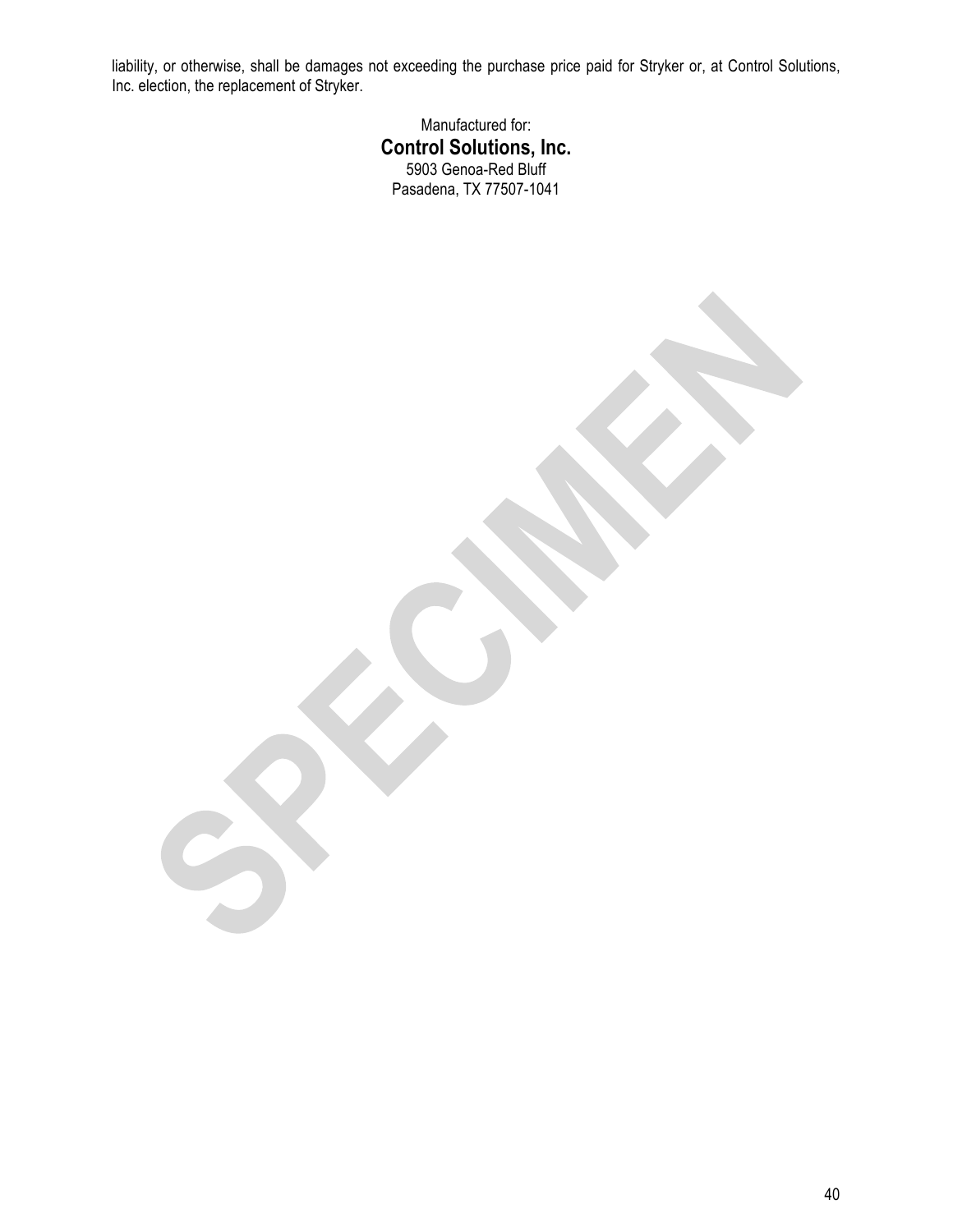liability, or otherwise, shall be damages not exceeding the purchase price paid for Stryker or, at Control Solutions, Inc. election, the replacement of Stryker.

Manufactured for:

**Control Solutions, Inc.**

5903 Genoa-Red Bluff

Pasadena, TX 77507-1041

SPECIMEN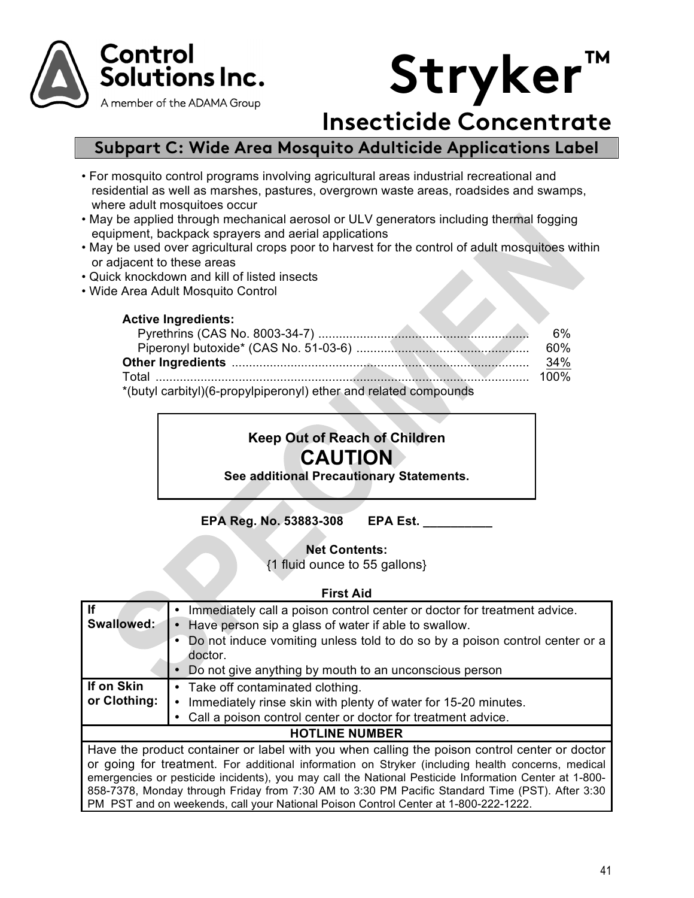Control Solutions Inc.
A member of the ADAMA Group

# Stryker™

## Insecticide Concentrate

## Subpart C: Wide Area Mosquito Adulticide Applications Label

- For mosquito control programs involving agricultural areas industrial recreational and residential as well as marshes, pastures, overgrown waste areas, roadsides and swamps, where adult mosquitoes occur
- May be applied through mechanical aerosol or ULV generators including thermal fogging equipment, backpack sprayers and aerial applications
- May be used over agricultural crops poor to harvest for the control of adult mosquitoes within or adjacent to these areas
- Quick knockdown and kill of listed insects
- Wide Area Adult Mosquito Control

| | |
|---|---|
| **Active Ingredients:** | |
| Pyrethrins (CAS No. 8003-34-7) | 6% |
| Piperonyl butoxide* (CAS No. 51-03-6) | 60% |
| **Other Ingredients** | 34% |
| Total | 100% |

*(butyl carbityl)(6-propylpiperonyl) ether and related compounds

**Keep Out of Reach of Children**

**CAUTION**

**See additional Precautionary Statements.**

**EPA Reg. No. 53883-308 EPA Est. __________**

**Net Contents:**
{1 fluid ounce to 55 gallons}

**First Aid**

| | |
|---|---|
| **If Swallowed:** | • Immediately call a poison control center or doctor for treatment advice.<br>• Have person sip a glass of water if able to swallow.<br>• Do not induce vomiting unless told to do so by a poison control center or a doctor.<br>• Do not give anything by mouth to an unconscious person |
| **If on Skin or Clothing:** | • Take off contaminated clothing.<br>• Immediately rinse skin with plenty of water for 15-20 minutes.<br>• Call a poison control center or doctor for treatment advice. |
| **HOTLINE NUMBER** | |
| Have the product container or label with you when calling the poison control center or doctor or going for treatment. For additional information on Stryker (including health concerns, medical emergencies or pesticide incidents), you may call the National Pesticide Information Center at 1-800-858-7378, Monday through Friday from 7:30 AM to 3:30 PM Pacific Standard Time (PST). After 3:30 PM PST and on weekends, call your National Poison Control Center at 1-800-222-1222. | |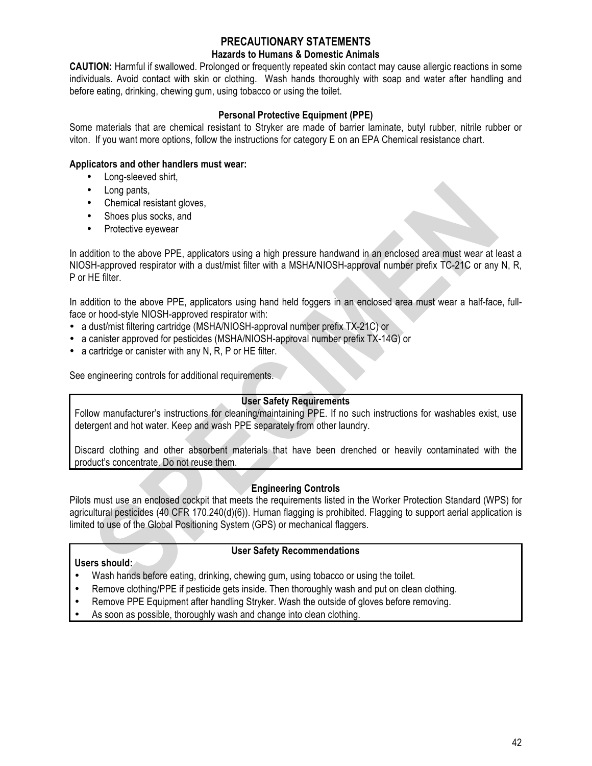# PRECAUTIONARY STATEMENTS

## Hazards to Humans & Domestic Animals

**CAUTION:** Harmful if swallowed. Prolonged or frequently repeated skin contact may cause allergic reactions in some individuals. Avoid contact with skin or clothing. Wash hands thoroughly with soap and water after handling and before eating, drinking, chewing gum, using tobacco or using the toilet.

## Personal Protective Equipment (PPE)

Some materials that are chemical resistant to Stryker are made of barrier laminate, butyl rubber, nitrile rubber or viton. If you want more options, follow the instructions for category E on an EPA Chemical resistance chart.

**Applicators and other handlers must wear:**

- Long-sleeved shirt,
- Long pants,
- Chemical resistant gloves,
- Shoes plus socks, and
- Protective eyewear

In addition to the above PPE, applicators using a high pressure handwand in an enclosed area must wear at least a NIOSH-approved respirator with a dust/mist filter with a MSHA/NIOSH-approval number prefix TC-21C or any N, R, P or HE filter.

In addition to the above PPE, applicators using hand held foggers in an enclosed area must wear a half-face, full-face or hood-style NIOSH-approved respirator with:

- a dust/mist filtering cartridge (MSHA/NIOSH-approval number prefix TX-21C) or
- a canister approved for pesticides (MSHA/NIOSH-approval number prefix TX-14G) or
- a cartridge or canister with any N, R, P or HE filter.

See engineering controls for additional requirements.

## User Safety Requirements

Follow manufacturer's instructions for cleaning/maintaining PPE. If no such instructions for washables exist, use detergent and hot water. Keep and wash PPE separately from other laundry.

Discard clothing and other absorbent materials that have been drenched or heavily contaminated with the product's concentrate. Do not reuse them.

## Engineering Controls

Pilots must use an enclosed cockpit that meets the requirements listed in the Worker Protection Standard (WPS) for agricultural pesticides (40 CFR 170.240(d)(6)). Human flagging is prohibited. Flagging to support aerial application is limited to use of the Global Positioning System (GPS) or mechanical flaggers.

## User Safety Recommendations

**Users should:**

- Wash hands before eating, drinking, chewing gum, using tobacco or using the toilet.
- Remove clothing/PPE if pesticide gets inside. Then thoroughly wash and put on clean clothing.
- Remove PPE Equipment after handling Stryker. Wash the outside of gloves before removing.
- As soon as possible, thoroughly wash and change into clean clothing.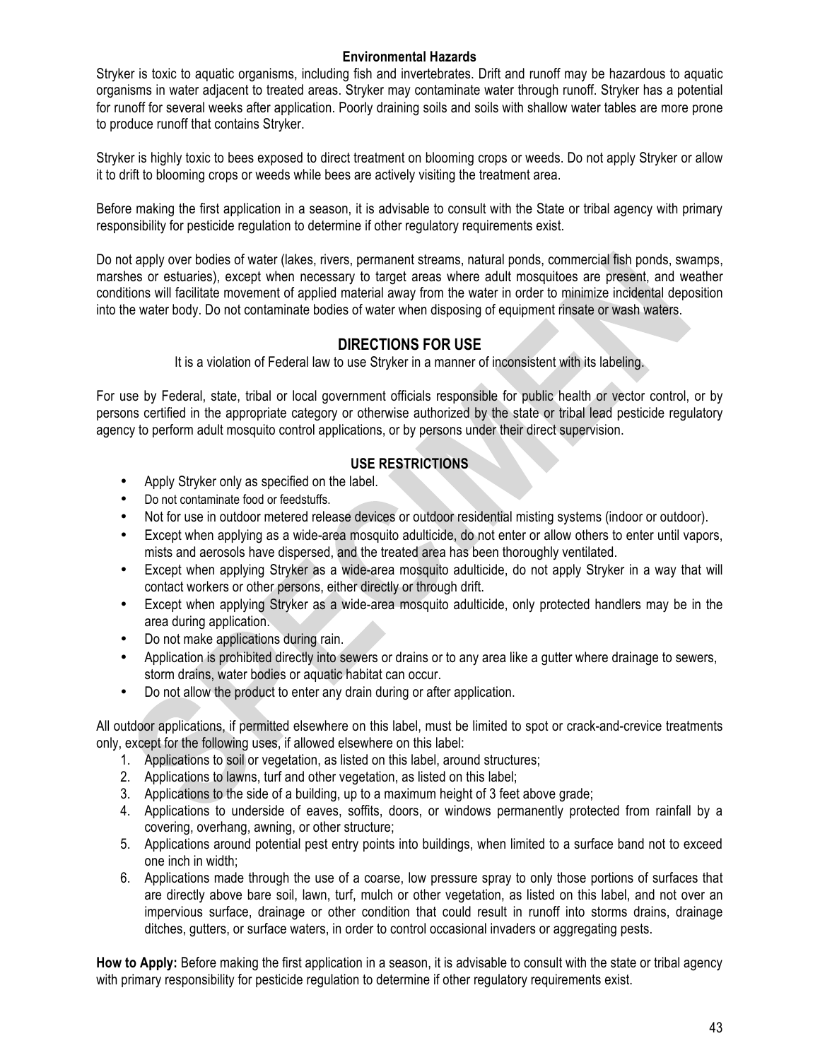### Environmental Hazards

Stryker is toxic to aquatic organisms, including fish and invertebrates. Drift and runoff may be hazardous to aquatic organisms in water adjacent to treated areas. Stryker may contaminate water through runoff. Stryker has a potential for runoff for several weeks after application. Poorly draining soils and soils with shallow water tables are more prone to produce runoff that contains Stryker.

Stryker is highly toxic to bees exposed to direct treatment on blooming crops or weeds. Do not apply Stryker or allow it to drift to blooming crops or weeds while bees are actively visiting the treatment area.

Before making the first application in a season, it is advisable to consult with the State or tribal agency with primary responsibility for pesticide regulation to determine if other regulatory requirements exist.

Do not apply over bodies of water (lakes, rivers, permanent streams, natural ponds, commercial fish ponds, swamps, marshes or estuaries), except when necessary to target areas where adult mosquitoes are present, and weather conditions will facilitate movement of applied material away from the water in order to minimize incidental deposition into the water body. Do not contaminate bodies of water when disposing of equipment rinsate or wash waters.

## DIRECTIONS FOR USE

It is a violation of Federal law to use Stryker in a manner of inconsistent with its labeling.

For use by Federal, state, tribal or local government officials responsible for public health or vector control, or by persons certified in the appropriate category or otherwise authorized by the state or tribal lead pesticide regulatory agency to perform adult mosquito control applications, or by persons under their direct supervision.

### USE RESTRICTIONS

- Apply Stryker only as specified on the label.
- Do not contaminate food or feedstuffs.
- Not for use in outdoor metered release devices or outdoor residential misting systems (indoor or outdoor).
- Except when applying as a wide-area mosquito adulticide, do not enter or allow others to enter until vapors, mists and aerosols have dispersed, and the treated area has been thoroughly ventilated.
- Except when applying Stryker as a wide-area mosquito adulticide, do not apply Stryker in a way that will contact workers or other persons, either directly or through drift.
- Except when applying Stryker as a wide-area mosquito adulticide, only protected handlers may be in the area during application.
- Do not make applications during rain.
- Application is prohibited directly into sewers or drains or to any area like a gutter where drainage to sewers, storm drains, water bodies or aquatic habitat can occur.
- Do not allow the product to enter any drain during or after application.

All outdoor applications, if permitted elsewhere on this label, must be limited to spot or crack-and-crevice treatments only, except for the following uses, if allowed elsewhere on this label:

1. Applications to soil or vegetation, as listed on this label, around structures;
2. Applications to lawns, turf and other vegetation, as listed on this label;
3. Applications to the side of a building, up to a maximum height of 3 feet above grade;
4. Applications to underside of eaves, soffits, doors, or windows permanently protected from rainfall by a covering, overhang, awning, or other structure;
5. Applications around potential pest entry points into buildings, when limited to a surface band not to exceed one inch in width;
6. Applications made through the use of a coarse, low pressure spray to only those portions of surfaces that are directly above bare soil, lawn, turf, mulch or other vegetation, as listed on this label, and not over an impervious surface, drainage or other condition that could result in runoff into storms drains, drainage ditches, gutters, or surface waters, in order to control occasional invaders or aggregating pests.

**How to Apply:** Before making the first application in a season, it is advisable to consult with the state or tribal agency with primary responsibility for pesticide regulation to determine if other regulatory requirements exist.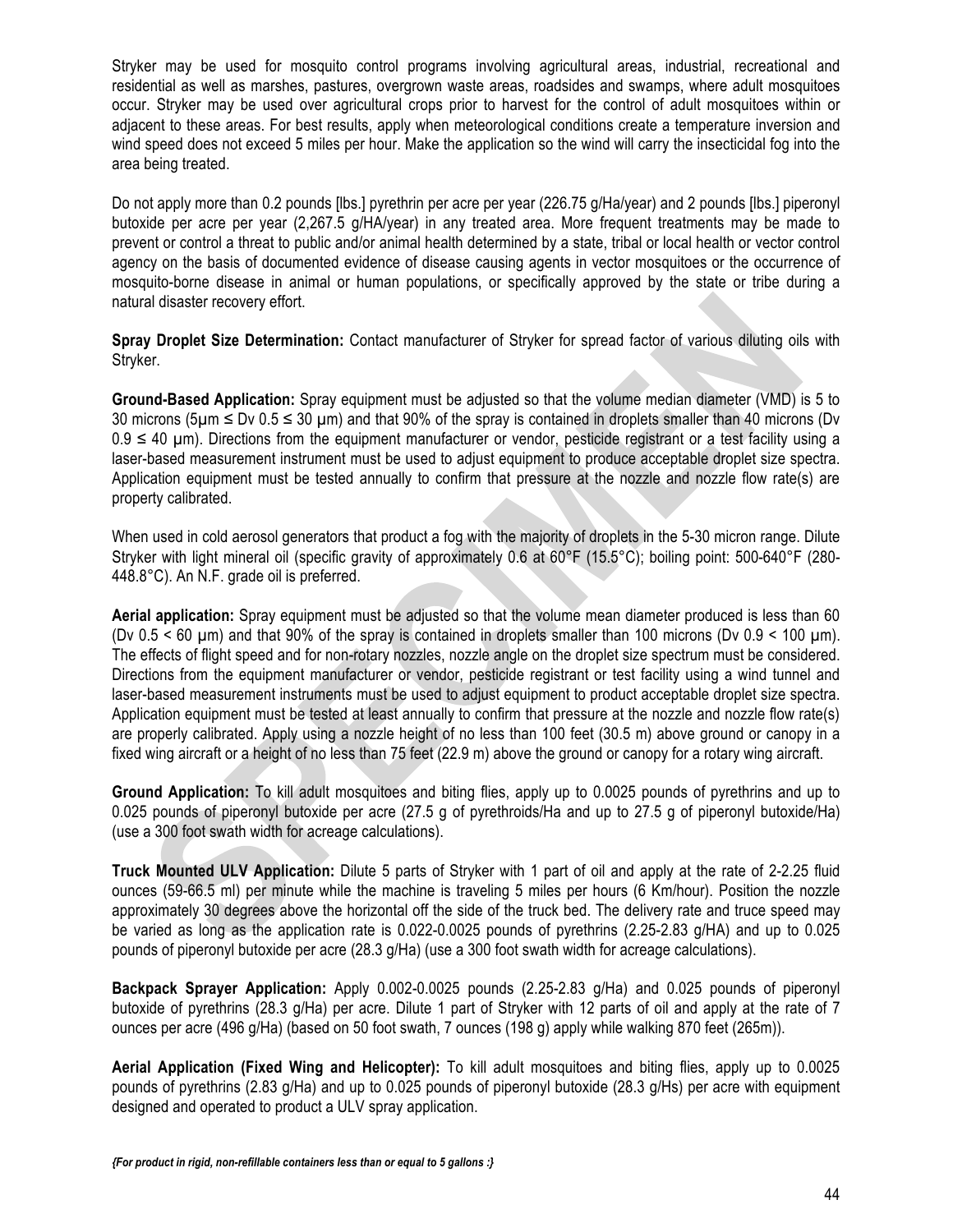Stryker may be used for mosquito control programs involving agricultural areas, industrial, recreational and residential as well as marshes, pastures, overgrown waste areas, roadsides and swamps, where adult mosquitoes occur. Stryker may be used over agricultural crops prior to harvest for the control of adult mosquitoes within or adjacent to these areas. For best results, apply when meteorological conditions create a temperature inversion and wind speed does not exceed 5 miles per hour. Make the application so the wind will carry the insecticidal fog into the area being treated.

Do not apply more than 0.2 pounds [lbs.] pyrethrin per acre per year (226.75 g/Ha/year) and 2 pounds [lbs.] piperonyl butoxide per acre per year (2,267.5 g/HA/year) in any treated area. More frequent treatments may be made to prevent or control a threat to public and/or animal health determined by a state, tribal or local health or vector control agency on the basis of documented evidence of disease causing agents in vector mosquitoes or the occurrence of mosquito-borne disease in animal or human populations, or specifically approved by the state or tribe during a natural disaster recovery effort.

**Spray Droplet Size Determination:** Contact manufacturer of Stryker for spread factor of various diluting oils with Stryker.

**Ground-Based Application:** Spray equipment must be adjusted so that the volume median diameter (VMD) is 5 to 30 microns (5μm ≤ Dv 0.5 ≤ 30 μm) and that 90% of the spray is contained in droplets smaller than 40 microns (Dv 0.9 ≤ 40 μm). Directions from the equipment manufacturer or vendor, pesticide registrant or a test facility using a laser-based measurement instrument must be used to adjust equipment to produce acceptable droplet size spectra. Application equipment must be tested annually to confirm that pressure at the nozzle and nozzle flow rate(s) are property calibrated.

When used in cold aerosol generators that product a fog with the majority of droplets in the 5-30 micron range. Dilute Stryker with light mineral oil (specific gravity of approximately 0.6 at 60°F (15.5°C); boiling point: 500-640°F (280-448.8°C). An N.F. grade oil is preferred.

**Aerial application:** Spray equipment must be adjusted so that the volume mean diameter produced is less than 60 (Dv 0.5 < 60 μm) and that 90% of the spray is contained in droplets smaller than 100 microns (Dv 0.9 < 100 μm). The effects of flight speed and for non-rotary nozzles, nozzle angle on the droplet size spectrum must be considered. Directions from the equipment manufacturer or vendor, pesticide registrant or test facility using a wind tunnel and laser-based measurement instruments must be used to adjust equipment to product acceptable droplet size spectra. Application equipment must be tested at least annually to confirm that pressure at the nozzle and nozzle flow rate(s) are properly calibrated. Apply using a nozzle height of no less than 100 feet (30.5 m) above ground or canopy in a fixed wing aircraft or a height of no less than 75 feet (22.9 m) above the ground or canopy for a rotary wing aircraft.

**Ground Application:** To kill adult mosquitoes and biting flies, apply up to 0.0025 pounds of pyrethrins and up to 0.025 pounds of piperonyl butoxide per acre (27.5 g of pyrethroids/Ha and up to 27.5 g of piperonyl butoxide/Ha) (use a 300 foot swath width for acreage calculations).

**Truck Mounted ULV Application:** Dilute 5 parts of Stryker with 1 part of oil and apply at the rate of 2-2.25 fluid ounces (59-66.5 ml) per minute while the machine is traveling 5 miles per hours (6 Km/hour). Position the nozzle approximately 30 degrees above the horizontal off the side of the truck bed. The delivery rate and truce speed may be varied as long as the application rate is 0.022-0.0025 pounds of pyrethrins (2.25-2.83 g/HA) and up to 0.025 pounds of piperonyl butoxide per acre (28.3 g/Ha) (use a 300 foot swath width for acreage calculations).

**Backpack Sprayer Application:** Apply 0.002-0.0025 pounds (2.25-2.83 g/Ha) and 0.025 pounds of piperonyl butoxide of pyrethrins (28.3 g/Ha) per acre. Dilute 1 part of Stryker with 12 parts of oil and apply at the rate of 7 ounces per acre (496 g/Ha) (based on 50 foot swath, 7 ounces (198 g) apply while walking 870 feet (265m)).

**Aerial Application (Fixed Wing and Helicopter):** To kill adult mosquitoes and biting flies, apply up to 0.0025 pounds of pyrethrins (2.83 g/Ha) and up to 0.025 pounds of piperonyl butoxide (28.3 g/Hs) per acre with equipment designed and operated to product a ULV spray application.

***{For product in rigid, non-refillable containers less than or equal to 5 gallons :}***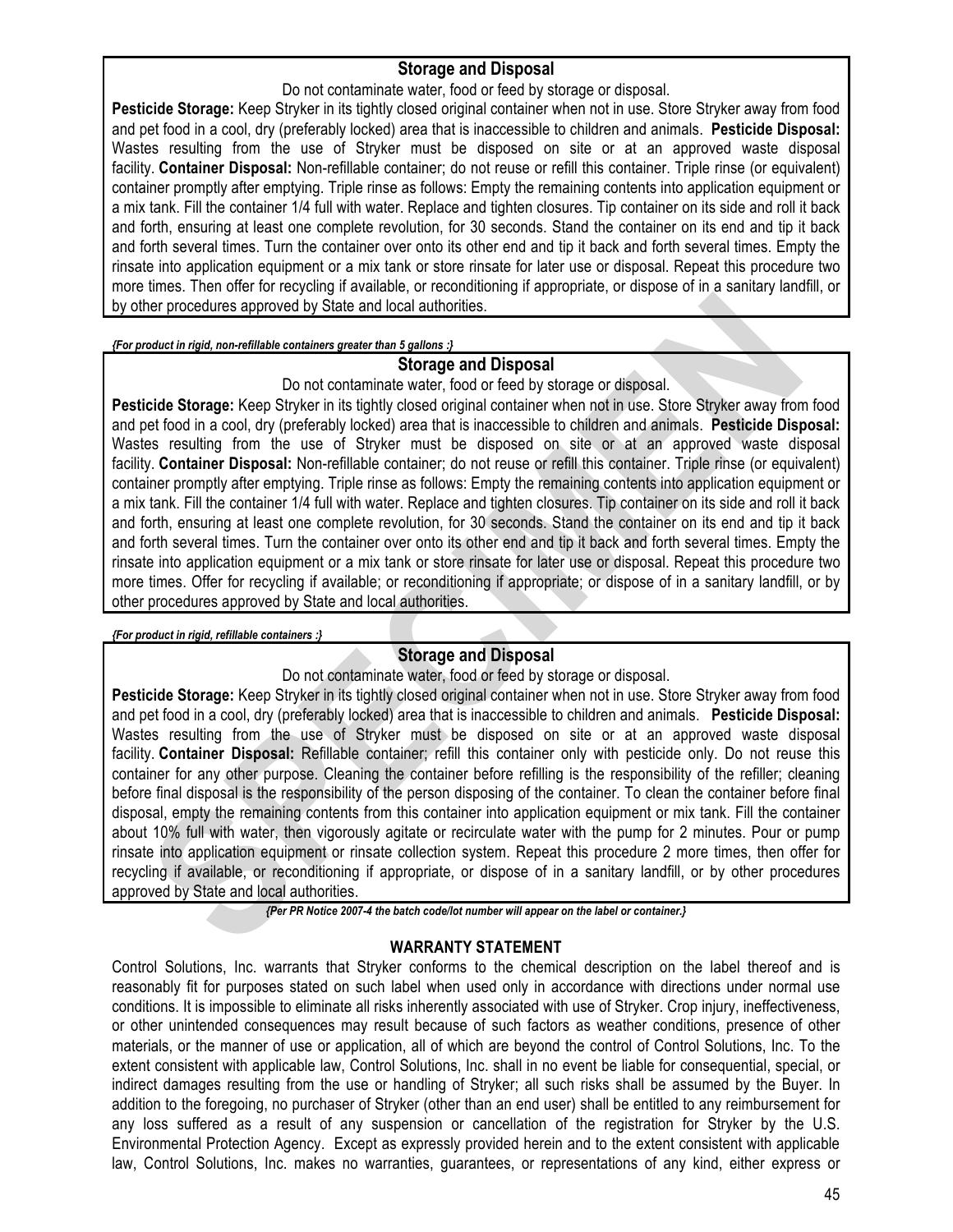### Storage and Disposal

Do not contaminate water, food or feed by storage or disposal.

**Pesticide Storage:** Keep Stryker in its tightly closed original container when not in use. Store Stryker away from food and pet food in a cool, dry (preferably locked) area that is inaccessible to children and animals. **Pesticide Disposal:** Wastes resulting from the use of Stryker must be disposed on site or at an approved waste disposal facility. **Container Disposal:** Non-refillable container; do not reuse or refill this container. Triple rinse (or equivalent) container promptly after emptying. Triple rinse as follows: Empty the remaining contents into application equipment or a mix tank. Fill the container 1/4 full with water. Replace and tighten closures. Tip container on its side and roll it back and forth, ensuring at least one complete revolution, for 30 seconds. Stand the container on its end and tip it back and forth several times. Turn the container over onto its other end and tip it back and forth several times. Empty the rinsate into application equipment or a mix tank or store rinsate for later use or disposal. Repeat this procedure two more times. Then offer for recycling if available, or reconditioning if appropriate, or dispose of in a sanitary landfill, or by other procedures approved by State and local authorities.

***{For product in rigid, non-refillable containers greater than 5 gallons :}***

### Storage and Disposal

Do not contaminate water, food or feed by storage or disposal.

**Pesticide Storage:** Keep Stryker in its tightly closed original container when not in use. Store Stryker away from food and pet food in a cool, dry (preferably locked) area that is inaccessible to children and animals. **Pesticide Disposal:** Wastes resulting from the use of Stryker must be disposed on site or at an approved waste disposal facility. **Container Disposal:** Non-refillable container; do not reuse or refill this container. Triple rinse (or equivalent) container promptly after emptying. Triple rinse as follows: Empty the remaining contents into application equipment or a mix tank. Fill the container 1/4 full with water. Replace and tighten closures. Tip container on its side and roll it back and forth, ensuring at least one complete revolution, for 30 seconds. Stand the container on its end and tip it back and forth several times. Turn the container over onto its other end and tip it back and forth several times. Empty the rinsate into application equipment or a mix tank or store rinsate for later use or disposal. Repeat this procedure two more times. Offer for recycling if available; or reconditioning if appropriate; or dispose of in a sanitary landfill, or by other procedures approved by State and local authorities.

***{For product in rigid, refillable containers :}***

### Storage and Disposal

Do not contaminate water, food or feed by storage or disposal.

**Pesticide Storage:** Keep Stryker in its tightly closed original container when not in use. Store Stryker away from food and pet food in a cool, dry (preferably locked) area that is inaccessible to children and animals. **Pesticide Disposal:** Wastes resulting from the use of Stryker must be disposed on site or at an approved waste disposal facility. **Container Disposal:** Refillable container; refill this container only with pesticide only. Do not reuse this container for any other purpose. Cleaning the container before refilling is the responsibility of the refiller; cleaning before final disposal is the responsibility of the person disposing of the container. To clean the container before final disposal, empty the remaining contents from this container into application equipment or mix tank. Fill the container about 10% full with water, then vigorously agitate or recirculate water with the pump for 2 minutes. Pour or pump rinsate into application equipment or rinsate collection system. Repeat this procedure 2 more times, then offer for recycling if available, or reconditioning if appropriate, or dispose of in a sanitary landfill, or by other procedures approved by State and local authorities.

***{Per PR Notice 2007-4 the batch code/lot number will appear on the label or container.}***

### WARRANTY STATEMENT

Control Solutions, Inc. warrants that Stryker conforms to the chemical description on the label thereof and is reasonably fit for purposes stated on such label when used only in accordance with directions under normal use conditions. It is impossible to eliminate all risks inherently associated with use of Stryker. Crop injury, ineffectiveness, or other unintended consequences may result because of such factors as weather conditions, presence of other materials, or the manner of use or application, all of which are beyond the control of Control Solutions, Inc. To the extent consistent with applicable law, Control Solutions, Inc. shall in no event be liable for consequential, special, or indirect damages resulting from the use or handling of Stryker; all such risks shall be assumed by the Buyer. In addition to the foregoing, no purchaser of Stryker (other than an end user) shall be entitled to any reimbursement for any loss suffered as a result of any suspension or cancellation of the registration for Stryker by the U.S. Environmental Protection Agency. Except as expressly provided herein and to the extent consistent with applicable law, Control Solutions, Inc. makes no warranties, guarantees, or representations of any kind, either express or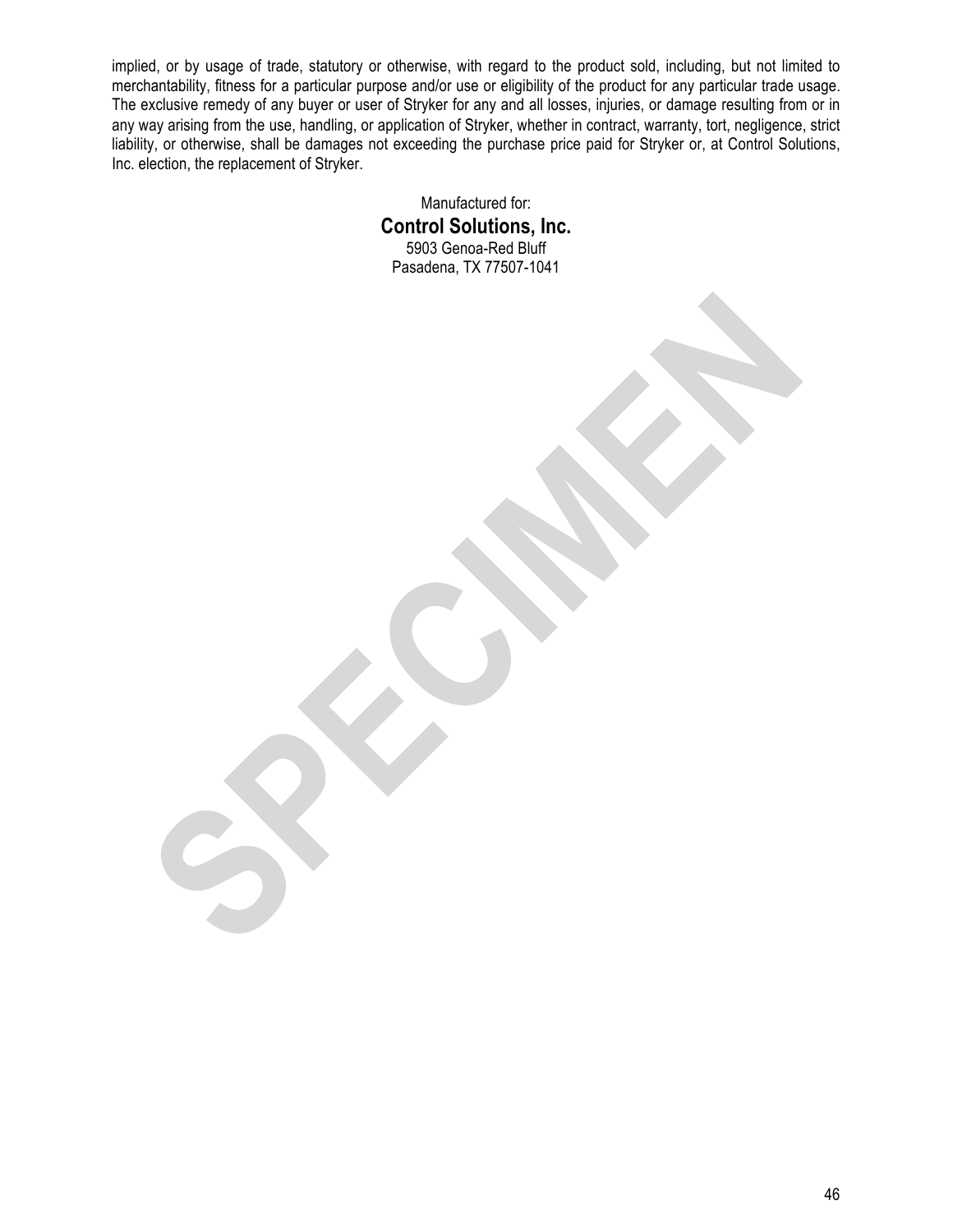implied, or by usage of trade, statutory or otherwise, with regard to the product sold, including, but not limited to merchantability, fitness for a particular purpose and/or use or eligibility of the product for any particular trade usage. The exclusive remedy of any buyer or user of Stryker for any and all losses, injuries, or damage resulting from or in any way arising from the use, handling, or application of Stryker, whether in contract, warranty, tort, negligence, strict liability, or otherwise, shall be damages not exceeding the purchase price paid for Stryker or, at Control Solutions, Inc. election, the replacement of Stryker.

Manufactured for:

**Control Solutions, Inc.**

5903 Genoa-Red Bluff

Pasadena, TX 77507-1041

SPECIMEN